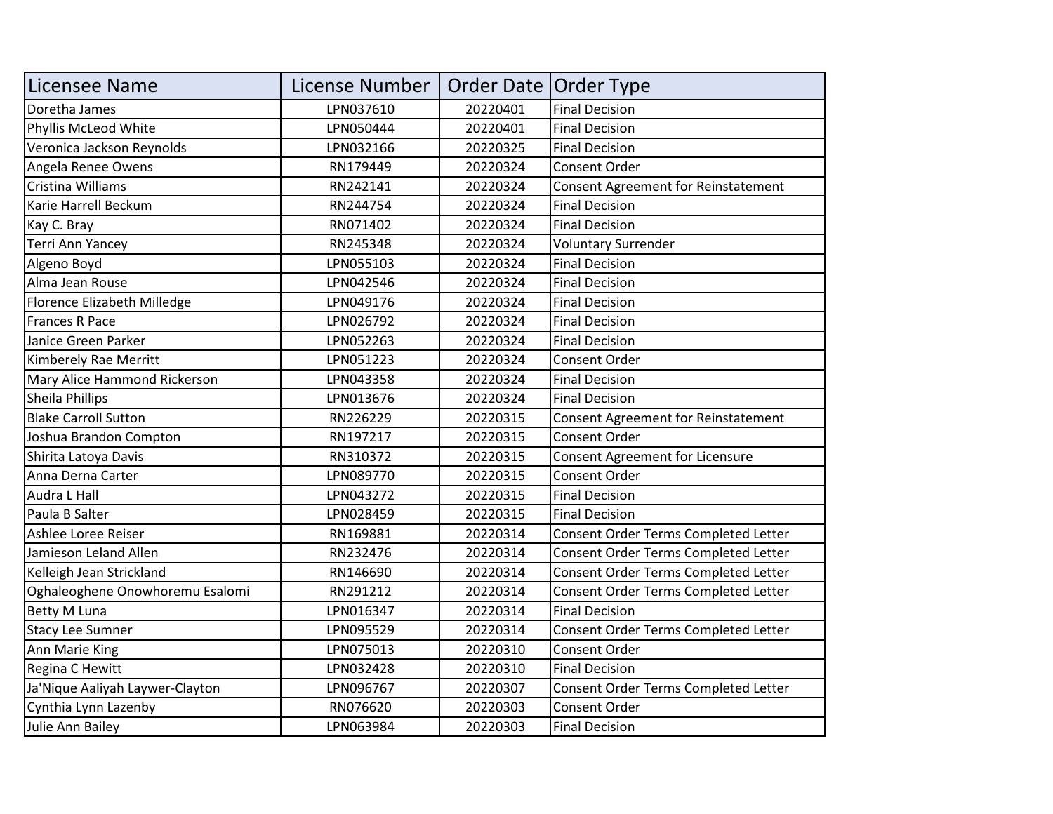| Licensee Name | License Number | Order Date | Order Type |
|---|---|---|---|
| Doretha James | LPN037610 | 20220401 | Final Decision |
| Phyllis McLeod White | LPN050444 | 20220401 | Final Decision |
| Veronica Jackson Reynolds | LPN032166 | 20220325 | Final Decision |
| Angela Renee Owens | RN179449 | 20220324 | Consent Order |
| Cristina Williams | RN242141 | 20220324 | Consent Agreement for Reinstatement |
| Karie Harrell Beckum | RN244754 | 20220324 | Final Decision |
| Kay C. Bray | RN071402 | 20220324 | Final Decision |
| Terri Ann Yancey | RN245348 | 20220324 | Voluntary Surrender |
| Algeno Boyd | LPN055103 | 20220324 | Final Decision |
| Alma Jean Rouse | LPN042546 | 20220324 | Final Decision |
| Florence Elizabeth Milledge | LPN049176 | 20220324 | Final Decision |
| Frances R Pace | LPN026792 | 20220324 | Final Decision |
| Janice Green Parker | LPN052263 | 20220324 | Final Decision |
| Kimberely Rae Merritt | LPN051223 | 20220324 | Consent Order |
| Mary Alice Hammond Rickerson | LPN043358 | 20220324 | Final Decision |
| Sheila Phillips | LPN013676 | 20220324 | Final Decision |
| Blake Carroll Sutton | RN226229 | 20220315 | Consent Agreement for Reinstatement |
| Joshua Brandon Compton | RN197217 | 20220315 | Consent Order |
| Shirita Latoya Davis | RN310372 | 20220315 | Consent Agreement for Licensure |
| Anna Derna Carter | LPN089770 | 20220315 | Consent Order |
| Audra L Hall | LPN043272 | 20220315 | Final Decision |
| Paula B Salter | LPN028459 | 20220315 | Final Decision |
| Ashlee Loree Reiser | RN169881 | 20220314 | Consent Order Terms Completed Letter |
| Jamieson Leland Allen | RN232476 | 20220314 | Consent Order Terms Completed Letter |
| Kelleigh Jean Strickland | RN146690 | 20220314 | Consent Order Terms Completed Letter |
| Oghaleoghene Onowhoremu Esalomi | RN291212 | 20220314 | Consent Order Terms Completed Letter |
| Betty M Luna | LPN016347 | 20220314 | Final Decision |
| Stacy Lee Sumner | LPN095529 | 20220314 | Consent Order Terms Completed Letter |
| Ann Marie King | LPN075013 | 20220310 | Consent Order |
| Regina C Hewitt | LPN032428 | 20220310 | Final Decision |
| Ja'Nique Aaliyah Laywer-Clayton | LPN096767 | 20220307 | Consent Order Terms Completed Letter |
| Cynthia Lynn Lazenby | RN076620 | 20220303 | Consent Order |
| Julie Ann Bailey | LPN063984 | 20220303 | Final Decision |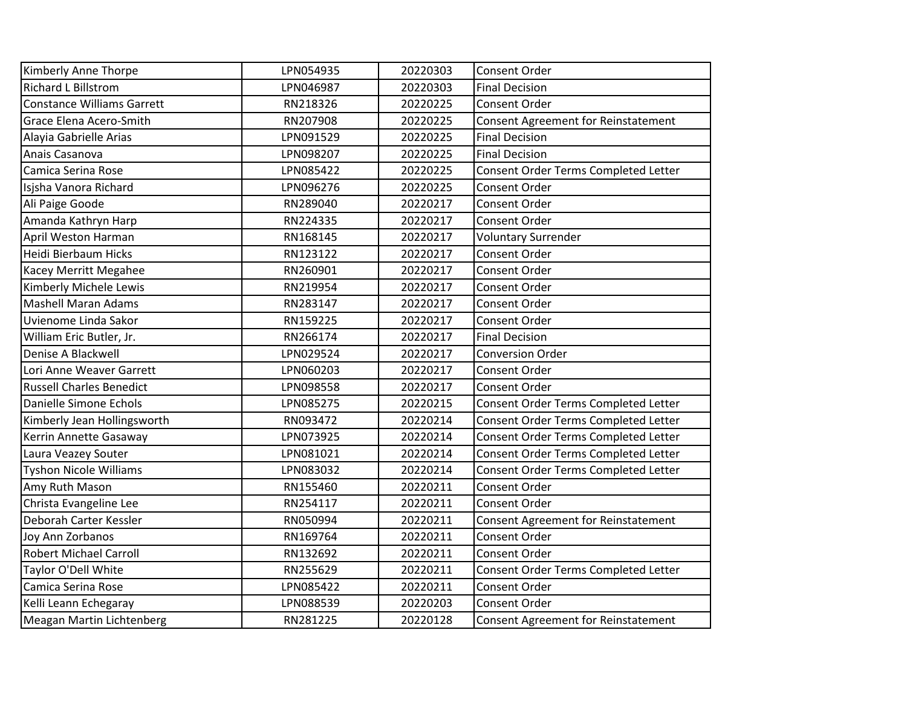| | | | |
|---|---|---|---|
| Kimberly Anne Thorpe | LPN054935 | 20220303 | Consent Order |
| Richard L Billstrom | LPN046987 | 20220303 | Final Decision |
| Constance Williams Garrett | RN218326 | 20220225 | Consent Order |
| Grace Elena Acero-Smith | RN207908 | 20220225 | Consent Agreement for Reinstatement |
| Alayia Gabrielle Arias | LPN091529 | 20220225 | Final Decision |
| Anais Casanova | LPN098207 | 20220225 | Final Decision |
| Camica Serina Rose | LPN085422 | 20220225 | Consent Order Terms Completed Letter |
| Isjsha Vanora Richard | LPN096276 | 20220225 | Consent Order |
| Ali Paige Goode | RN289040 | 20220217 | Consent Order |
| Amanda Kathryn Harp | RN224335 | 20220217 | Consent Order |
| April Weston Harman | RN168145 | 20220217 | Voluntary Surrender |
| Heidi Bierbaum Hicks | RN123122 | 20220217 | Consent Order |
| Kacey Merritt Megahee | RN260901 | 20220217 | Consent Order |
| Kimberly Michele Lewis | RN219954 | 20220217 | Consent Order |
| Mashell Maran Adams | RN283147 | 20220217 | Consent Order |
| Uvienome Linda Sakor | RN159225 | 20220217 | Consent Order |
| William Eric Butler, Jr. | RN266174 | 20220217 | Final Decision |
| Denise A Blackwell | LPN029524 | 20220217 | Conversion Order |
| Lori Anne Weaver Garrett | LPN060203 | 20220217 | Consent Order |
| Russell Charles Benedict | LPN098558 | 20220217 | Consent Order |
| Danielle Simone Echols | LPN085275 | 20220215 | Consent Order Terms Completed Letter |
| Kimberly Jean Hollingsworth | RN093472 | 20220214 | Consent Order Terms Completed Letter |
| Kerrin Annette Gasaway | LPN073925 | 20220214 | Consent Order Terms Completed Letter |
| Laura Veazey Souter | LPN081021 | 20220214 | Consent Order Terms Completed Letter |
| Tyshon Nicole Williams | LPN083032 | 20220214 | Consent Order Terms Completed Letter |
| Amy Ruth Mason | RN155460 | 20220211 | Consent Order |
| Christa Evangeline Lee | RN254117 | 20220211 | Consent Order |
| Deborah Carter Kessler | RN050994 | 20220211 | Consent Agreement for Reinstatement |
| Joy Ann Zorbanos | RN169764 | 20220211 | Consent Order |
| Robert Michael Carroll | RN132692 | 20220211 | Consent Order |
| Taylor O'Dell White | RN255629 | 20220211 | Consent Order Terms Completed Letter |
| Camica Serina Rose | LPN085422 | 20220211 | Consent Order |
| Kelli Leann Echegaray | LPN088539 | 20220203 | Consent Order |
| Meagan Martin Lichtenberg | RN281225 | 20220128 | Consent Agreement for Reinstatement |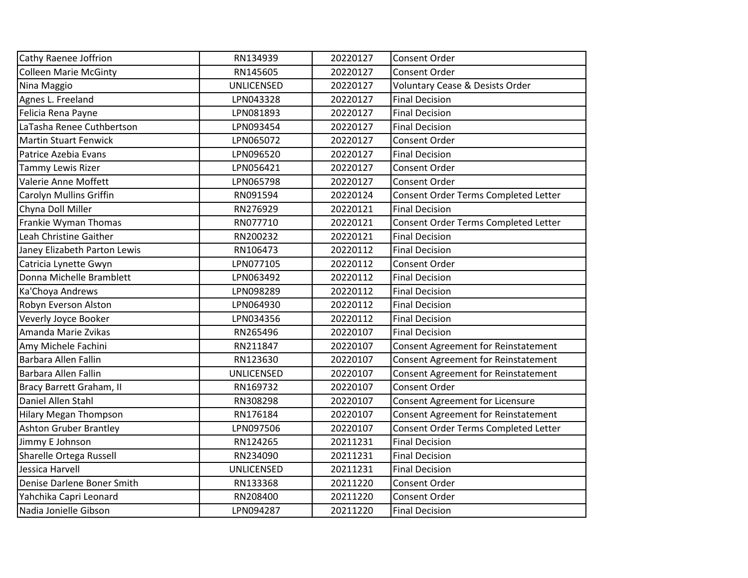| | | | |
|---|---|---|---|
| Cathy Raenee Joffrion | RN134939 | 20220127 | Consent Order |
| Colleen Marie McGinty | RN145605 | 20220127 | Consent Order |
| Nina Maggio | UNLICENSED | 20220127 | Voluntary Cease & Desists Order |
| Agnes L. Freeland | LPN043328 | 20220127 | Final Decision |
| Felicia Rena Payne | LPN081893 | 20220127 | Final Decision |
| LaTasha Renee Cuthbertson | LPN093454 | 20220127 | Final Decision |
| Martin Stuart Fenwick | LPN065072 | 20220127 | Consent Order |
| Patrice Azebia Evans | LPN096520 | 20220127 | Final Decision |
| Tammy Lewis Rizer | LPN056421 | 20220127 | Consent Order |
| Valerie Anne Moffett | LPN065798 | 20220127 | Consent Order |
| Carolyn Mullins Griffin | RN091594 | 20220124 | Consent Order Terms Completed Letter |
| Chyna Doll Miller | RN276929 | 20220121 | Final Decision |
| Frankie Wyman Thomas | RN077710 | 20220121 | Consent Order Terms Completed Letter |
| Leah Christine Gaither | RN200232 | 20220121 | Final Decision |
| Janey Elizabeth Parton Lewis | RN106473 | 20220112 | Final Decision |
| Catricia Lynette Gwyn | LPN077105 | 20220112 | Consent Order |
| Donna Michelle Bramblett | LPN063492 | 20220112 | Final Decision |
| Ka'Choya Andrews | LPN098289 | 20220112 | Final Decision |
| Robyn Everson Alston | LPN064930 | 20220112 | Final Decision |
| Veverly Joyce Booker | LPN034356 | 20220112 | Final Decision |
| Amanda Marie Zvikas | RN265496 | 20220107 | Final Decision |
| Amy Michele Fachini | RN211847 | 20220107 | Consent Agreement for Reinstatement |
| Barbara Allen Fallin | RN123630 | 20220107 | Consent Agreement for Reinstatement |
| Barbara Allen Fallin | UNLICENSED | 20220107 | Consent Agreement for Reinstatement |
| Bracy Barrett Graham, II | RN169732 | 20220107 | Consent Order |
| Daniel Allen Stahl | RN308298 | 20220107 | Consent Agreement for Licensure |
| Hilary Megan Thompson | RN176184 | 20220107 | Consent Agreement for Reinstatement |
| Ashton Gruber Brantley | LPN097506 | 20220107 | Consent Order Terms Completed Letter |
| Jimmy E Johnson | RN124265 | 20211231 | Final Decision |
| Sharelle Ortega Russell | RN234090 | 20211231 | Final Decision |
| Jessica Harvell | UNLICENSED | 20211231 | Final Decision |
| Denise Darlene Boner Smith | RN133368 | 20211220 | Consent Order |
| Yahchika Capri Leonard | RN208400 | 20211220 | Consent Order |
| Nadia Jonielle Gibson | LPN094287 | 20211220 | Final Decision |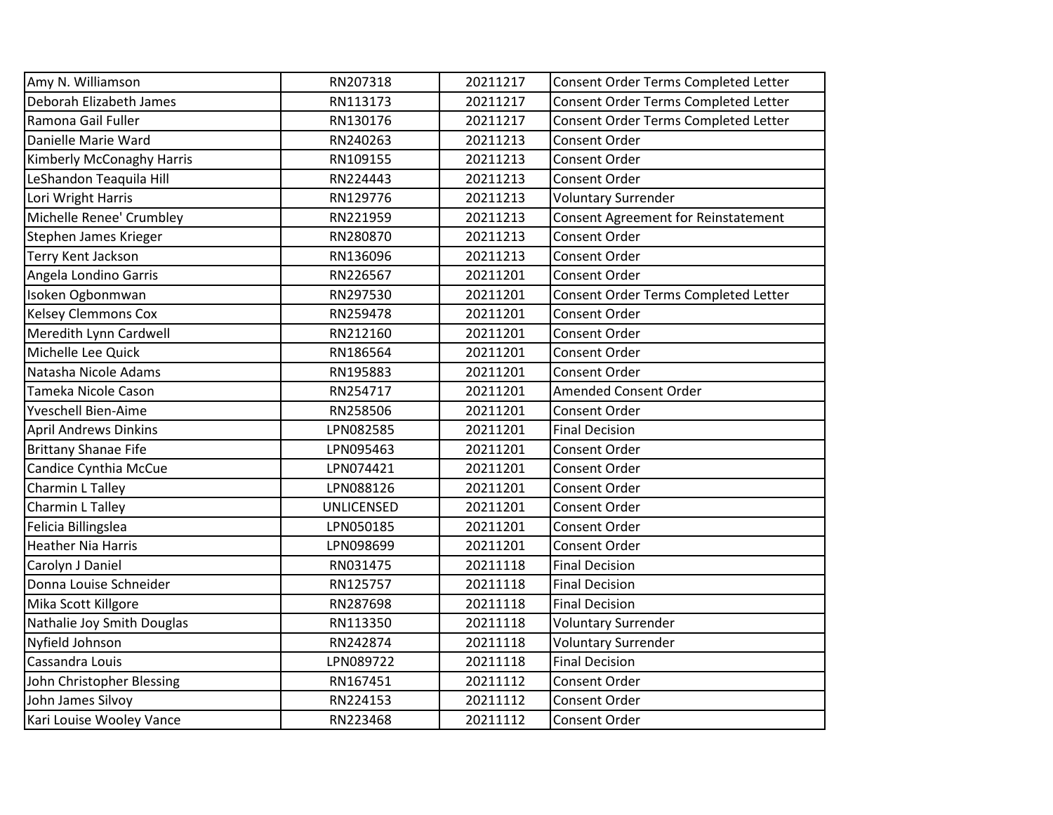| | | | |
|---|---|---|---|
| Amy N. Williamson | RN207318 | 20211217 | Consent Order Terms Completed Letter |
| Deborah Elizabeth James | RN113173 | 20211217 | Consent Order Terms Completed Letter |
| Ramona Gail Fuller | RN130176 | 20211217 | Consent Order Terms Completed Letter |
| Danielle Marie Ward | RN240263 | 20211213 | Consent Order |
| Kimberly McConaghy Harris | RN109155 | 20211213 | Consent Order |
| LeShandon Teaquila Hill | RN224443 | 20211213 | Consent Order |
| Lori Wright Harris | RN129776 | 20211213 | Voluntary Surrender |
| Michelle Renee' Crumbley | RN221959 | 20211213 | Consent Agreement for Reinstatement |
| Stephen James Krieger | RN280870 | 20211213 | Consent Order |
| Terry Kent Jackson | RN136096 | 20211213 | Consent Order |
| Angela Londino Garris | RN226567 | 20211201 | Consent Order |
| Isoken Ogbonmwan | RN297530 | 20211201 | Consent Order Terms Completed Letter |
| Kelsey Clemmons Cox | RN259478 | 20211201 | Consent Order |
| Meredith Lynn Cardwell | RN212160 | 20211201 | Consent Order |
| Michelle Lee Quick | RN186564 | 20211201 | Consent Order |
| Natasha Nicole Adams | RN195883 | 20211201 | Consent Order |
| Tameka Nicole Cason | RN254717 | 20211201 | Amended Consent Order |
| Yveschell Bien-Aime | RN258506 | 20211201 | Consent Order |
| April Andrews Dinkins | LPN082585 | 20211201 | Final Decision |
| Brittany Shanae Fife | LPN095463 | 20211201 | Consent Order |
| Candice Cynthia McCue | LPN074421 | 20211201 | Consent Order |
| Charmin L Talley | LPN088126 | 20211201 | Consent Order |
| Charmin L Talley | UNLICENSED | 20211201 | Consent Order |
| Felicia Billingslea | LPN050185 | 20211201 | Consent Order |
| Heather Nia Harris | LPN098699 | 20211201 | Consent Order |
| Carolyn J Daniel | RN031475 | 20211118 | Final Decision |
| Donna Louise Schneider | RN125757 | 20211118 | Final Decision |
| Mika Scott Killgore | RN287698 | 20211118 | Final Decision |
| Nathalie Joy Smith Douglas | RN113350 | 20211118 | Voluntary Surrender |
| Nyfield Johnson | RN242874 | 20211118 | Voluntary Surrender |
| Cassandra Louis | LPN089722 | 20211118 | Final Decision |
| John Christopher Blessing | RN167451 | 20211112 | Consent Order |
| John James Silvoy | RN224153 | 20211112 | Consent Order |
| Kari Louise Wooley Vance | RN223468 | 20211112 | Consent Order |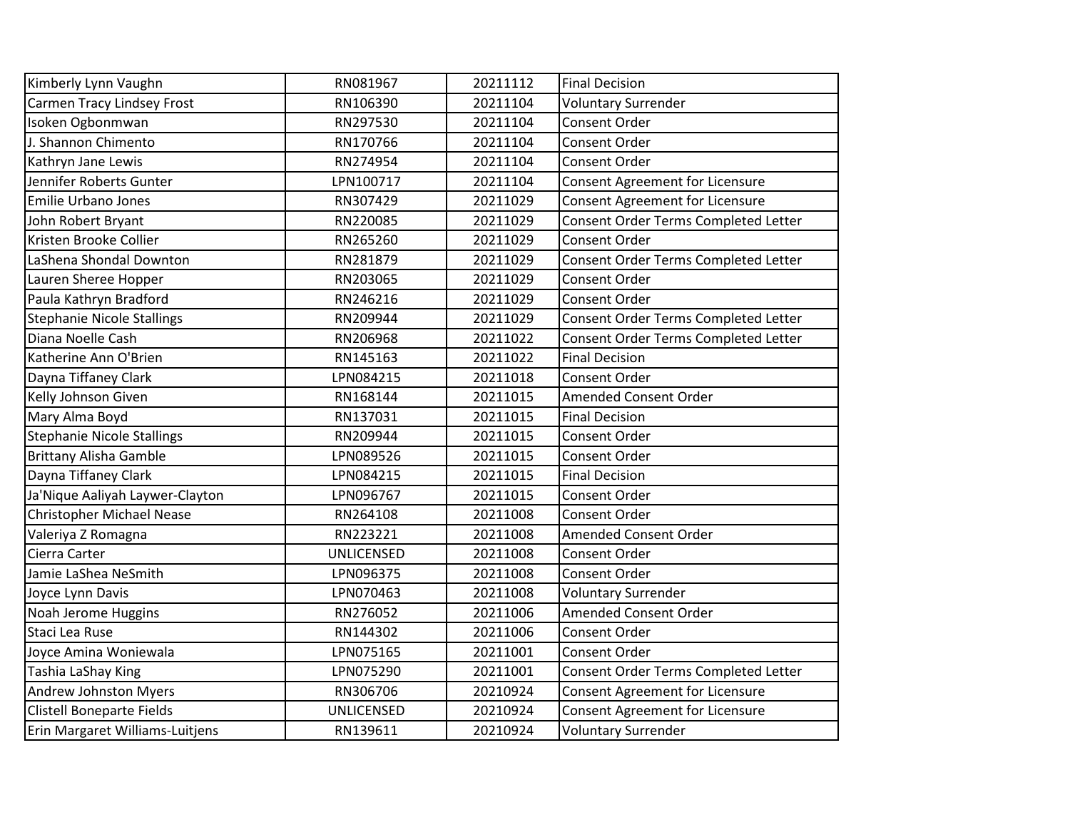| Kimberly Lynn Vaughn | RN081967 | 20211112 | Final Decision |
|---|---|---|---|
| Carmen Tracy Lindsey Frost | RN106390 | 20211104 | Voluntary Surrender |
| Isoken Ogbonmwan | RN297530 | 20211104 | Consent Order |
| J. Shannon Chimento | RN170766 | 20211104 | Consent Order |
| Kathryn Jane Lewis | RN274954 | 20211104 | Consent Order |
| Jennifer Roberts Gunter | LPN100717 | 20211104 | Consent Agreement for Licensure |
| Emilie Urbano Jones | RN307429 | 20211029 | Consent Agreement for Licensure |
| John Robert Bryant | RN220085 | 20211029 | Consent Order Terms Completed Letter |
| Kristen Brooke Collier | RN265260 | 20211029 | Consent Order |
| LaShena Shondal Downton | RN281879 | 20211029 | Consent Order Terms Completed Letter |
| Lauren Sheree Hopper | RN203065 | 20211029 | Consent Order |
| Paula Kathryn Bradford | RN246216 | 20211029 | Consent Order |
| Stephanie Nicole Stallings | RN209944 | 20211029 | Consent Order Terms Completed Letter |
| Diana Noelle Cash | RN206968 | 20211022 | Consent Order Terms Completed Letter |
| Katherine Ann O'Brien | RN145163 | 20211022 | Final Decision |
| Dayna Tiffaney Clark | LPN084215 | 20211018 | Consent Order |
| Kelly Johnson Given | RN168144 | 20211015 | Amended Consent Order |
| Mary Alma Boyd | RN137031 | 20211015 | Final Decision |
| Stephanie Nicole Stallings | RN209944 | 20211015 | Consent Order |
| Brittany Alisha Gamble | LPN089526 | 20211015 | Consent Order |
| Dayna Tiffaney Clark | LPN084215 | 20211015 | Final Decision |
| Ja'Nique Aaliyah Laywer-Clayton | LPN096767 | 20211015 | Consent Order |
| Christopher Michael Nease | RN264108 | 20211008 | Consent Order |
| Valeriya Z Romagna | RN223221 | 20211008 | Amended Consent Order |
| Cierra Carter | UNLICENSED | 20211008 | Consent Order |
| Jamie LaShea NeSmith | LPN096375 | 20211008 | Consent Order |
| Joyce Lynn Davis | LPN070463 | 20211008 | Voluntary Surrender |
| Noah Jerome Huggins | RN276052 | 20211006 | Amended Consent Order |
| Staci Lea Ruse | RN144302 | 20211006 | Consent Order |
| Joyce Amina Woniewala | LPN075165 | 20211001 | Consent Order |
| Tashia LaShay King | LPN075290 | 20211001 | Consent Order Terms Completed Letter |
| Andrew Johnston Myers | RN306706 | 20210924 | Consent Agreement for Licensure |
| Clistell Boneparte Fields | UNLICENSED | 20210924 | Consent Agreement for Licensure |
| Erin Margaret Williams-Luitjens | RN139611 | 20210924 | Voluntary Surrender |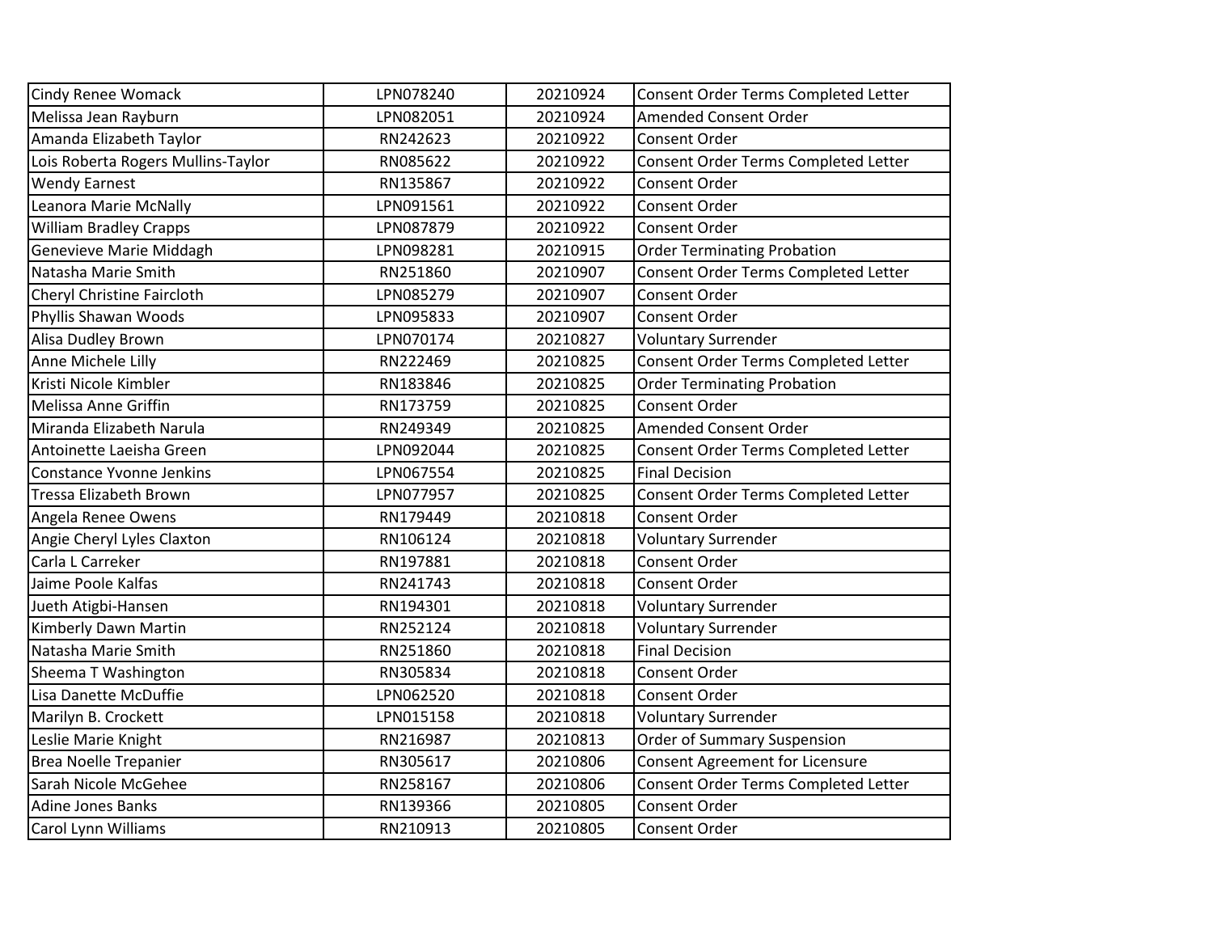| Cindy Renee Womack | LPN078240 | 20210924 | Consent Order Terms Completed Letter |
|---|---|---|---|
| Melissa Jean Rayburn | LPN082051 | 20210924 | Amended Consent Order |
| Amanda Elizabeth Taylor | RN242623 | 20210922 | Consent Order |
| Lois Roberta Rogers Mullins-Taylor | RN085622 | 20210922 | Consent Order Terms Completed Letter |
| Wendy Earnest | RN135867 | 20210922 | Consent Order |
| Leanora Marie McNally | LPN091561 | 20210922 | Consent Order |
| William Bradley Crapps | LPN087879 | 20210922 | Consent Order |
| Genevieve Marie Middagh | LPN098281 | 20210915 | Order Terminating Probation |
| Natasha Marie Smith | RN251860 | 20210907 | Consent Order Terms Completed Letter |
| Cheryl Christine Faircloth | LPN085279 | 20210907 | Consent Order |
| Phyllis Shawan Woods | LPN095833 | 20210907 | Consent Order |
| Alisa Dudley Brown | LPN070174 | 20210827 | Voluntary Surrender |
| Anne Michele Lilly | RN222469 | 20210825 | Consent Order Terms Completed Letter |
| Kristi Nicole Kimbler | RN183846 | 20210825 | Order Terminating Probation |
| Melissa Anne Griffin | RN173759 | 20210825 | Consent Order |
| Miranda Elizabeth Narula | RN249349 | 20210825 | Amended Consent Order |
| Antoinette Laeisha Green | LPN092044 | 20210825 | Consent Order Terms Completed Letter |
| Constance Yvonne Jenkins | LPN067554 | 20210825 | Final Decision |
| Tressa Elizabeth Brown | LPN077957 | 20210825 | Consent Order Terms Completed Letter |
| Angela Renee Owens | RN179449 | 20210818 | Consent Order |
| Angie Cheryl Lyles Claxton | RN106124 | 20210818 | Voluntary Surrender |
| Carla L Carreker | RN197881 | 20210818 | Consent Order |
| Jaime Poole Kalfas | RN241743 | 20210818 | Consent Order |
| Jueth Atigbi-Hansen | RN194301 | 20210818 | Voluntary Surrender |
| Kimberly Dawn Martin | RN252124 | 20210818 | Voluntary Surrender |
| Natasha Marie Smith | RN251860 | 20210818 | Final Decision |
| Sheema T Washington | RN305834 | 20210818 | Consent Order |
| Lisa Danette McDuffie | LPN062520 | 20210818 | Consent Order |
| Marilyn B. Crockett | LPN015158 | 20210818 | Voluntary Surrender |
| Leslie Marie Knight | RN216987 | 20210813 | Order of Summary Suspension |
| Brea Noelle Trepanier | RN305617 | 20210806 | Consent Agreement for Licensure |
| Sarah Nicole McGehee | RN258167 | 20210806 | Consent Order Terms Completed Letter |
| Adine Jones Banks | RN139366 | 20210805 | Consent Order |
| Carol Lynn Williams | RN210913 | 20210805 | Consent Order |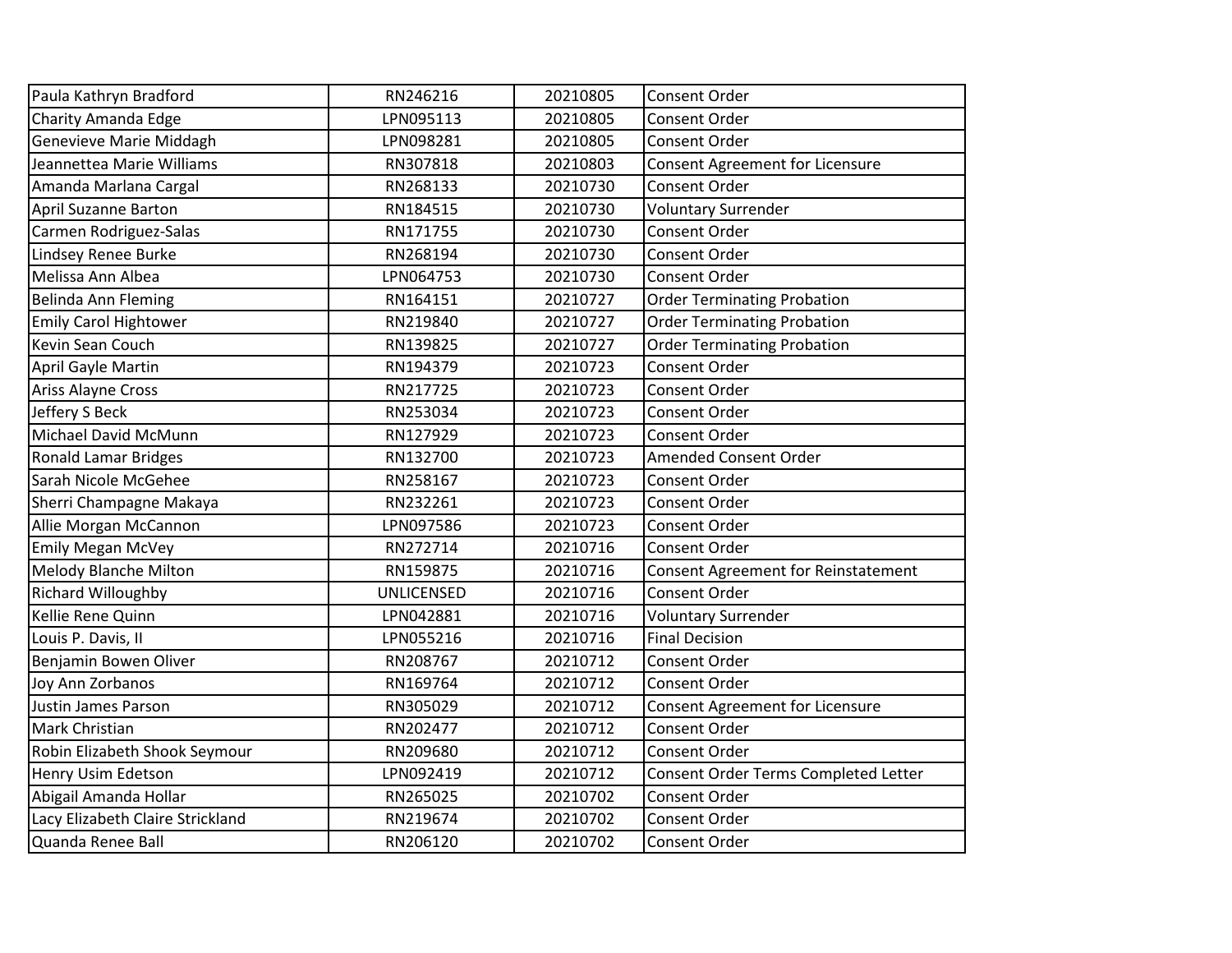| Paula Kathryn Bradford | RN246216 | 20210805 | Consent Order |
|---|---|---|---|
| Charity Amanda Edge | LPN095113 | 20210805 | Consent Order |
| Genevieve Marie Middagh | LPN098281 | 20210805 | Consent Order |
| Jeannettea Marie Williams | RN307818 | 20210803 | Consent Agreement for Licensure |
| Amanda Marlana Cargal | RN268133 | 20210730 | Consent Order |
| April Suzanne Barton | RN184515 | 20210730 | Voluntary Surrender |
| Carmen Rodriguez-Salas | RN171755 | 20210730 | Consent Order |
| Lindsey Renee Burke | RN268194 | 20210730 | Consent Order |
| Melissa Ann Albea | LPN064753 | 20210730 | Consent Order |
| Belinda Ann Fleming | RN164151 | 20210727 | Order Terminating Probation |
| Emily Carol Hightower | RN219840 | 20210727 | Order Terminating Probation |
| Kevin Sean Couch | RN139825 | 20210727 | Order Terminating Probation |
| April Gayle Martin | RN194379 | 20210723 | Consent Order |
| Ariss Alayne Cross | RN217725 | 20210723 | Consent Order |
| Jeffery S Beck | RN253034 | 20210723 | Consent Order |
| Michael David McMunn | RN127929 | 20210723 | Consent Order |
| Ronald Lamar Bridges | RN132700 | 20210723 | Amended Consent Order |
| Sarah Nicole McGehee | RN258167 | 20210723 | Consent Order |
| Sherri Champagne Makaya | RN232261 | 20210723 | Consent Order |
| Allie Morgan McCannon | LPN097586 | 20210723 | Consent Order |
| Emily Megan McVey | RN272714 | 20210716 | Consent Order |
| Melody Blanche Milton | RN159875 | 20210716 | Consent Agreement for Reinstatement |
| Richard Willoughby | UNLICENSED | 20210716 | Consent Order |
| Kellie Rene Quinn | LPN042881 | 20210716 | Voluntary Surrender |
| Louis P. Davis, II | LPN055216 | 20210716 | Final Decision |
| Benjamin Bowen Oliver | RN208767 | 20210712 | Consent Order |
| Joy Ann Zorbanos | RN169764 | 20210712 | Consent Order |
| Justin James Parson | RN305029 | 20210712 | Consent Agreement for Licensure |
| Mark Christian | RN202477 | 20210712 | Consent Order |
| Robin Elizabeth Shook Seymour | RN209680 | 20210712 | Consent Order |
| Henry Usim Edetson | LPN092419 | 20210712 | Consent Order Terms Completed Letter |
| Abigail Amanda Hollar | RN265025 | 20210702 | Consent Order |
| Lacy Elizabeth Claire Strickland | RN219674 | 20210702 | Consent Order |
| Quanda Renee Ball | RN206120 | 20210702 | Consent Order |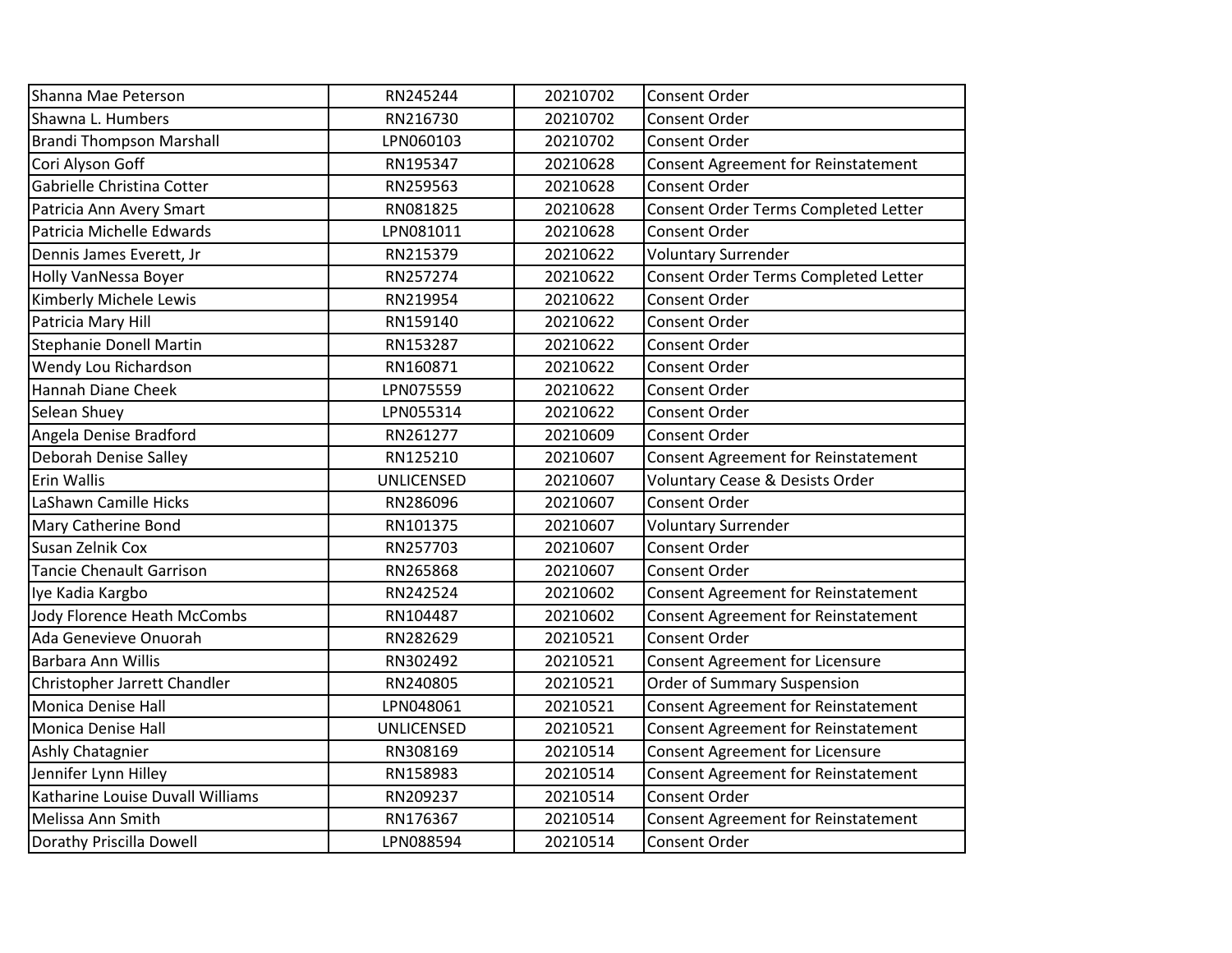| | | | |
|---|---|---|---|
| Shanna Mae Peterson | RN245244 | 20210702 | Consent Order |
| Shawna L. Humbers | RN216730 | 20210702 | Consent Order |
| Brandi Thompson Marshall | LPN060103 | 20210702 | Consent Order |
| Cori Alyson Goff | RN195347 | 20210628 | Consent Agreement for Reinstatement |
| Gabrielle Christina Cotter | RN259563 | 20210628 | Consent Order |
| Patricia Ann Avery Smart | RN081825 | 20210628 | Consent Order Terms Completed Letter |
| Patricia Michelle Edwards | LPN081011 | 20210628 | Consent Order |
| Dennis James Everett, Jr | RN215379 | 20210622 | Voluntary Surrender |
| Holly VanNessa Boyer | RN257274 | 20210622 | Consent Order Terms Completed Letter |
| Kimberly Michele Lewis | RN219954 | 20210622 | Consent Order |
| Patricia Mary Hill | RN159140 | 20210622 | Consent Order |
| Stephanie Donell Martin | RN153287 | 20210622 | Consent Order |
| Wendy Lou Richardson | RN160871 | 20210622 | Consent Order |
| Hannah Diane Cheek | LPN075559 | 20210622 | Consent Order |
| Selean Shuey | LPN055314 | 20210622 | Consent Order |
| Angela Denise Bradford | RN261277 | 20210609 | Consent Order |
| Deborah Denise Salley | RN125210 | 20210607 | Consent Agreement for Reinstatement |
| Erin Wallis | UNLICENSED | 20210607 | Voluntary Cease & Desists Order |
| LaShawn Camille Hicks | RN286096 | 20210607 | Consent Order |
| Mary Catherine Bond | RN101375 | 20210607 | Voluntary Surrender |
| Susan Zelnik Cox | RN257703 | 20210607 | Consent Order |
| Tancie Chenault Garrison | RN265868 | 20210607 | Consent Order |
| Iye Kadia Kargbo | RN242524 | 20210602 | Consent Agreement for Reinstatement |
| Jody Florence Heath McCombs | RN104487 | 20210602 | Consent Agreement for Reinstatement |
| Ada Genevieve Onuorah | RN282629 | 20210521 | Consent Order |
| Barbara Ann Willis | RN302492 | 20210521 | Consent Agreement for Licensure |
| Christopher Jarrett Chandler | RN240805 | 20210521 | Order of Summary Suspension |
| Monica Denise Hall | LPN048061 | 20210521 | Consent Agreement for Reinstatement |
| Monica Denise Hall | UNLICENSED | 20210521 | Consent Agreement for Reinstatement |
| Ashly Chatagnier | RN308169 | 20210514 | Consent Agreement for Licensure |
| Jennifer Lynn Hilley | RN158983 | 20210514 | Consent Agreement for Reinstatement |
| Katharine Louise Duvall Williams | RN209237 | 20210514 | Consent Order |
| Melissa Ann Smith | RN176367 | 20210514 | Consent Agreement for Reinstatement |
| Dorathy Priscilla Dowell | LPN088594 | 20210514 | Consent Order |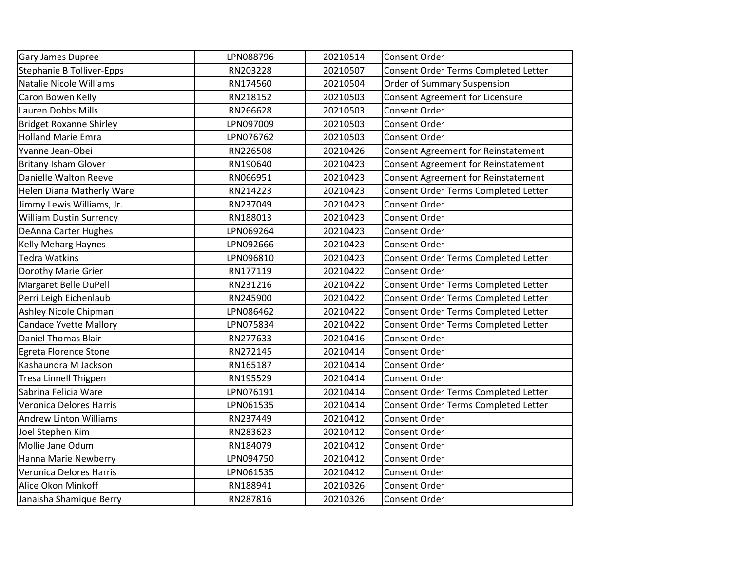| | | | |
|---|---|---|---|
| Gary James Dupree | LPN088796 | 20210514 | Consent Order |
| Stephanie B Tolliver-Epps | RN203228 | 20210507 | Consent Order Terms Completed Letter |
| Natalie Nicole Williams | RN174560 | 20210504 | Order of Summary Suspension |
| Caron Bowen Kelly | RN218152 | 20210503 | Consent Agreement for Licensure |
| Lauren Dobbs Mills | RN266628 | 20210503 | Consent Order |
| Bridget Roxanne Shirley | LPN097009 | 20210503 | Consent Order |
| Holland Marie Emra | LPN076762 | 20210503 | Consent Order |
| Yvanne Jean-Obei | RN226508 | 20210426 | Consent Agreement for Reinstatement |
| Britany Isham Glover | RN190640 | 20210423 | Consent Agreement for Reinstatement |
| Danielle Walton Reeve | RN066951 | 20210423 | Consent Agreement for Reinstatement |
| Helen Diana Matherly Ware | RN214223 | 20210423 | Consent Order Terms Completed Letter |
| Jimmy Lewis Williams, Jr. | RN237049 | 20210423 | Consent Order |
| William Dustin Surrency | RN188013 | 20210423 | Consent Order |
| DeAnna Carter Hughes | LPN069264 | 20210423 | Consent Order |
| Kelly Meharg Haynes | LPN092666 | 20210423 | Consent Order |
| Tedra Watkins | LPN096810 | 20210423 | Consent Order Terms Completed Letter |
| Dorothy Marie Grier | RN177119 | 20210422 | Consent Order |
| Margaret Belle DuPell | RN231216 | 20210422 | Consent Order Terms Completed Letter |
| Perri Leigh Eichenlaub | RN245900 | 20210422 | Consent Order Terms Completed Letter |
| Ashley Nicole Chipman | LPN086462 | 20210422 | Consent Order Terms Completed Letter |
| Candace Yvette Mallory | LPN075834 | 20210422 | Consent Order Terms Completed Letter |
| Daniel Thomas Blair | RN277633 | 20210416 | Consent Order |
| Egreta Florence Stone | RN272145 | 20210414 | Consent Order |
| Kashaundra M Jackson | RN165187 | 20210414 | Consent Order |
| Tresa Linnell Thigpen | RN195529 | 20210414 | Consent Order |
| Sabrina Felicia Ware | LPN076191 | 20210414 | Consent Order Terms Completed Letter |
| Veronica Delores Harris | LPN061535 | 20210414 | Consent Order Terms Completed Letter |
| Andrew Linton Williams | RN237449 | 20210412 | Consent Order |
| Joel Stephen Kim | RN283623 | 20210412 | Consent Order |
| Mollie Jane Odum | RN184079 | 20210412 | Consent Order |
| Hanna Marie Newberry | LPN094750 | 20210412 | Consent Order |
| Veronica Delores Harris | LPN061535 | 20210412 | Consent Order |
| Alice Okon Minkoff | RN188941 | 20210326 | Consent Order |
| Janaisha Shamique Berry | RN287816 | 20210326 | Consent Order |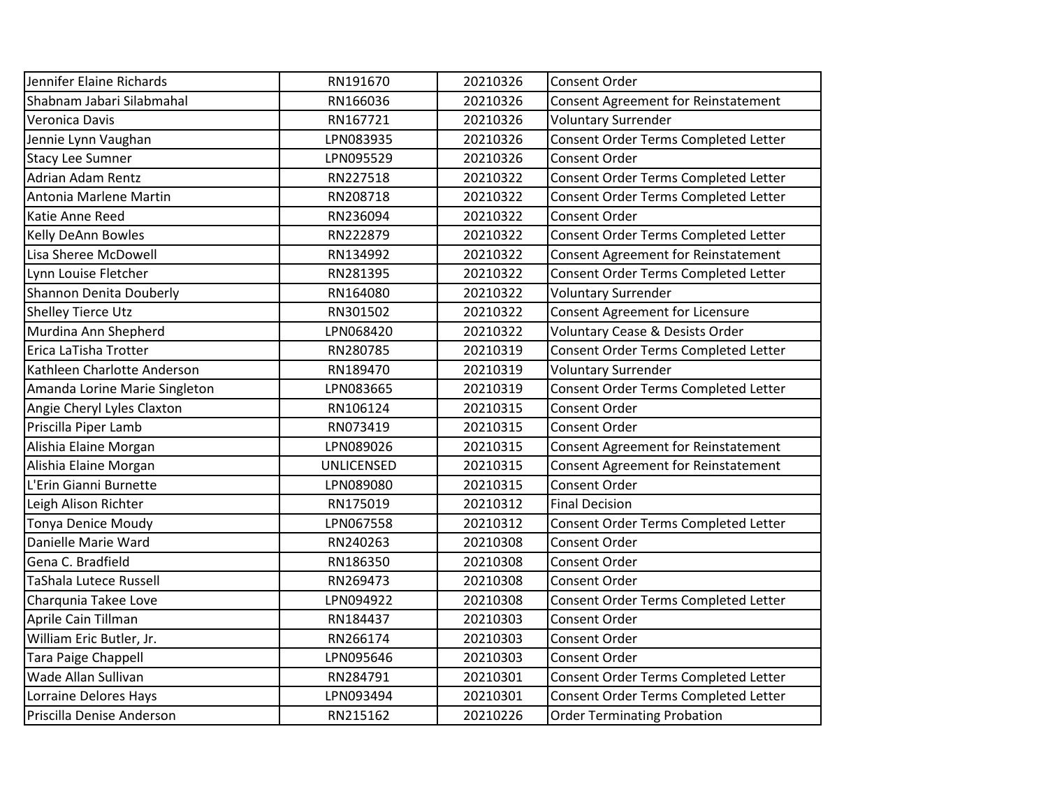| Jennifer Elaine Richards | RN191670 | 20210326 | Consent Order |
|---|---|---|---|
| Shabnam Jabari Silabmahal | RN166036 | 20210326 | Consent Agreement for Reinstatement |
| Veronica Davis | RN167721 | 20210326 | Voluntary Surrender |
| Jennie Lynn Vaughan | LPN083935 | 20210326 | Consent Order Terms Completed Letter |
| Stacy Lee Sumner | LPN095529 | 20210326 | Consent Order |
| Adrian Adam Rentz | RN227518 | 20210322 | Consent Order Terms Completed Letter |
| Antonia Marlene Martin | RN208718 | 20210322 | Consent Order Terms Completed Letter |
| Katie Anne Reed | RN236094 | 20210322 | Consent Order |
| Kelly DeAnn Bowles | RN222879 | 20210322 | Consent Order Terms Completed Letter |
| Lisa Sheree McDowell | RN134992 | 20210322 | Consent Agreement for Reinstatement |
| Lynn Louise Fletcher | RN281395 | 20210322 | Consent Order Terms Completed Letter |
| Shannon Denita Douberly | RN164080 | 20210322 | Voluntary Surrender |
| Shelley Tierce Utz | RN301502 | 20210322 | Consent Agreement for Licensure |
| Murdina Ann Shepherd | LPN068420 | 20210322 | Voluntary Cease & Desists Order |
| Erica LaTisha Trotter | RN280785 | 20210319 | Consent Order Terms Completed Letter |
| Kathleen Charlotte Anderson | RN189470 | 20210319 | Voluntary Surrender |
| Amanda Lorine Marie Singleton | LPN083665 | 20210319 | Consent Order Terms Completed Letter |
| Angie Cheryl Lyles Claxton | RN106124 | 20210315 | Consent Order |
| Priscilla Piper Lamb | RN073419 | 20210315 | Consent Order |
| Alishia Elaine Morgan | LPN089026 | 20210315 | Consent Agreement for Reinstatement |
| Alishia Elaine Morgan | UNLICENSED | 20210315 | Consent Agreement for Reinstatement |
| L'Erin Gianni Burnette | LPN089080 | 20210315 | Consent Order |
| Leigh Alison Richter | RN175019 | 20210312 | Final Decision |
| Tonya Denice Moudy | LPN067558 | 20210312 | Consent Order Terms Completed Letter |
| Danielle Marie Ward | RN240263 | 20210308 | Consent Order |
| Gena C. Bradfield | RN186350 | 20210308 | Consent Order |
| TaShala Lutece Russell | RN269473 | 20210308 | Consent Order |
| Charqunia Takee Love | LPN094922 | 20210308 | Consent Order Terms Completed Letter |
| Aprile Cain Tillman | RN184437 | 20210303 | Consent Order |
| William Eric Butler, Jr. | RN266174 | 20210303 | Consent Order |
| Tara Paige Chappell | LPN095646 | 20210303 | Consent Order |
| Wade Allan Sullivan | RN284791 | 20210301 | Consent Order Terms Completed Letter |
| Lorraine Delores Hays | LPN093494 | 20210301 | Consent Order Terms Completed Letter |
| Priscilla Denise Anderson | RN215162 | 20210226 | Order Terminating Probation |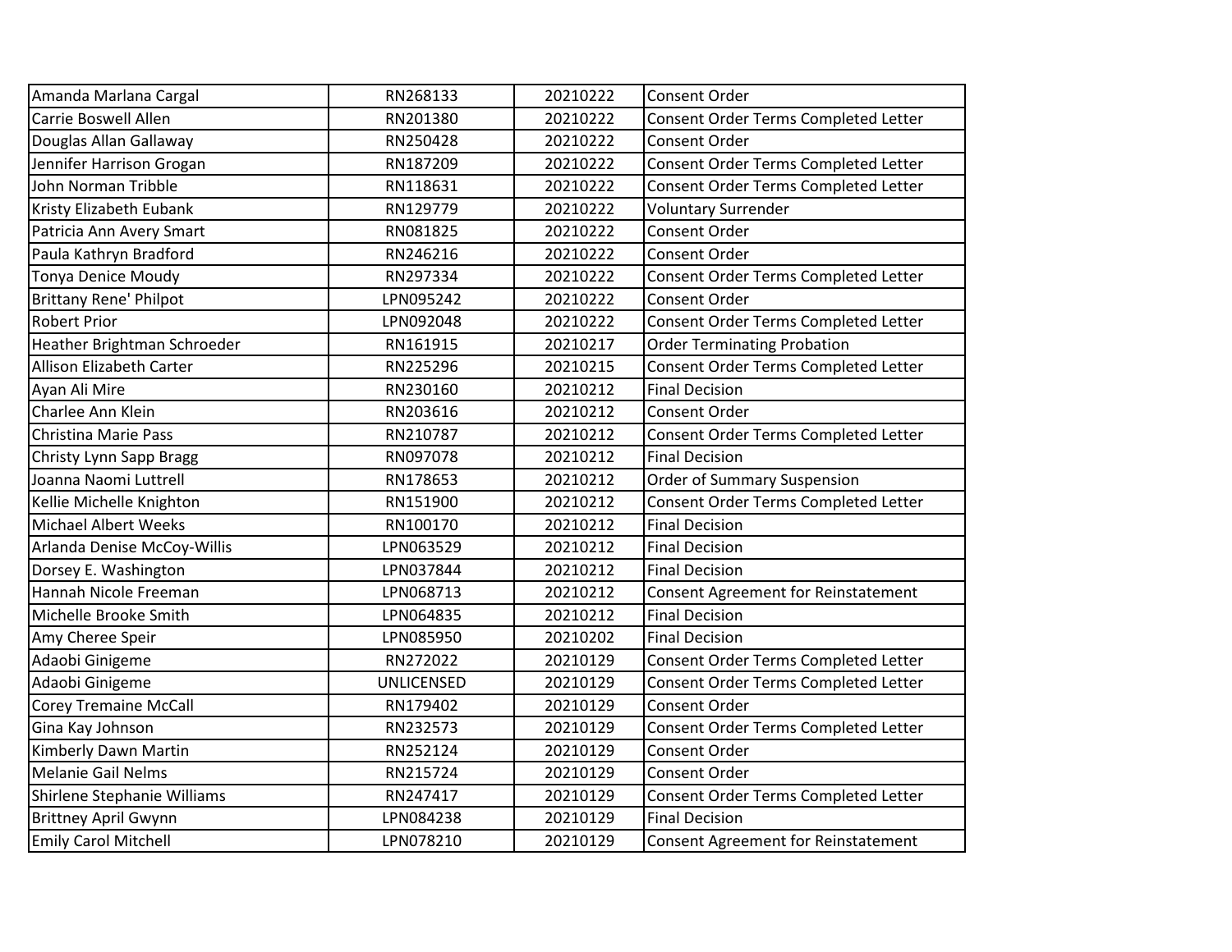| | | | |
|---|---|---|---|
| Amanda Marlana Cargal | RN268133 | 20210222 | Consent Order |
| Carrie Boswell Allen | RN201380 | 20210222 | Consent Order Terms Completed Letter |
| Douglas Allan Gallaway | RN250428 | 20210222 | Consent Order |
| Jennifer Harrison Grogan | RN187209 | 20210222 | Consent Order Terms Completed Letter |
| John Norman Tribble | RN118631 | 20210222 | Consent Order Terms Completed Letter |
| Kristy Elizabeth Eubank | RN129779 | 20210222 | Voluntary Surrender |
| Patricia Ann Avery Smart | RN081825 | 20210222 | Consent Order |
| Paula Kathryn Bradford | RN246216 | 20210222 | Consent Order |
| Tonya Denice Moudy | RN297334 | 20210222 | Consent Order Terms Completed Letter |
| Brittany Rene' Philpot | LPN095242 | 20210222 | Consent Order |
| Robert Prior | LPN092048 | 20210222 | Consent Order Terms Completed Letter |
| Heather Brightman Schroeder | RN161915 | 20210217 | Order Terminating Probation |
| Allison Elizabeth Carter | RN225296 | 20210215 | Consent Order Terms Completed Letter |
| Ayan Ali Mire | RN230160 | 20210212 | Final Decision |
| Charlee Ann Klein | RN203616 | 20210212 | Consent Order |
| Christina Marie Pass | RN210787 | 20210212 | Consent Order Terms Completed Letter |
| Christy Lynn Sapp Bragg | RN097078 | 20210212 | Final Decision |
| Joanna Naomi Luttrell | RN178653 | 20210212 | Order of Summary Suspension |
| Kellie Michelle Knighton | RN151900 | 20210212 | Consent Order Terms Completed Letter |
| Michael Albert Weeks | RN100170 | 20210212 | Final Decision |
| Arlanda Denise McCoy-Willis | LPN063529 | 20210212 | Final Decision |
| Dorsey E. Washington | LPN037844 | 20210212 | Final Decision |
| Hannah Nicole Freeman | LPN068713 | 20210212 | Consent Agreement for Reinstatement |
| Michelle Brooke Smith | LPN064835 | 20210212 | Final Decision |
| Amy Cheree Speir | LPN085950 | 20210202 | Final Decision |
| Adaobi Ginigeme | RN272022 | 20210129 | Consent Order Terms Completed Letter |
| Adaobi Ginigeme | UNLICENSED | 20210129 | Consent Order Terms Completed Letter |
| Corey Tremaine McCall | RN179402 | 20210129 | Consent Order |
| Gina Kay Johnson | RN232573 | 20210129 | Consent Order Terms Completed Letter |
| Kimberly Dawn Martin | RN252124 | 20210129 | Consent Order |
| Melanie Gail Nelms | RN215724 | 20210129 | Consent Order |
| Shirlene Stephanie Williams | RN247417 | 20210129 | Consent Order Terms Completed Letter |
| Brittney April Gwynn | LPN084238 | 20210129 | Final Decision |
| Emily Carol Mitchell | LPN078210 | 20210129 | Consent Agreement for Reinstatement |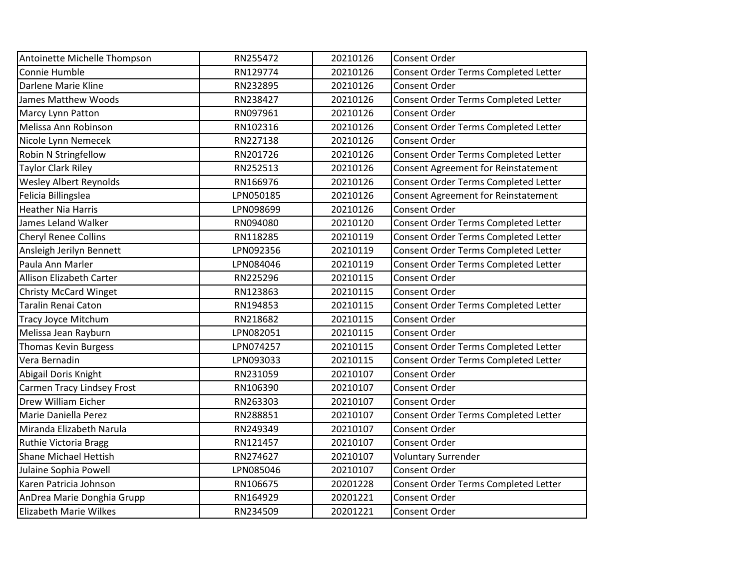| | | | |
|---|---|---|---|
| Antoinette Michelle Thompson | RN255472 | 20210126 | Consent Order |
| Connie Humble | RN129774 | 20210126 | Consent Order Terms Completed Letter |
| Darlene Marie Kline | RN232895 | 20210126 | Consent Order |
| James Matthew Woods | RN238427 | 20210126 | Consent Order Terms Completed Letter |
| Marcy Lynn Patton | RN097961 | 20210126 | Consent Order |
| Melissa Ann Robinson | RN102316 | 20210126 | Consent Order Terms Completed Letter |
| Nicole Lynn Nemecek | RN227138 | 20210126 | Consent Order |
| Robin N Stringfellow | RN201726 | 20210126 | Consent Order Terms Completed Letter |
| Taylor Clark Riley | RN252513 | 20210126 | Consent Agreement for Reinstatement |
| Wesley Albert Reynolds | RN166976 | 20210126 | Consent Order Terms Completed Letter |
| Felicia Billingslea | LPN050185 | 20210126 | Consent Agreement for Reinstatement |
| Heather Nia Harris | LPN098699 | 20210126 | Consent Order |
| James Leland Walker | RN094080 | 20210120 | Consent Order Terms Completed Letter |
| Cheryl Renee Collins | RN118285 | 20210119 | Consent Order Terms Completed Letter |
| Ansleigh Jerilyn Bennett | LPN092356 | 20210119 | Consent Order Terms Completed Letter |
| Paula Ann Marler | LPN084046 | 20210119 | Consent Order Terms Completed Letter |
| Allison Elizabeth Carter | RN225296 | 20210115 | Consent Order |
| Christy McCard Winget | RN123863 | 20210115 | Consent Order |
| Taralin Renai Caton | RN194853 | 20210115 | Consent Order Terms Completed Letter |
| Tracy Joyce Mitchum | RN218682 | 20210115 | Consent Order |
| Melissa Jean Rayburn | LPN082051 | 20210115 | Consent Order |
| Thomas Kevin Burgess | LPN074257 | 20210115 | Consent Order Terms Completed Letter |
| Vera Bernadin | LPN093033 | 20210115 | Consent Order Terms Completed Letter |
| Abigail Doris Knight | RN231059 | 20210107 | Consent Order |
| Carmen Tracy Lindsey Frost | RN106390 | 20210107 | Consent Order |
| Drew William Eicher | RN263303 | 20210107 | Consent Order |
| Marie Daniella Perez | RN288851 | 20210107 | Consent Order Terms Completed Letter |
| Miranda Elizabeth Narula | RN249349 | 20210107 | Consent Order |
| Ruthie Victoria Bragg | RN121457 | 20210107 | Consent Order |
| Shane Michael Hettish | RN274627 | 20210107 | Voluntary Surrender |
| Julaine Sophia Powell | LPN085046 | 20210107 | Consent Order |
| Karen Patricia Johnson | RN106675 | 20201228 | Consent Order Terms Completed Letter |
| AnDrea Marie Donghia Grupp | RN164929 | 20201221 | Consent Order |
| Elizabeth Marie Wilkes | RN234509 | 20201221 | Consent Order |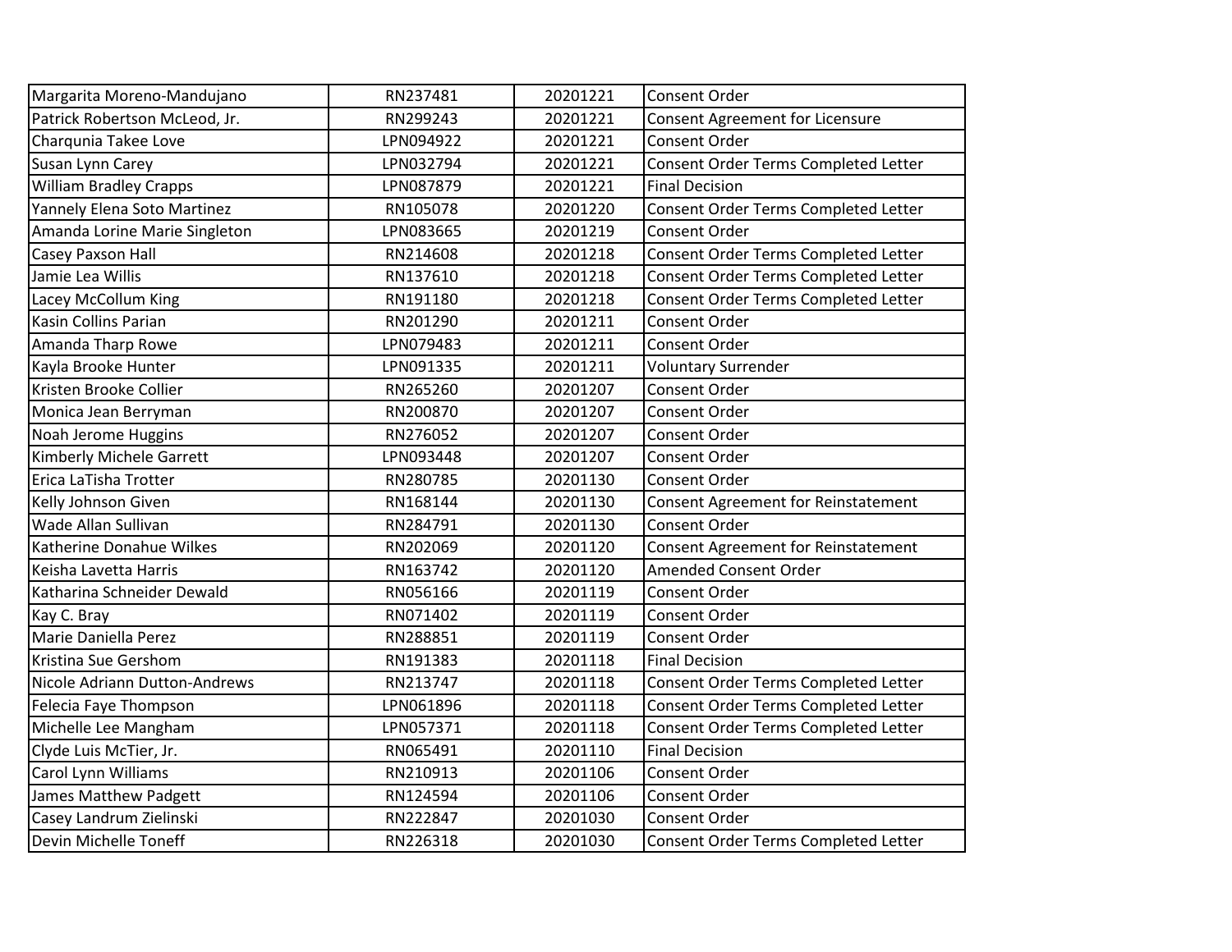| | | | |
|---|---|---|---|
| Margarita Moreno-Mandujano | RN237481 | 20201221 | Consent Order |
| Patrick Robertson McLeod, Jr. | RN299243 | 20201221 | Consent Agreement for Licensure |
| Charqunia Takee Love | LPN094922 | 20201221 | Consent Order |
| Susan Lynn Carey | LPN032794 | 20201221 | Consent Order Terms Completed Letter |
| William Bradley Crapps | LPN087879 | 20201221 | Final Decision |
| Yannely Elena Soto Martinez | RN105078 | 20201220 | Consent Order Terms Completed Letter |
| Amanda Lorine Marie Singleton | LPN083665 | 20201219 | Consent Order |
| Casey Paxson Hall | RN214608 | 20201218 | Consent Order Terms Completed Letter |
| Jamie Lea Willis | RN137610 | 20201218 | Consent Order Terms Completed Letter |
| Lacey McCollum King | RN191180 | 20201218 | Consent Order Terms Completed Letter |
| Kasin Collins Parian | RN201290 | 20201211 | Consent Order |
| Amanda Tharp Rowe | LPN079483 | 20201211 | Consent Order |
| Kayla Brooke Hunter | LPN091335 | 20201211 | Voluntary Surrender |
| Kristen Brooke Collier | RN265260 | 20201207 | Consent Order |
| Monica Jean Berryman | RN200870 | 20201207 | Consent Order |
| Noah Jerome Huggins | RN276052 | 20201207 | Consent Order |
| Kimberly Michele Garrett | LPN093448 | 20201207 | Consent Order |
| Erica LaTisha Trotter | RN280785 | 20201130 | Consent Order |
| Kelly Johnson Given | RN168144 | 20201130 | Consent Agreement for Reinstatement |
| Wade Allan Sullivan | RN284791 | 20201130 | Consent Order |
| Katherine Donahue Wilkes | RN202069 | 20201120 | Consent Agreement for Reinstatement |
| Keisha Lavetta Harris | RN163742 | 20201120 | Amended Consent Order |
| Katharina Schneider Dewald | RN056166 | 20201119 | Consent Order |
| Kay C. Bray | RN071402 | 20201119 | Consent Order |
| Marie Daniella Perez | RN288851 | 20201119 | Consent Order |
| Kristina Sue Gershom | RN191383 | 20201118 | Final Decision |
| Nicole Adriann Dutton-Andrews | RN213747 | 20201118 | Consent Order Terms Completed Letter |
| Felecia Faye Thompson | LPN061896 | 20201118 | Consent Order Terms Completed Letter |
| Michelle Lee Mangham | LPN057371 | 20201118 | Consent Order Terms Completed Letter |
| Clyde Luis McTier, Jr. | RN065491 | 20201110 | Final Decision |
| Carol Lynn Williams | RN210913 | 20201106 | Consent Order |
| James Matthew Padgett | RN124594 | 20201106 | Consent Order |
| Casey Landrum Zielinski | RN222847 | 20201030 | Consent Order |
| Devin Michelle Toneff | RN226318 | 20201030 | Consent Order Terms Completed Letter |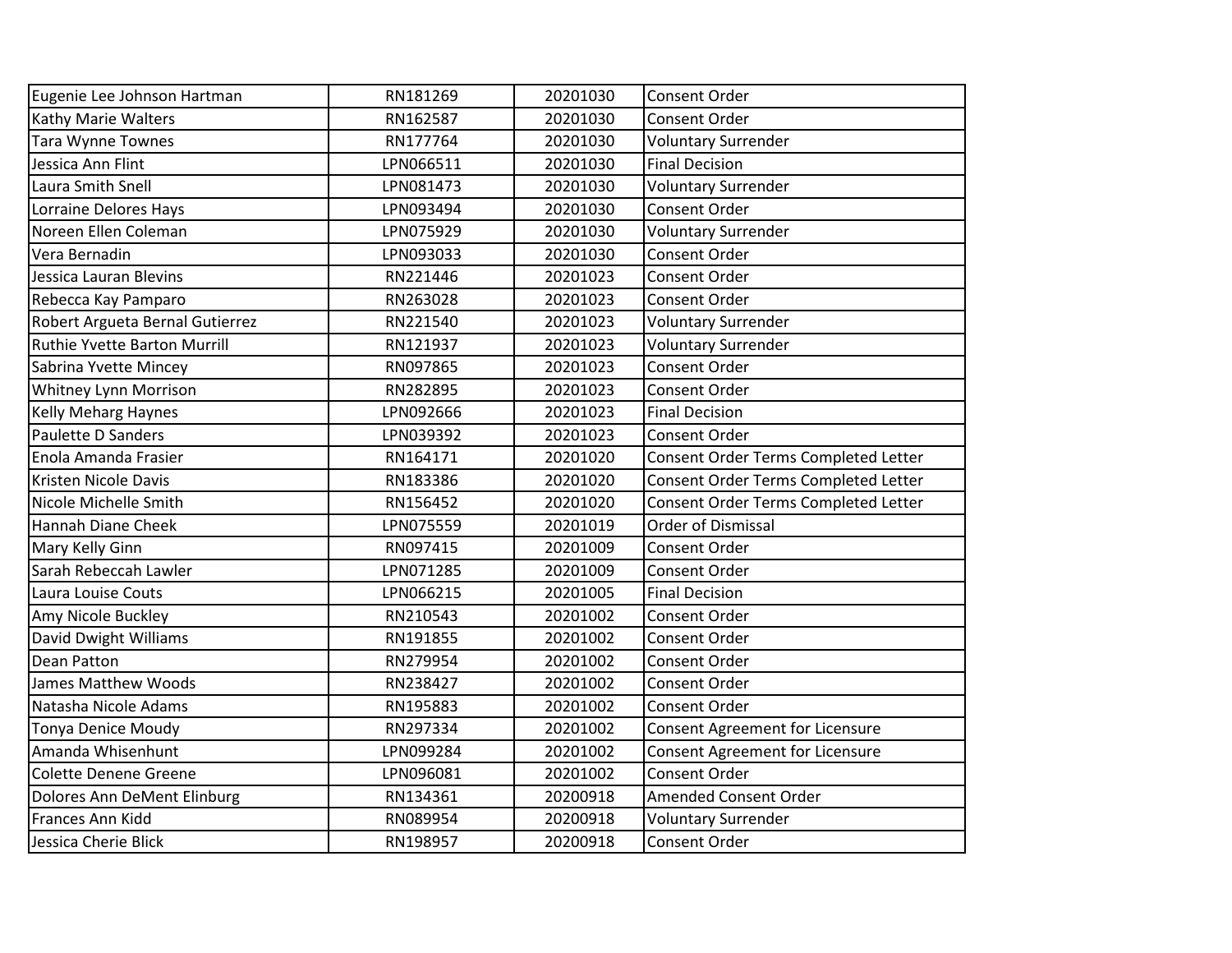| | | | |
|---|---|---|---|
| Eugenie Lee Johnson Hartman | RN181269 | 20201030 | Consent Order |
| Kathy Marie Walters | RN162587 | 20201030 | Consent Order |
| Tara Wynne Townes | RN177764 | 20201030 | Voluntary Surrender |
| Jessica Ann Flint | LPN066511 | 20201030 | Final Decision |
| Laura Smith Snell | LPN081473 | 20201030 | Voluntary Surrender |
| Lorraine Delores Hays | LPN093494 | 20201030 | Consent Order |
| Noreen Ellen Coleman | LPN075929 | 20201030 | Voluntary Surrender |
| Vera Bernadin | LPN093033 | 20201030 | Consent Order |
| Jessica Lauran Blevins | RN221446 | 20201023 | Consent Order |
| Rebecca Kay Pamparo | RN263028 | 20201023 | Consent Order |
| Robert Argueta Bernal Gutierrez | RN221540 | 20201023 | Voluntary Surrender |
| Ruthie Yvette Barton Murrill | RN121937 | 20201023 | Voluntary Surrender |
| Sabrina Yvette Mincey | RN097865 | 20201023 | Consent Order |
| Whitney Lynn Morrison | RN282895 | 20201023 | Consent Order |
| Kelly Meharg Haynes | LPN092666 | 20201023 | Final Decision |
| Paulette D Sanders | LPN039392 | 20201023 | Consent Order |
| Enola Amanda Frasier | RN164171 | 20201020 | Consent Order Terms Completed Letter |
| Kristen Nicole Davis | RN183386 | 20201020 | Consent Order Terms Completed Letter |
| Nicole Michelle Smith | RN156452 | 20201020 | Consent Order Terms Completed Letter |
| Hannah Diane Cheek | LPN075559 | 20201019 | Order of Dismissal |
| Mary Kelly Ginn | RN097415 | 20201009 | Consent Order |
| Sarah Rebeccah Lawler | LPN071285 | 20201009 | Consent Order |
| Laura Louise Couts | LPN066215 | 20201005 | Final Decision |
| Amy Nicole Buckley | RN210543 | 20201002 | Consent Order |
| David Dwight Williams | RN191855 | 20201002 | Consent Order |
| Dean Patton | RN279954 | 20201002 | Consent Order |
| James Matthew Woods | RN238427 | 20201002 | Consent Order |
| Natasha Nicole Adams | RN195883 | 20201002 | Consent Order |
| Tonya Denice Moudy | RN297334 | 20201002 | Consent Agreement for Licensure |
| Amanda Whisenhunt | LPN099284 | 20201002 | Consent Agreement for Licensure |
| Colette Denene Greene | LPN096081 | 20201002 | Consent Order |
| Dolores Ann DeMent Elinburg | RN134361 | 20200918 | Amended Consent Order |
| Frances Ann Kidd | RN089954 | 20200918 | Voluntary Surrender |
| Jessica Cherie Blick | RN198957 | 20200918 | Consent Order |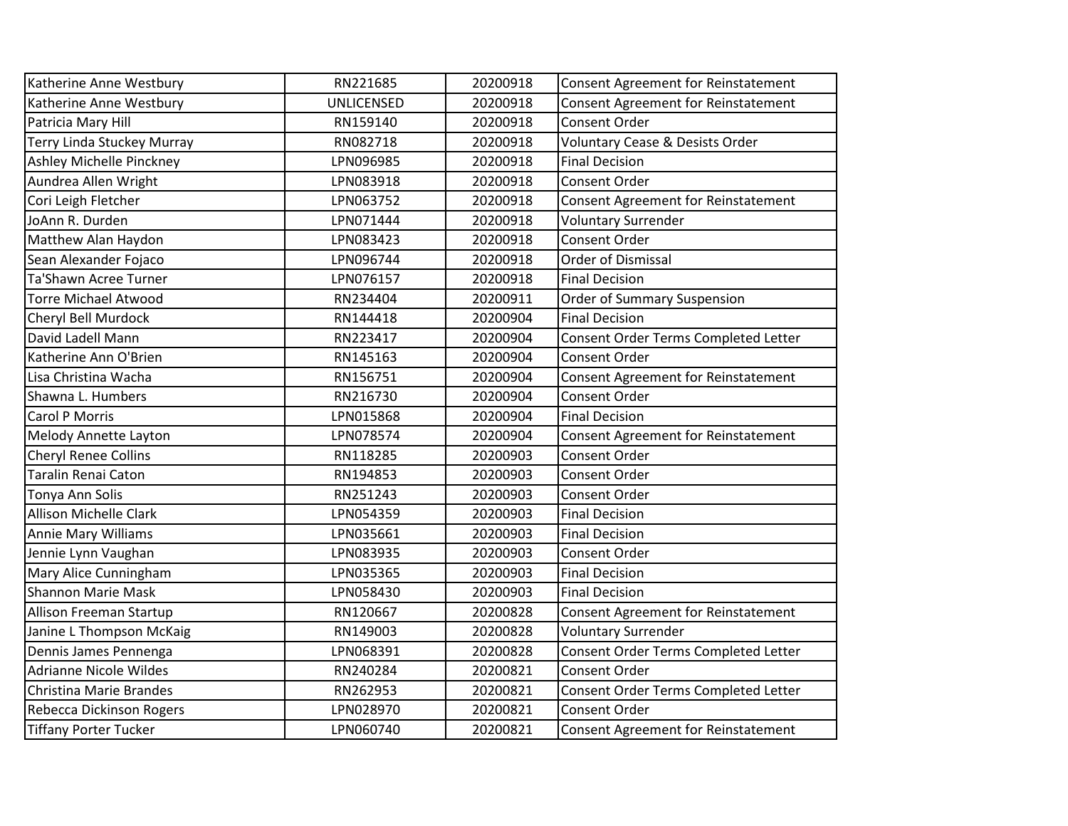| Katherine Anne Westbury | RN221685 | 20200918 | Consent Agreement for Reinstatement |
|---|---|---|---|
| Katherine Anne Westbury | UNLICENSED | 20200918 | Consent Agreement for Reinstatement |
| Patricia Mary Hill | RN159140 | 20200918 | Consent Order |
| Terry Linda Stuckey Murray | RN082718 | 20200918 | Voluntary Cease & Desists Order |
| Ashley Michelle Pinckney | LPN096985 | 20200918 | Final Decision |
| Aundrea Allen Wright | LPN083918 | 20200918 | Consent Order |
| Cori Leigh Fletcher | LPN063752 | 20200918 | Consent Agreement for Reinstatement |
| JoAnn R. Durden | LPN071444 | 20200918 | Voluntary Surrender |
| Matthew Alan Haydon | LPN083423 | 20200918 | Consent Order |
| Sean Alexander Fojaco | LPN096744 | 20200918 | Order of Dismissal |
| Ta'Shawn Acree Turner | LPN076157 | 20200918 | Final Decision |
| Torre Michael Atwood | RN234404 | 20200911 | Order of Summary Suspension |
| Cheryl Bell Murdock | RN144418 | 20200904 | Final Decision |
| David Ladell Mann | RN223417 | 20200904 | Consent Order Terms Completed Letter |
| Katherine Ann O'Brien | RN145163 | 20200904 | Consent Order |
| Lisa Christina Wacha | RN156751 | 20200904 | Consent Agreement for Reinstatement |
| Shawna L. Humbers | RN216730 | 20200904 | Consent Order |
| Carol P Morris | LPN015868 | 20200904 | Final Decision |
| Melody Annette Layton | LPN078574 | 20200904 | Consent Agreement for Reinstatement |
| Cheryl Renee Collins | RN118285 | 20200903 | Consent Order |
| Taralin Renai Caton | RN194853 | 20200903 | Consent Order |
| Tonya Ann Solis | RN251243 | 20200903 | Consent Order |
| Allison Michelle Clark | LPN054359 | 20200903 | Final Decision |
| Annie Mary Williams | LPN035661 | 20200903 | Final Decision |
| Jennie Lynn Vaughan | LPN083935 | 20200903 | Consent Order |
| Mary Alice Cunningham | LPN035365 | 20200903 | Final Decision |
| Shannon Marie Mask | LPN058430 | 20200903 | Final Decision |
| Allison Freeman Startup | RN120667 | 20200828 | Consent Agreement for Reinstatement |
| Janine L Thompson McKaig | RN149003 | 20200828 | Voluntary Surrender |
| Dennis James Pennenga | LPN068391 | 20200828 | Consent Order Terms Completed Letter |
| Adrianne Nicole Wildes | RN240284 | 20200821 | Consent Order |
| Christina Marie Brandes | RN262953 | 20200821 | Consent Order Terms Completed Letter |
| Rebecca Dickinson Rogers | LPN028970 | 20200821 | Consent Order |
| Tiffany Porter Tucker | LPN060740 | 20200821 | Consent Agreement for Reinstatement |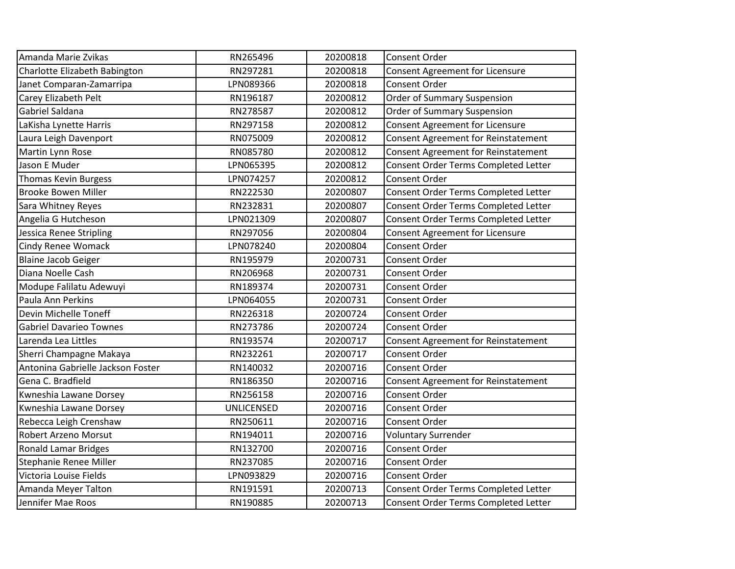| | | | |
|---|---|---|---|
| Amanda Marie Zvikas | RN265496 | 20200818 | Consent Order |
| Charlotte Elizabeth Babington | RN297281 | 20200818 | Consent Agreement for Licensure |
| Janet Comparan-Zamarripa | LPN089366 | 20200818 | Consent Order |
| Carey Elizabeth Pelt | RN196187 | 20200812 | Order of Summary Suspension |
| Gabriel Saldana | RN278587 | 20200812 | Order of Summary Suspension |
| LaKisha Lynette Harris | RN297158 | 20200812 | Consent Agreement for Licensure |
| Laura Leigh Davenport | RN075009 | 20200812 | Consent Agreement for Reinstatement |
| Martin Lynn Rose | RN085780 | 20200812 | Consent Agreement for Reinstatement |
| Jason E Muder | LPN065395 | 20200812 | Consent Order Terms Completed Letter |
| Thomas Kevin Burgess | LPN074257 | 20200812 | Consent Order |
| Brooke Bowen Miller | RN222530 | 20200807 | Consent Order Terms Completed Letter |
| Sara Whitney Reyes | RN232831 | 20200807 | Consent Order Terms Completed Letter |
| Angelia G Hutcheson | LPN021309 | 20200807 | Consent Order Terms Completed Letter |
| Jessica Renee Stripling | RN297056 | 20200804 | Consent Agreement for Licensure |
| Cindy Renee Womack | LPN078240 | 20200804 | Consent Order |
| Blaine Jacob Geiger | RN195979 | 20200731 | Consent Order |
| Diana Noelle Cash | RN206968 | 20200731 | Consent Order |
| Modupe Falilatu Adewuyi | RN189374 | 20200731 | Consent Order |
| Paula Ann Perkins | LPN064055 | 20200731 | Consent Order |
| Devin Michelle Toneff | RN226318 | 20200724 | Consent Order |
| Gabriel Davarieo Townes | RN273786 | 20200724 | Consent Order |
| Larenda Lea Littles | RN193574 | 20200717 | Consent Agreement for Reinstatement |
| Sherri Champagne Makaya | RN232261 | 20200717 | Consent Order |
| Antonina Gabrielle Jackson Foster | RN140032 | 20200716 | Consent Order |
| Gena C. Bradfield | RN186350 | 20200716 | Consent Agreement for Reinstatement |
| Kwneshia Lawane Dorsey | RN256158 | 20200716 | Consent Order |
| Kwneshia Lawane Dorsey | UNLICENSED | 20200716 | Consent Order |
| Rebecca Leigh Crenshaw | RN250611 | 20200716 | Consent Order |
| Robert Arzeno Morsut | RN194011 | 20200716 | Voluntary Surrender |
| Ronald Lamar Bridges | RN132700 | 20200716 | Consent Order |
| Stephanie Renee Miller | RN237085 | 20200716 | Consent Order |
| Victoria Louise Fields | LPN093829 | 20200716 | Consent Order |
| Amanda Meyer Talton | RN191591 | 20200713 | Consent Order Terms Completed Letter |
| Jennifer Mae Roos | RN190885 | 20200713 | Consent Order Terms Completed Letter |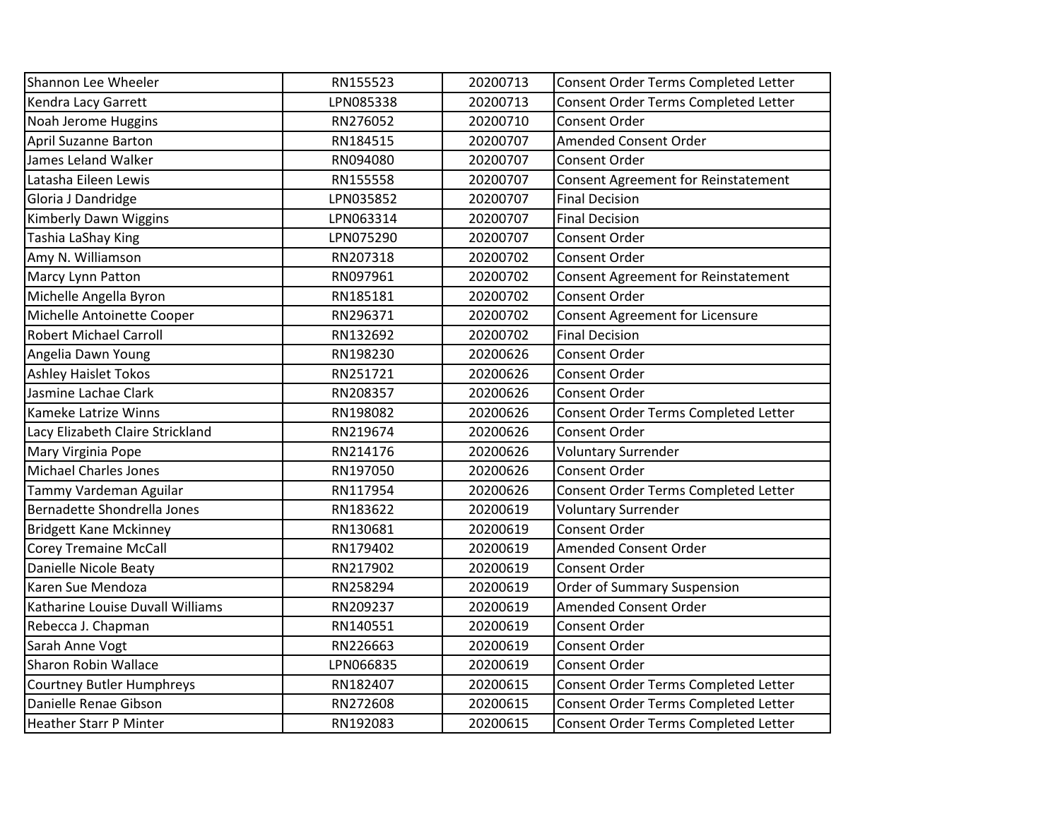| | | | |
|---|---|---|---|
| Shannon Lee Wheeler | RN155523 | 20200713 | Consent Order Terms Completed Letter |
| Kendra Lacy Garrett | LPN085338 | 20200713 | Consent Order Terms Completed Letter |
| Noah Jerome Huggins | RN276052 | 20200710 | Consent Order |
| April Suzanne Barton | RN184515 | 20200707 | Amended Consent Order |
| James Leland Walker | RN094080 | 20200707 | Consent Order |
| Latasha Eileen Lewis | RN155558 | 20200707 | Consent Agreement for Reinstatement |
| Gloria J Dandridge | LPN035852 | 20200707 | Final Decision |
| Kimberly Dawn Wiggins | LPN063314 | 20200707 | Final Decision |
| Tashia LaShay King | LPN075290 | 20200707 | Consent Order |
| Amy N. Williamson | RN207318 | 20200702 | Consent Order |
| Marcy Lynn Patton | RN097961 | 20200702 | Consent Agreement for Reinstatement |
| Michelle Angella Byron | RN185181 | 20200702 | Consent Order |
| Michelle Antoinette Cooper | RN296371 | 20200702 | Consent Agreement for Licensure |
| Robert Michael Carroll | RN132692 | 20200702 | Final Decision |
| Angelia Dawn Young | RN198230 | 20200626 | Consent Order |
| Ashley Haislet Tokos | RN251721 | 20200626 | Consent Order |
| Jasmine Lachae Clark | RN208357 | 20200626 | Consent Order |
| Kameke Latrize Winns | RN198082 | 20200626 | Consent Order Terms Completed Letter |
| Lacy Elizabeth Claire Strickland | RN219674 | 20200626 | Consent Order |
| Mary Virginia Pope | RN214176 | 20200626 | Voluntary Surrender |
| Michael Charles Jones | RN197050 | 20200626 | Consent Order |
| Tammy Vardeman Aguilar | RN117954 | 20200626 | Consent Order Terms Completed Letter |
| Bernadette Shondrella Jones | RN183622 | 20200619 | Voluntary Surrender |
| Bridgett Kane Mckinney | RN130681 | 20200619 | Consent Order |
| Corey Tremaine McCall | RN179402 | 20200619 | Amended Consent Order |
| Danielle Nicole Beaty | RN217902 | 20200619 | Consent Order |
| Karen Sue Mendoza | RN258294 | 20200619 | Order of Summary Suspension |
| Katharine Louise Duvall Williams | RN209237 | 20200619 | Amended Consent Order |
| Rebecca J. Chapman | RN140551 | 20200619 | Consent Order |
| Sarah Anne Vogt | RN226663 | 20200619 | Consent Order |
| Sharon Robin Wallace | LPN066835 | 20200619 | Consent Order |
| Courtney Butler Humphreys | RN182407 | 20200615 | Consent Order Terms Completed Letter |
| Danielle Renae Gibson | RN272608 | 20200615 | Consent Order Terms Completed Letter |
| Heather Starr P Minter | RN192083 | 20200615 | Consent Order Terms Completed Letter |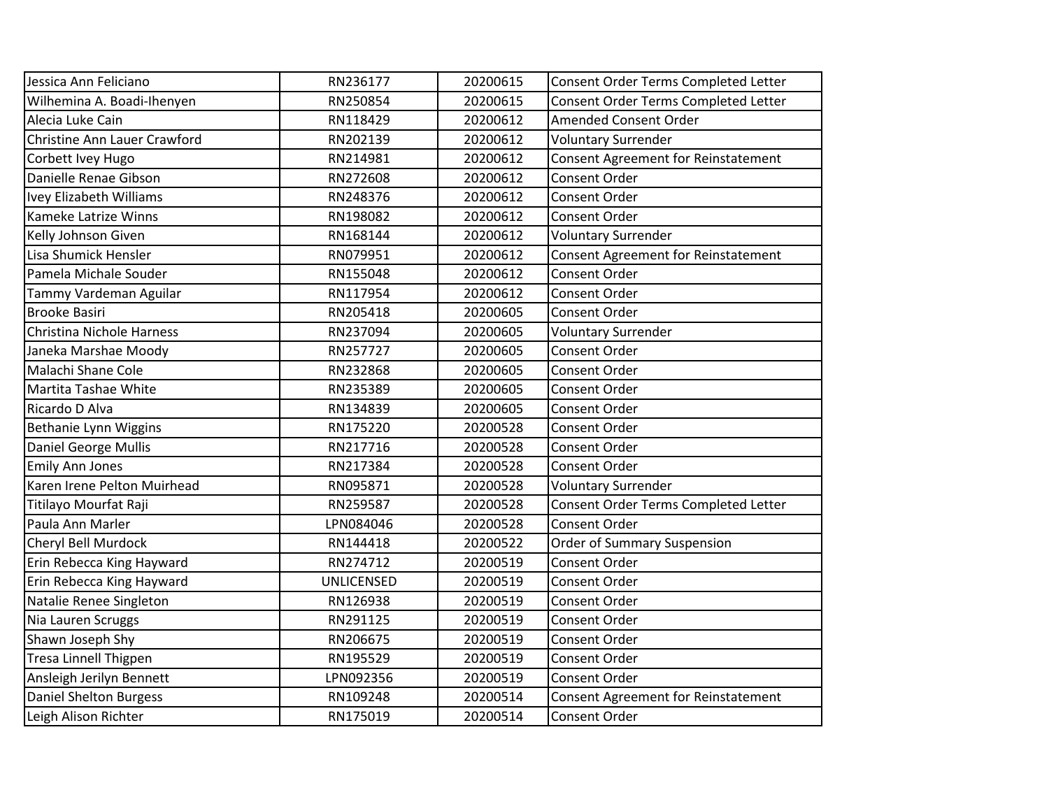| | | | |
|---|---|---|---|
| Jessica Ann Feliciano | RN236177 | 20200615 | Consent Order Terms Completed Letter |
| Wilhemina A. Boadi-Ihenyen | RN250854 | 20200615 | Consent Order Terms Completed Letter |
| Alecia Luke Cain | RN118429 | 20200612 | Amended Consent Order |
| Christine Ann Lauer Crawford | RN202139 | 20200612 | Voluntary Surrender |
| Corbett Ivey Hugo | RN214981 | 20200612 | Consent Agreement for Reinstatement |
| Danielle Renae Gibson | RN272608 | 20200612 | Consent Order |
| Ivey Elizabeth Williams | RN248376 | 20200612 | Consent Order |
| Kameke Latrize Winns | RN198082 | 20200612 | Consent Order |
| Kelly Johnson Given | RN168144 | 20200612 | Voluntary Surrender |
| Lisa Shumick Hensler | RN079951 | 20200612 | Consent Agreement for Reinstatement |
| Pamela Michale Souder | RN155048 | 20200612 | Consent Order |
| Tammy Vardeman Aguilar | RN117954 | 20200612 | Consent Order |
| Brooke Basiri | RN205418 | 20200605 | Consent Order |
| Christina Nichole Harness | RN237094 | 20200605 | Voluntary Surrender |
| Janeka Marshae Moody | RN257727 | 20200605 | Consent Order |
| Malachi Shane Cole | RN232868 | 20200605 | Consent Order |
| Martita Tashae White | RN235389 | 20200605 | Consent Order |
| Ricardo D Alva | RN134839 | 20200605 | Consent Order |
| Bethanie Lynn Wiggins | RN175220 | 20200528 | Consent Order |
| Daniel George Mullis | RN217716 | 20200528 | Consent Order |
| Emily Ann Jones | RN217384 | 20200528 | Consent Order |
| Karen Irene Pelton Muirhead | RN095871 | 20200528 | Voluntary Surrender |
| Titilayo Mourfat Raji | RN259587 | 20200528 | Consent Order Terms Completed Letter |
| Paula Ann Marler | LPN084046 | 20200528 | Consent Order |
| Cheryl Bell Murdock | RN144418 | 20200522 | Order of Summary Suspension |
| Erin Rebecca King Hayward | RN274712 | 20200519 | Consent Order |
| Erin Rebecca King Hayward | UNLICENSED | 20200519 | Consent Order |
| Natalie Renee Singleton | RN126938 | 20200519 | Consent Order |
| Nia Lauren Scruggs | RN291125 | 20200519 | Consent Order |
| Shawn Joseph Shy | RN206675 | 20200519 | Consent Order |
| Tresa Linnell Thigpen | RN195529 | 20200519 | Consent Order |
| Ansleigh Jerilyn Bennett | LPN092356 | 20200519 | Consent Order |
| Daniel Shelton Burgess | RN109248 | 20200514 | Consent Agreement for Reinstatement |
| Leigh Alison Richter | RN175019 | 20200514 | Consent Order |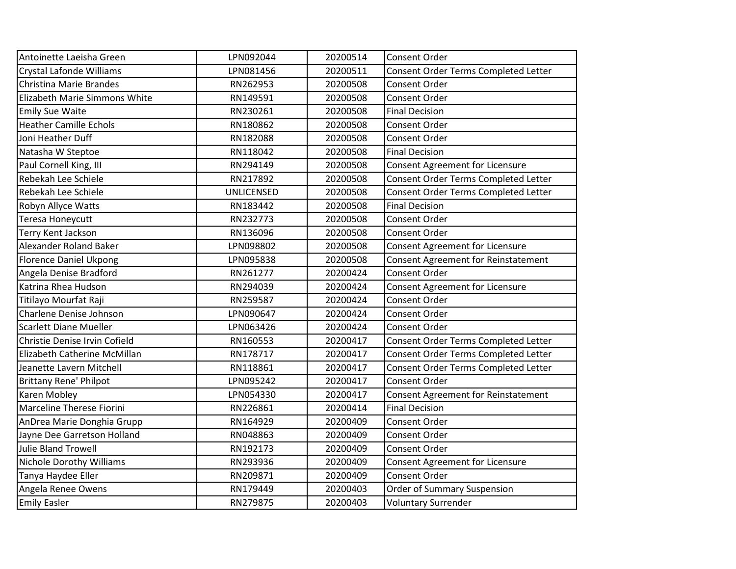| Antoinette Laeisha Green | LPN092044 | 20200514 | Consent Order |
|---|---|---|---|
| Crystal Lafonde Williams | LPN081456 | 20200511 | Consent Order Terms Completed Letter |
| Christina Marie Brandes | RN262953 | 20200508 | Consent Order |
| Elizabeth Marie Simmons White | RN149591 | 20200508 | Consent Order |
| Emily Sue Waite | RN230261 | 20200508 | Final Decision |
| Heather Camille Echols | RN180862 | 20200508 | Consent Order |
| Joni Heather Duff | RN182088 | 20200508 | Consent Order |
| Natasha W Steptoe | RN118042 | 20200508 | Final Decision |
| Paul Cornell King, III | RN294149 | 20200508 | Consent Agreement for Licensure |
| Rebekah Lee Schiele | RN217892 | 20200508 | Consent Order Terms Completed Letter |
| Rebekah Lee Schiele | UNLICENSED | 20200508 | Consent Order Terms Completed Letter |
| Robyn Allyce Watts | RN183442 | 20200508 | Final Decision |
| Teresa Honeycutt | RN232773 | 20200508 | Consent Order |
| Terry Kent Jackson | RN136096 | 20200508 | Consent Order |
| Alexander Roland Baker | LPN098802 | 20200508 | Consent Agreement for Licensure |
| Florence Daniel Ukpong | LPN095838 | 20200508 | Consent Agreement for Reinstatement |
| Angela Denise Bradford | RN261277 | 20200424 | Consent Order |
| Katrina Rhea Hudson | RN294039 | 20200424 | Consent Agreement for Licensure |
| Titilayo Mourfat Raji | RN259587 | 20200424 | Consent Order |
| Charlene Denise Johnson | LPN090647 | 20200424 | Consent Order |
| Scarlett Diane Mueller | LPN063426 | 20200424 | Consent Order |
| Christie Denise Irvin Cofield | RN160553 | 20200417 | Consent Order Terms Completed Letter |
| Elizabeth Catherine McMillan | RN178717 | 20200417 | Consent Order Terms Completed Letter |
| Jeanette Lavern Mitchell | RN118861 | 20200417 | Consent Order Terms Completed Letter |
| Brittany Rene' Philpot | LPN095242 | 20200417 | Consent Order |
| Karen Mobley | LPN054330 | 20200417 | Consent Agreement for Reinstatement |
| Marceline Therese Fiorini | RN226861 | 20200414 | Final Decision |
| AnDrea Marie Donghia Grupp | RN164929 | 20200409 | Consent Order |
| Jayne Dee Garretson Holland | RN048863 | 20200409 | Consent Order |
| Julie Bland Trowell | RN192173 | 20200409 | Consent Order |
| Nichole Dorothy Williams | RN293936 | 20200409 | Consent Agreement for Licensure |
| Tanya Haydee Eller | RN209871 | 20200409 | Consent Order |
| Angela Renee Owens | RN179449 | 20200403 | Order of Summary Suspension |
| Emily Easler | RN279875 | 20200403 | Voluntary Surrender |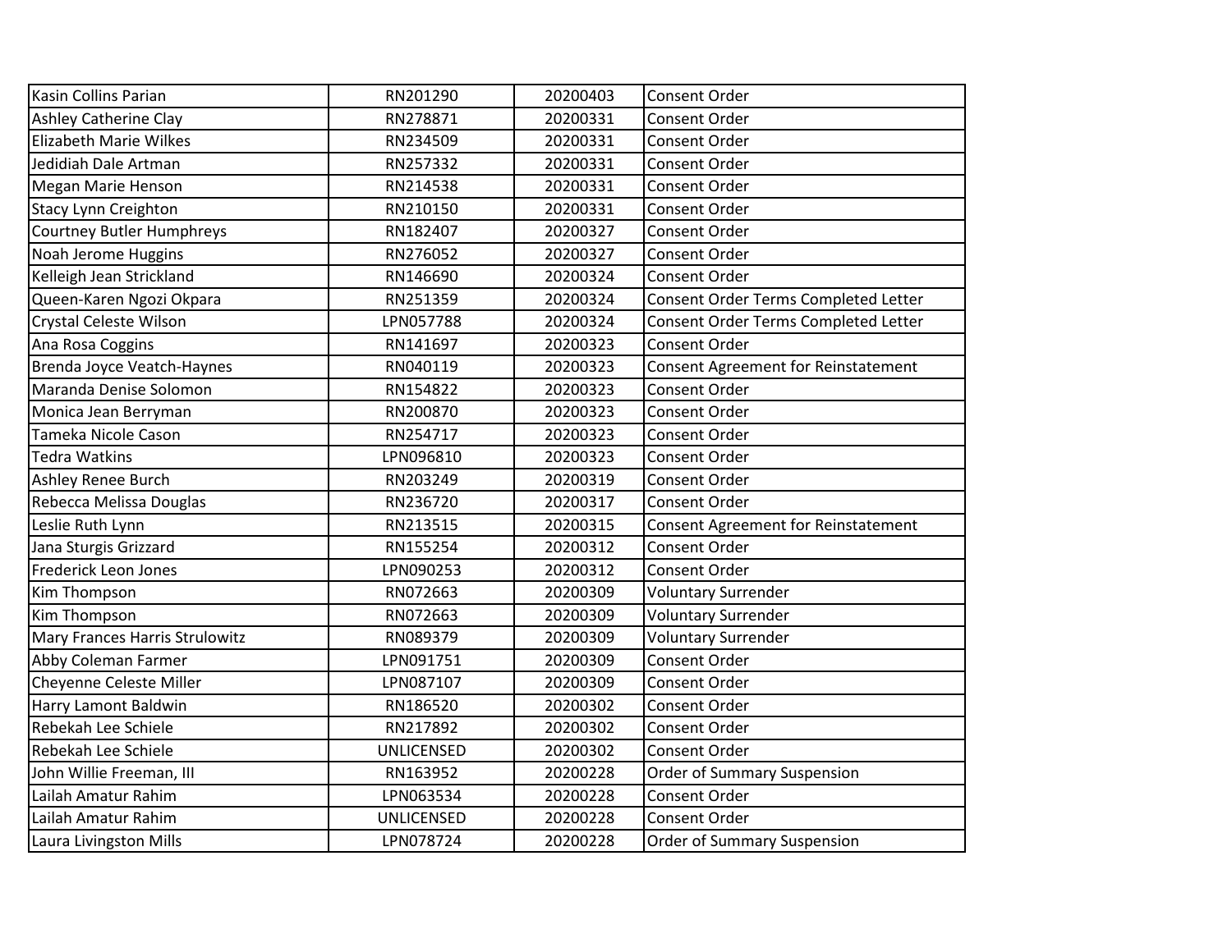| Kasin Collins Parian | RN201290 | 20200403 | Consent Order |
|---|---|---|---|
| Ashley Catherine Clay | RN278871 | 20200331 | Consent Order |
| Elizabeth Marie Wilkes | RN234509 | 20200331 | Consent Order |
| Jedidiah Dale Artman | RN257332 | 20200331 | Consent Order |
| Megan Marie Henson | RN214538 | 20200331 | Consent Order |
| Stacy Lynn Creighton | RN210150 | 20200331 | Consent Order |
| Courtney Butler Humphreys | RN182407 | 20200327 | Consent Order |
| Noah Jerome Huggins | RN276052 | 20200327 | Consent Order |
| Kelleigh Jean Strickland | RN146690 | 20200324 | Consent Order |
| Queen-Karen Ngozi Okpara | RN251359 | 20200324 | Consent Order Terms Completed Letter |
| Crystal Celeste Wilson | LPN057788 | 20200324 | Consent Order Terms Completed Letter |
| Ana Rosa Coggins | RN141697 | 20200323 | Consent Order |
| Brenda Joyce Veatch-Haynes | RN040119 | 20200323 | Consent Agreement for Reinstatement |
| Maranda Denise Solomon | RN154822 | 20200323 | Consent Order |
| Monica Jean Berryman | RN200870 | 20200323 | Consent Order |
| Tameka Nicole Cason | RN254717 | 20200323 | Consent Order |
| Tedra Watkins | LPN096810 | 20200323 | Consent Order |
| Ashley Renee Burch | RN203249 | 20200319 | Consent Order |
| Rebecca Melissa Douglas | RN236720 | 20200317 | Consent Order |
| Leslie Ruth Lynn | RN213515 | 20200315 | Consent Agreement for Reinstatement |
| Jana Sturgis Grizzard | RN155254 | 20200312 | Consent Order |
| Frederick Leon Jones | LPN090253 | 20200312 | Consent Order |
| Kim Thompson | RN072663 | 20200309 | Voluntary Surrender |
| Kim Thompson | RN072663 | 20200309 | Voluntary Surrender |
| Mary Frances Harris Strulowitz | RN089379 | 20200309 | Voluntary Surrender |
| Abby Coleman Farmer | LPN091751 | 20200309 | Consent Order |
| Cheyenne Celeste Miller | LPN087107 | 20200309 | Consent Order |
| Harry Lamont Baldwin | RN186520 | 20200302 | Consent Order |
| Rebekah Lee Schiele | RN217892 | 20200302 | Consent Order |
| Rebekah Lee Schiele | UNLICENSED | 20200302 | Consent Order |
| John Willie Freeman, III | RN163952 | 20200228 | Order of Summary Suspension |
| Lailah Amatur Rahim | LPN063534 | 20200228 | Consent Order |
| Lailah Amatur Rahim | UNLICENSED | 20200228 | Consent Order |
| Laura Livingston Mills | LPN078724 | 20200228 | Order of Summary Suspension |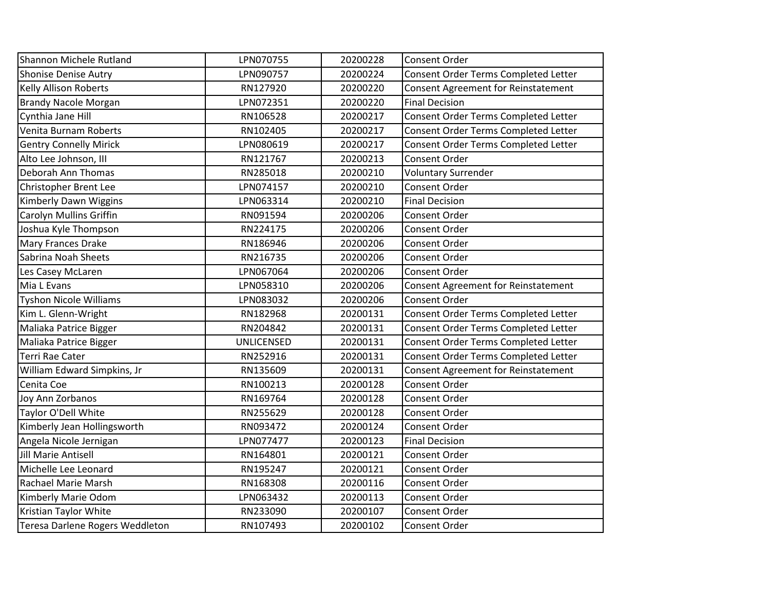| | | | |
|---|---|---|---|
| Shannon Michele Rutland | LPN070755 | 20200228 | Consent Order |
| Shonise Denise Autry | LPN090757 | 20200224 | Consent Order Terms Completed Letter |
| Kelly Allison Roberts | RN127920 | 20200220 | Consent Agreement for Reinstatement |
| Brandy Nacole Morgan | LPN072351 | 20200220 | Final Decision |
| Cynthia Jane Hill | RN106528 | 20200217 | Consent Order Terms Completed Letter |
| Venita Burnam Roberts | RN102405 | 20200217 | Consent Order Terms Completed Letter |
| Gentry Connelly Mirick | LPN080619 | 20200217 | Consent Order Terms Completed Letter |
| Alto Lee Johnson, III | RN121767 | 20200213 | Consent Order |
| Deborah Ann Thomas | RN285018 | 20200210 | Voluntary Surrender |
| Christopher Brent Lee | LPN074157 | 20200210 | Consent Order |
| Kimberly Dawn Wiggins | LPN063314 | 20200210 | Final Decision |
| Carolyn Mullins Griffin | RN091594 | 20200206 | Consent Order |
| Joshua Kyle Thompson | RN224175 | 20200206 | Consent Order |
| Mary Frances Drake | RN186946 | 20200206 | Consent Order |
| Sabrina Noah Sheets | RN216735 | 20200206 | Consent Order |
| Les Casey McLaren | LPN067064 | 20200206 | Consent Order |
| Mia L Evans | LPN058310 | 20200206 | Consent Agreement for Reinstatement |
| Tyshon Nicole Williams | LPN083032 | 20200206 | Consent Order |
| Kim L. Glenn-Wright | RN182968 | 20200131 | Consent Order Terms Completed Letter |
| Maliaka Patrice Bigger | RN204842 | 20200131 | Consent Order Terms Completed Letter |
| Maliaka Patrice Bigger | UNLICENSED | 20200131 | Consent Order Terms Completed Letter |
| Terri Rae Cater | RN252916 | 20200131 | Consent Order Terms Completed Letter |
| William Edward Simpkins, Jr | RN135609 | 20200131 | Consent Agreement for Reinstatement |
| Cenita Coe | RN100213 | 20200128 | Consent Order |
| Joy Ann Zorbanos | RN169764 | 20200128 | Consent Order |
| Taylor O'Dell White | RN255629 | 20200128 | Consent Order |
| Kimberly Jean Hollingsworth | RN093472 | 20200124 | Consent Order |
| Angela Nicole Jernigan | LPN077477 | 20200123 | Final Decision |
| Jill Marie Antisell | RN164801 | 20200121 | Consent Order |
| Michelle Lee Leonard | RN195247 | 20200121 | Consent Order |
| Rachael Marie Marsh | RN168308 | 20200116 | Consent Order |
| Kimberly Marie Odom | LPN063432 | 20200113 | Consent Order |
| Kristian Taylor White | RN233090 | 20200107 | Consent Order |
| Teresa Darlene Rogers Weddleton | RN107493 | 20200102 | Consent Order |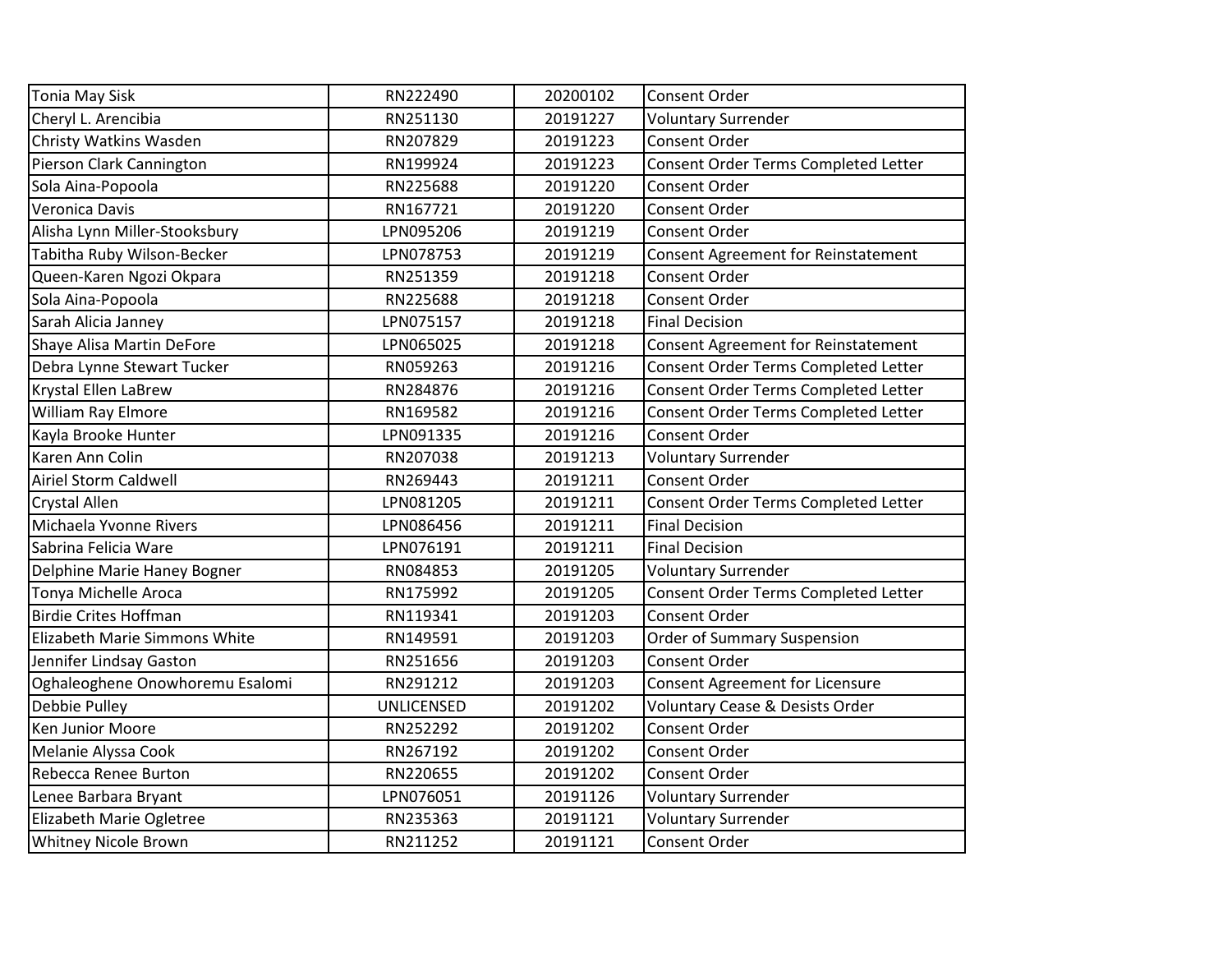| | | | |
|---|---|---|---|
| Tonia May Sisk | RN222490 | 20200102 | Consent Order |
| Cheryl L. Arencibia | RN251130 | 20191227 | Voluntary Surrender |
| Christy Watkins Wasden | RN207829 | 20191223 | Consent Order |
| Pierson Clark Cannington | RN199924 | 20191223 | Consent Order Terms Completed Letter |
| Sola Aina-Popoola | RN225688 | 20191220 | Consent Order |
| Veronica Davis | RN167721 | 20191220 | Consent Order |
| Alisha Lynn Miller-Stooksbury | LPN095206 | 20191219 | Consent Order |
| Tabitha Ruby Wilson-Becker | LPN078753 | 20191219 | Consent Agreement for Reinstatement |
| Queen-Karen Ngozi Okpara | RN251359 | 20191218 | Consent Order |
| Sola Aina-Popoola | RN225688 | 20191218 | Consent Order |
| Sarah Alicia Janney | LPN075157 | 20191218 | Final Decision |
| Shaye Alisa Martin DeFore | LPN065025 | 20191218 | Consent Agreement for Reinstatement |
| Debra Lynne Stewart Tucker | RN059263 | 20191216 | Consent Order Terms Completed Letter |
| Krystal Ellen LaBrew | RN284876 | 20191216 | Consent Order Terms Completed Letter |
| William Ray Elmore | RN169582 | 20191216 | Consent Order Terms Completed Letter |
| Kayla Brooke Hunter | LPN091335 | 20191216 | Consent Order |
| Karen Ann Colin | RN207038 | 20191213 | Voluntary Surrender |
| Airiel Storm Caldwell | RN269443 | 20191211 | Consent Order |
| Crystal Allen | LPN081205 | 20191211 | Consent Order Terms Completed Letter |
| Michaela Yvonne Rivers | LPN086456 | 20191211 | Final Decision |
| Sabrina Felicia Ware | LPN076191 | 20191211 | Final Decision |
| Delphine Marie Haney Bogner | RN084853 | 20191205 | Voluntary Surrender |
| Tonya Michelle Aroca | RN175992 | 20191205 | Consent Order Terms Completed Letter |
| Birdie Crites Hoffman | RN119341 | 20191203 | Consent Order |
| Elizabeth Marie Simmons White | RN149591 | 20191203 | Order of Summary Suspension |
| Jennifer Lindsay Gaston | RN251656 | 20191203 | Consent Order |
| Oghaleoghene Onowhoremu Esalomi | RN291212 | 20191203 | Consent Agreement for Licensure |
| Debbie Pulley | UNLICENSED | 20191202 | Voluntary Cease & Desists Order |
| Ken Junior Moore | RN252292 | 20191202 | Consent Order |
| Melanie Alyssa Cook | RN267192 | 20191202 | Consent Order |
| Rebecca Renee Burton | RN220655 | 20191202 | Consent Order |
| Lenee Barbara Bryant | LPN076051 | 20191126 | Voluntary Surrender |
| Elizabeth Marie Ogletree | RN235363 | 20191121 | Voluntary Surrender |
| Whitney Nicole Brown | RN211252 | 20191121 | Consent Order |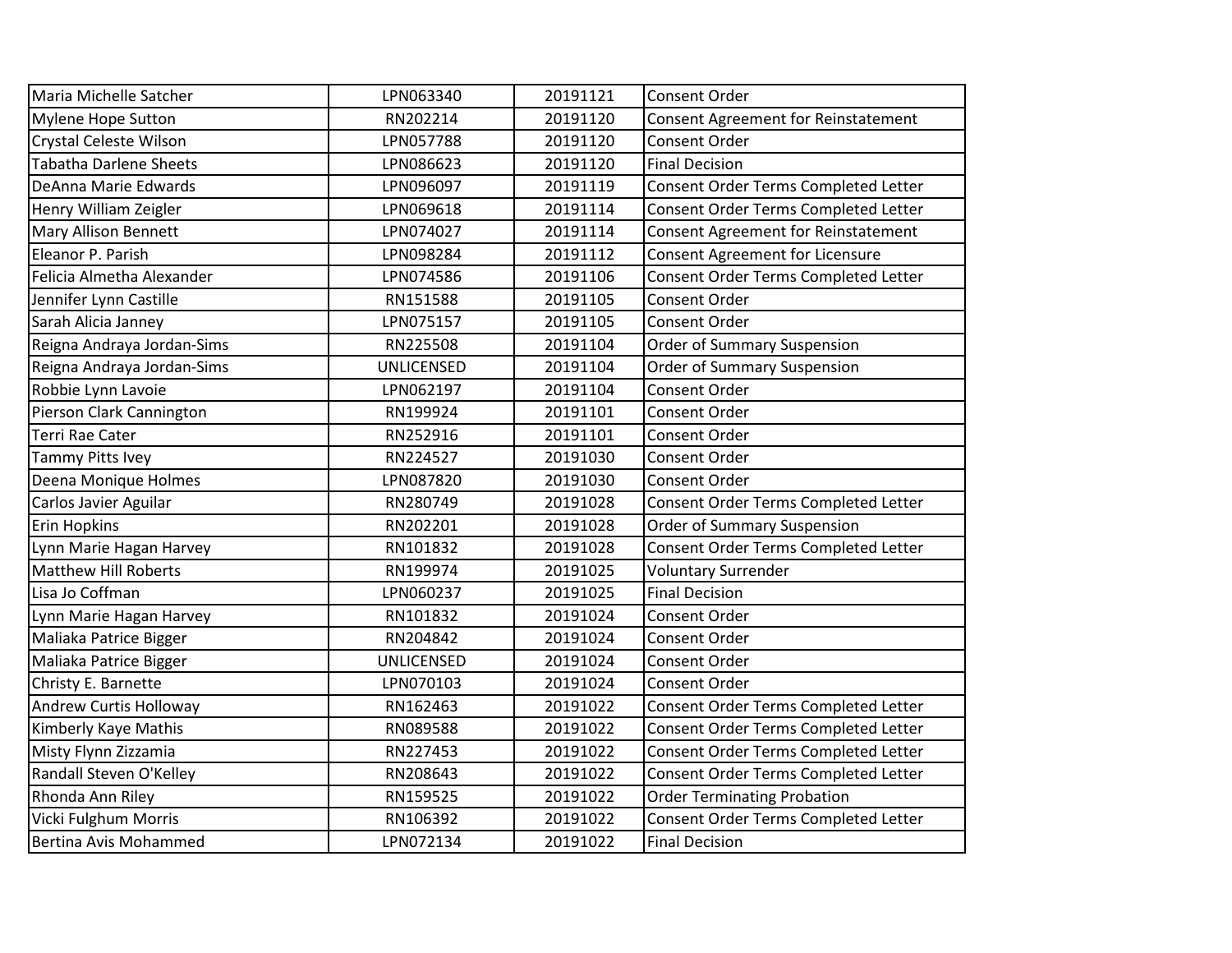| Maria Michelle Satcher | LPN063340 | 20191121 | Consent Order |
|---|---|---|---|
| Mylene Hope Sutton | RN202214 | 20191120 | Consent Agreement for Reinstatement |
| Crystal Celeste Wilson | LPN057788 | 20191120 | Consent Order |
| Tabatha Darlene Sheets | LPN086623 | 20191120 | Final Decision |
| DeAnna Marie Edwards | LPN096097 | 20191119 | Consent Order Terms Completed Letter |
| Henry William Zeigler | LPN069618 | 20191114 | Consent Order Terms Completed Letter |
| Mary Allison Bennett | LPN074027 | 20191114 | Consent Agreement for Reinstatement |
| Eleanor P. Parish | LPN098284 | 20191112 | Consent Agreement for Licensure |
| Felicia Almetha Alexander | LPN074586 | 20191106 | Consent Order Terms Completed Letter |
| Jennifer Lynn Castille | RN151588 | 20191105 | Consent Order |
| Sarah Alicia Janney | LPN075157 | 20191105 | Consent Order |
| Reigna Andraya Jordan-Sims | RN225508 | 20191104 | Order of Summary Suspension |
| Reigna Andraya Jordan-Sims | UNLICENSED | 20191104 | Order of Summary Suspension |
| Robbie Lynn Lavoie | LPN062197 | 20191104 | Consent Order |
| Pierson Clark Cannington | RN199924 | 20191101 | Consent Order |
| Terri Rae Cater | RN252916 | 20191101 | Consent Order |
| Tammy Pitts Ivey | RN224527 | 20191030 | Consent Order |
| Deena Monique Holmes | LPN087820 | 20191030 | Consent Order |
| Carlos Javier Aguilar | RN280749 | 20191028 | Consent Order Terms Completed Letter |
| Erin Hopkins | RN202201 | 20191028 | Order of Summary Suspension |
| Lynn Marie Hagan Harvey | RN101832 | 20191028 | Consent Order Terms Completed Letter |
| Matthew Hill Roberts | RN199974 | 20191025 | Voluntary Surrender |
| Lisa Jo Coffman | LPN060237 | 20191025 | Final Decision |
| Lynn Marie Hagan Harvey | RN101832 | 20191024 | Consent Order |
| Maliaka Patrice Bigger | RN204842 | 20191024 | Consent Order |
| Maliaka Patrice Bigger | UNLICENSED | 20191024 | Consent Order |
| Christy E. Barnette | LPN070103 | 20191024 | Consent Order |
| Andrew Curtis Holloway | RN162463 | 20191022 | Consent Order Terms Completed Letter |
| Kimberly Kaye Mathis | RN089588 | 20191022 | Consent Order Terms Completed Letter |
| Misty Flynn Zizzamia | RN227453 | 20191022 | Consent Order Terms Completed Letter |
| Randall Steven O'Kelley | RN208643 | 20191022 | Consent Order Terms Completed Letter |
| Rhonda Ann Riley | RN159525 | 20191022 | Order Terminating Probation |
| Vicki Fulghum Morris | RN106392 | 20191022 | Consent Order Terms Completed Letter |
| Bertina Avis Mohammed | LPN072134 | 20191022 | Final Decision |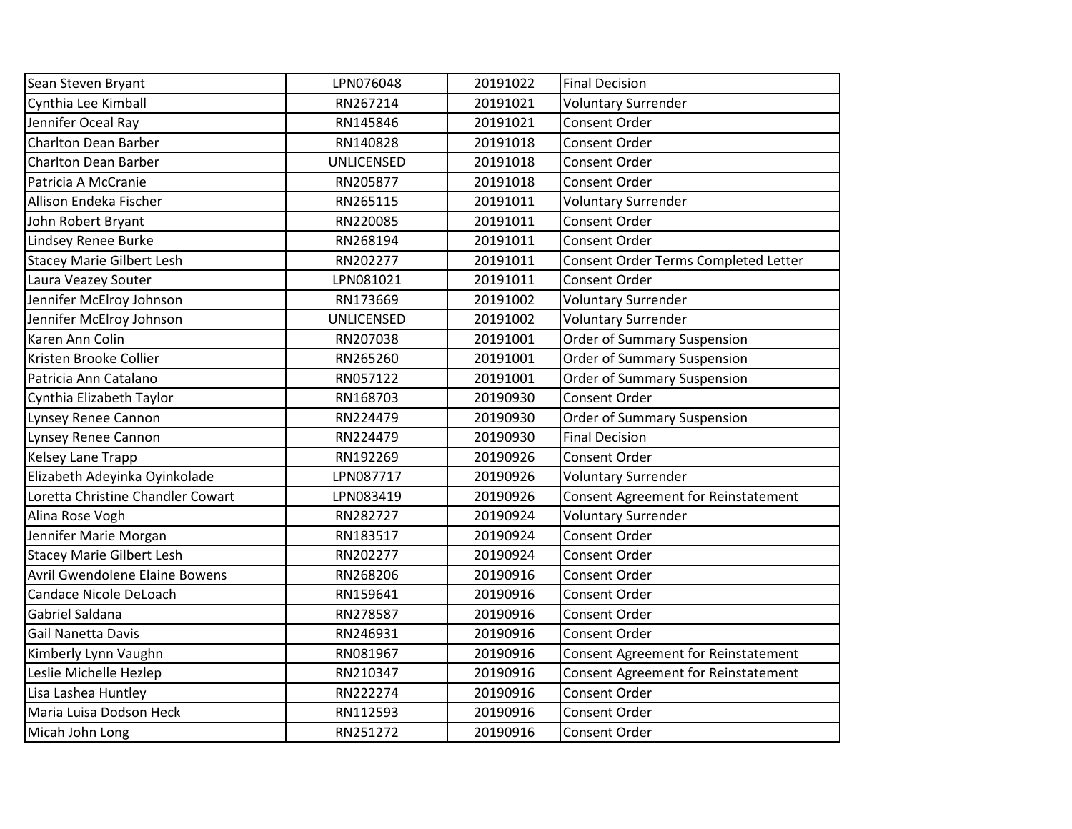| | | | |
|---|---|---|---|
| Sean Steven Bryant | LPN076048 | 20191022 | Final Decision |
| Cynthia Lee Kimball | RN267214 | 20191021 | Voluntary Surrender |
| Jennifer Oceal Ray | RN145846 | 20191021 | Consent Order |
| Charlton Dean Barber | RN140828 | 20191018 | Consent Order |
| Charlton Dean Barber | UNLICENSED | 20191018 | Consent Order |
| Patricia A McCranie | RN205877 | 20191018 | Consent Order |
| Allison Endeka Fischer | RN265115 | 20191011 | Voluntary Surrender |
| John Robert Bryant | RN220085 | 20191011 | Consent Order |
| Lindsey Renee Burke | RN268194 | 20191011 | Consent Order |
| Stacey Marie Gilbert Lesh | RN202277 | 20191011 | Consent Order Terms Completed Letter |
| Laura Veazey Souter | LPN081021 | 20191011 | Consent Order |
| Jennifer McElroy Johnson | RN173669 | 20191002 | Voluntary Surrender |
| Jennifer McElroy Johnson | UNLICENSED | 20191002 | Voluntary Surrender |
| Karen Ann Colin | RN207038 | 20191001 | Order of Summary Suspension |
| Kristen Brooke Collier | RN265260 | 20191001 | Order of Summary Suspension |
| Patricia Ann Catalano | RN057122 | 20191001 | Order of Summary Suspension |
| Cynthia Elizabeth Taylor | RN168703 | 20190930 | Consent Order |
| Lynsey Renee Cannon | RN224479 | 20190930 | Order of Summary Suspension |
| Lynsey Renee Cannon | RN224479 | 20190930 | Final Decision |
| Kelsey Lane Trapp | RN192269 | 20190926 | Consent Order |
| Elizabeth Adeyinka Oyinkolade | LPN087717 | 20190926 | Voluntary Surrender |
| Loretta Christine Chandler Cowart | LPN083419 | 20190926 | Consent Agreement for Reinstatement |
| Alina Rose Vogh | RN282727 | 20190924 | Voluntary Surrender |
| Jennifer Marie Morgan | RN183517 | 20190924 | Consent Order |
| Stacey Marie Gilbert Lesh | RN202277 | 20190924 | Consent Order |
| Avril Gwendolene Elaine Bowens | RN268206 | 20190916 | Consent Order |
| Candace Nicole DeLoach | RN159641 | 20190916 | Consent Order |
| Gabriel Saldana | RN278587 | 20190916 | Consent Order |
| Gail Nanetta Davis | RN246931 | 20190916 | Consent Order |
| Kimberly Lynn Vaughn | RN081967 | 20190916 | Consent Agreement for Reinstatement |
| Leslie Michelle Hezlep | RN210347 | 20190916 | Consent Agreement for Reinstatement |
| Lisa Lashea Huntley | RN222274 | 20190916 | Consent Order |
| Maria Luisa Dodson Heck | RN112593 | 20190916 | Consent Order |
| Micah John Long | RN251272 | 20190916 | Consent Order |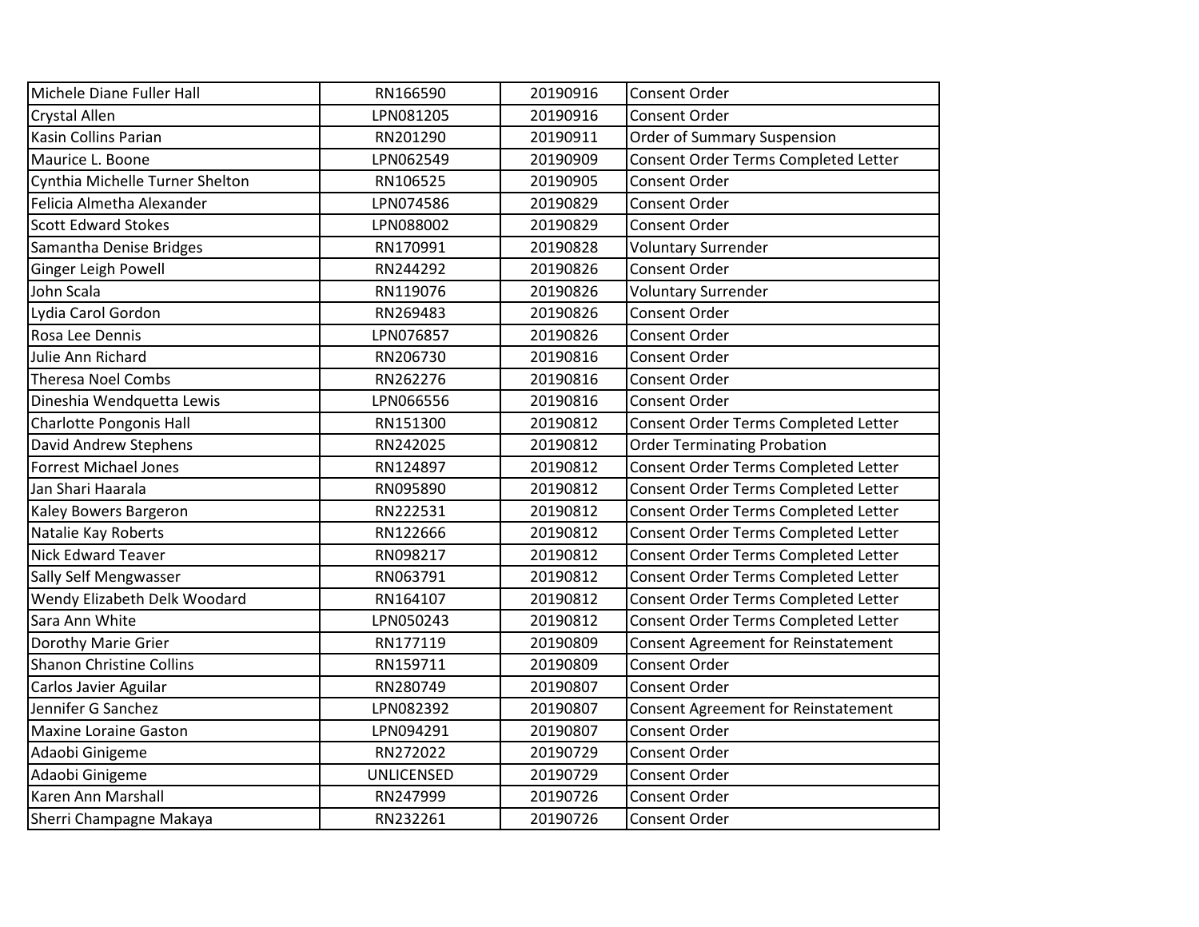| | | | |
|---|---|---|---|
| Michele Diane Fuller Hall | RN166590 | 20190916 | Consent Order |
| Crystal Allen | LPN081205 | 20190916 | Consent Order |
| Kasin Collins Parian | RN201290 | 20190911 | Order of Summary Suspension |
| Maurice L. Boone | LPN062549 | 20190909 | Consent Order Terms Completed Letter |
| Cynthia Michelle Turner Shelton | RN106525 | 20190905 | Consent Order |
| Felicia Almetha Alexander | LPN074586 | 20190829 | Consent Order |
| Scott Edward Stokes | LPN088002 | 20190829 | Consent Order |
| Samantha Denise Bridges | RN170991 | 20190828 | Voluntary Surrender |
| Ginger Leigh Powell | RN244292 | 20190826 | Consent Order |
| John Scala | RN119076 | 20190826 | Voluntary Surrender |
| Lydia Carol Gordon | RN269483 | 20190826 | Consent Order |
| Rosa Lee Dennis | LPN076857 | 20190826 | Consent Order |
| Julie Ann Richard | RN206730 | 20190816 | Consent Order |
| Theresa Noel Combs | RN262276 | 20190816 | Consent Order |
| Dineshia Wendquetta Lewis | LPN066556 | 20190816 | Consent Order |
| Charlotte Pongonis Hall | RN151300 | 20190812 | Consent Order Terms Completed Letter |
| David Andrew Stephens | RN242025 | 20190812 | Order Terminating Probation |
| Forrest Michael Jones | RN124897 | 20190812 | Consent Order Terms Completed Letter |
| Jan Shari Haarala | RN095890 | 20190812 | Consent Order Terms Completed Letter |
| Kaley Bowers Bargeron | RN222531 | 20190812 | Consent Order Terms Completed Letter |
| Natalie Kay Roberts | RN122666 | 20190812 | Consent Order Terms Completed Letter |
| Nick Edward Teaver | RN098217 | 20190812 | Consent Order Terms Completed Letter |
| Sally Self Mengwasser | RN063791 | 20190812 | Consent Order Terms Completed Letter |
| Wendy Elizabeth Delk Woodard | RN164107 | 20190812 | Consent Order Terms Completed Letter |
| Sara Ann White | LPN050243 | 20190812 | Consent Order Terms Completed Letter |
| Dorothy Marie Grier | RN177119 | 20190809 | Consent Agreement for Reinstatement |
| Shanon Christine Collins | RN159711 | 20190809 | Consent Order |
| Carlos Javier Aguilar | RN280749 | 20190807 | Consent Order |
| Jennifer G Sanchez | LPN082392 | 20190807 | Consent Agreement for Reinstatement |
| Maxine Loraine Gaston | LPN094291 | 20190807 | Consent Order |
| Adaobi Ginigeme | RN272022 | 20190729 | Consent Order |
| Adaobi Ginigeme | UNLICENSED | 20190729 | Consent Order |
| Karen Ann Marshall | RN247999 | 20190726 | Consent Order |
| Sherri Champagne Makaya | RN232261 | 20190726 | Consent Order |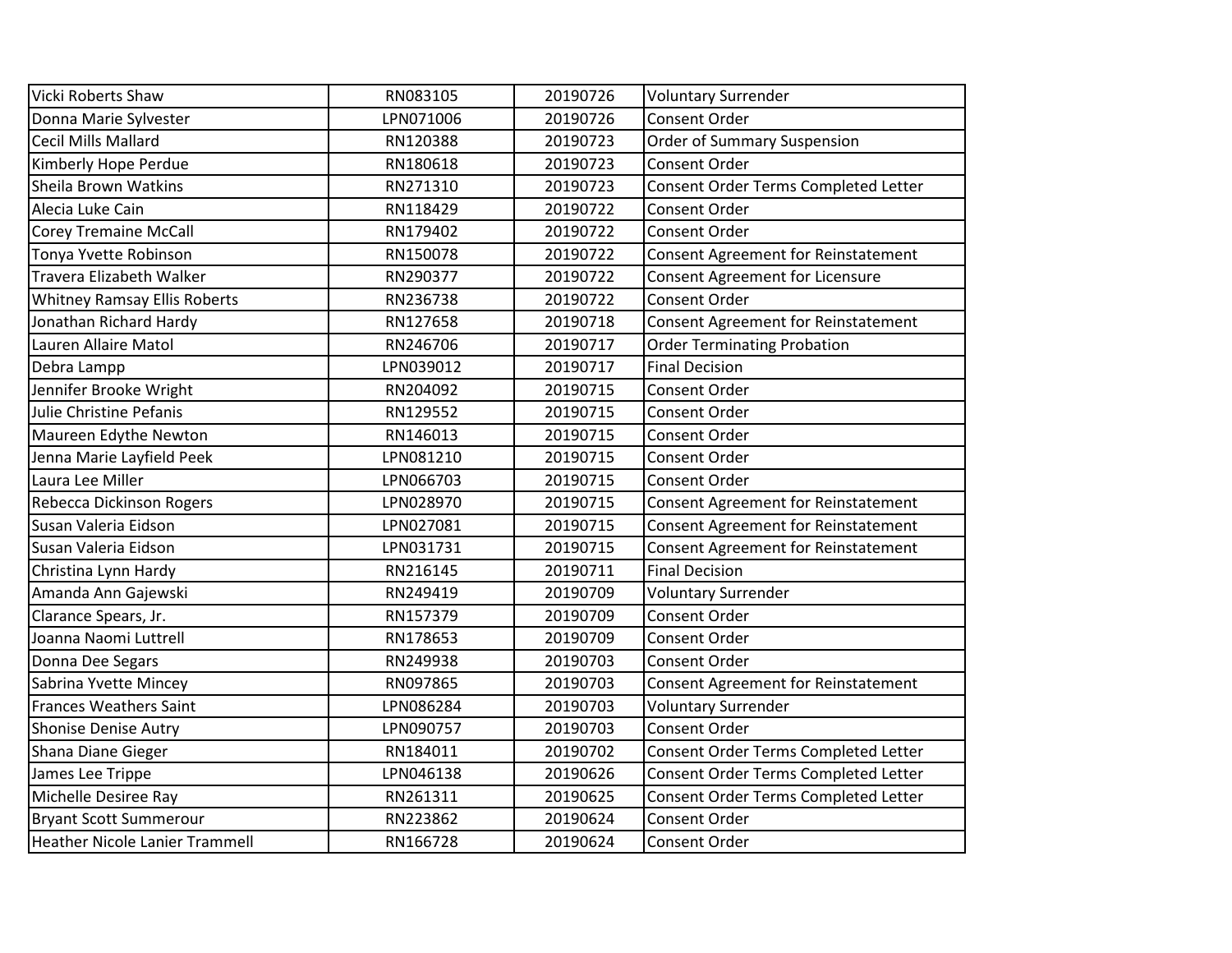| | | | |
|---|---|---|---|
| Vicki Roberts Shaw | RN083105 | 20190726 | Voluntary Surrender |
| Donna Marie Sylvester | LPN071006 | 20190726 | Consent Order |
| Cecil Mills Mallard | RN120388 | 20190723 | Order of Summary Suspension |
| Kimberly Hope Perdue | RN180618 | 20190723 | Consent Order |
| Sheila Brown Watkins | RN271310 | 20190723 | Consent Order Terms Completed Letter |
| Alecia Luke Cain | RN118429 | 20190722 | Consent Order |
| Corey Tremaine McCall | RN179402 | 20190722 | Consent Order |
| Tonya Yvette Robinson | RN150078 | 20190722 | Consent Agreement for Reinstatement |
| Travera Elizabeth Walker | RN290377 | 20190722 | Consent Agreement for Licensure |
| Whitney Ramsay Ellis Roberts | RN236738 | 20190722 | Consent Order |
| Jonathan Richard Hardy | RN127658 | 20190718 | Consent Agreement for Reinstatement |
| Lauren Allaire Matol | RN246706 | 20190717 | Order Terminating Probation |
| Debra Lampp | LPN039012 | 20190717 | Final Decision |
| Jennifer Brooke Wright | RN204092 | 20190715 | Consent Order |
| Julie Christine Pefanis | RN129552 | 20190715 | Consent Order |
| Maureen Edythe Newton | RN146013 | 20190715 | Consent Order |
| Jenna Marie Layfield Peek | LPN081210 | 20190715 | Consent Order |
| Laura Lee Miller | LPN066703 | 20190715 | Consent Order |
| Rebecca Dickinson Rogers | LPN028970 | 20190715 | Consent Agreement for Reinstatement |
| Susan Valeria Eidson | LPN027081 | 20190715 | Consent Agreement for Reinstatement |
| Susan Valeria Eidson | LPN031731 | 20190715 | Consent Agreement for Reinstatement |
| Christina Lynn Hardy | RN216145 | 20190711 | Final Decision |
| Amanda Ann Gajewski | RN249419 | 20190709 | Voluntary Surrender |
| Clarance Spears, Jr. | RN157379 | 20190709 | Consent Order |
| Joanna Naomi Luttrell | RN178653 | 20190709 | Consent Order |
| Donna Dee Segars | RN249938 | 20190703 | Consent Order |
| Sabrina Yvette Mincey | RN097865 | 20190703 | Consent Agreement for Reinstatement |
| Frances Weathers Saint | LPN086284 | 20190703 | Voluntary Surrender |
| Shonise Denise Autry | LPN090757 | 20190703 | Consent Order |
| Shana Diane Gieger | RN184011 | 20190702 | Consent Order Terms Completed Letter |
| James Lee Trippe | LPN046138 | 20190626 | Consent Order Terms Completed Letter |
| Michelle Desiree Ray | RN261311 | 20190625 | Consent Order Terms Completed Letter |
| Bryant Scott Summerour | RN223862 | 20190624 | Consent Order |
| Heather Nicole Lanier Trammell | RN166728 | 20190624 | Consent Order |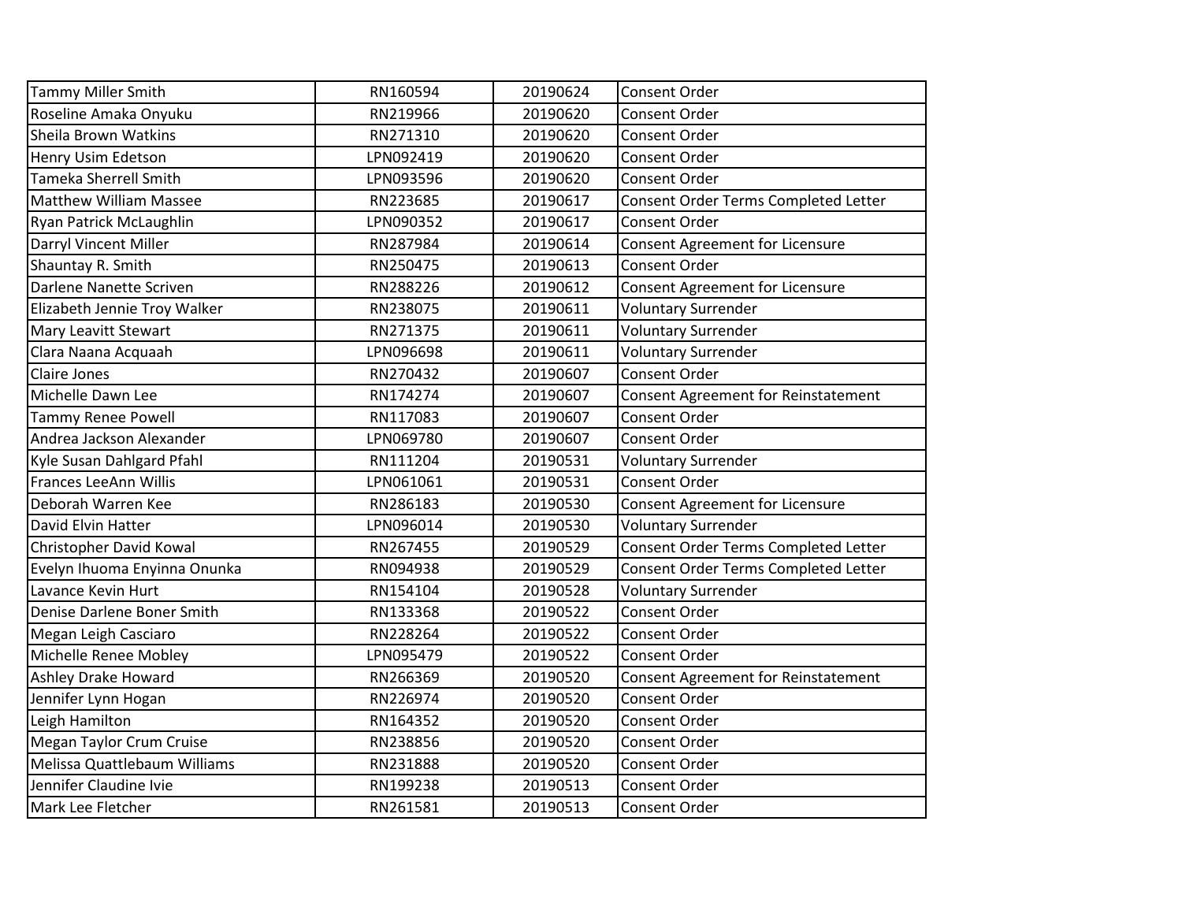| | | | |
|---|---|---|---|
| Tammy Miller Smith | RN160594 | 20190624 | Consent Order |
| Roseline Amaka Onyuku | RN219966 | 20190620 | Consent Order |
| Sheila Brown Watkins | RN271310 | 20190620 | Consent Order |
| Henry Usim Edetson | LPN092419 | 20190620 | Consent Order |
| Tameka Sherrell Smith | LPN093596 | 20190620 | Consent Order |
| Matthew William Massee | RN223685 | 20190617 | Consent Order Terms Completed Letter |
| Ryan Patrick McLaughlin | LPN090352 | 20190617 | Consent Order |
| Darryl Vincent Miller | RN287984 | 20190614 | Consent Agreement for Licensure |
| Shauntay R. Smith | RN250475 | 20190613 | Consent Order |
| Darlene Nanette Scriven | RN288226 | 20190612 | Consent Agreement for Licensure |
| Elizabeth Jennie Troy Walker | RN238075 | 20190611 | Voluntary Surrender |
| Mary Leavitt Stewart | RN271375 | 20190611 | Voluntary Surrender |
| Clara Naana Acquaah | LPN096698 | 20190611 | Voluntary Surrender |
| Claire Jones | RN270432 | 20190607 | Consent Order |
| Michelle Dawn Lee | RN174274 | 20190607 | Consent Agreement for Reinstatement |
| Tammy Renee Powell | RN117083 | 20190607 | Consent Order |
| Andrea Jackson Alexander | LPN069780 | 20190607 | Consent Order |
| Kyle Susan Dahlgard Pfahl | RN111204 | 20190531 | Voluntary Surrender |
| Frances LeeAnn Willis | LPN061061 | 20190531 | Consent Order |
| Deborah Warren Kee | RN286183 | 20190530 | Consent Agreement for Licensure |
| David Elvin Hatter | LPN096014 | 20190530 | Voluntary Surrender |
| Christopher David Kowal | RN267455 | 20190529 | Consent Order Terms Completed Letter |
| Evelyn Ihuoma Enyinna Onunka | RN094938 | 20190529 | Consent Order Terms Completed Letter |
| Lavance Kevin Hurt | RN154104 | 20190528 | Voluntary Surrender |
| Denise Darlene Boner Smith | RN133368 | 20190522 | Consent Order |
| Megan Leigh Casciaro | RN228264 | 20190522 | Consent Order |
| Michelle Renee Mobley | LPN095479 | 20190522 | Consent Order |
| Ashley Drake Howard | RN266369 | 20190520 | Consent Agreement for Reinstatement |
| Jennifer Lynn Hogan | RN226974 | 20190520 | Consent Order |
| Leigh Hamilton | RN164352 | 20190520 | Consent Order |
| Megan Taylor Crum Cruise | RN238856 | 20190520 | Consent Order |
| Melissa Quattlebaum Williams | RN231888 | 20190520 | Consent Order |
| Jennifer Claudine Ivie | RN199238 | 20190513 | Consent Order |
| Mark Lee Fletcher | RN261581 | 20190513 | Consent Order |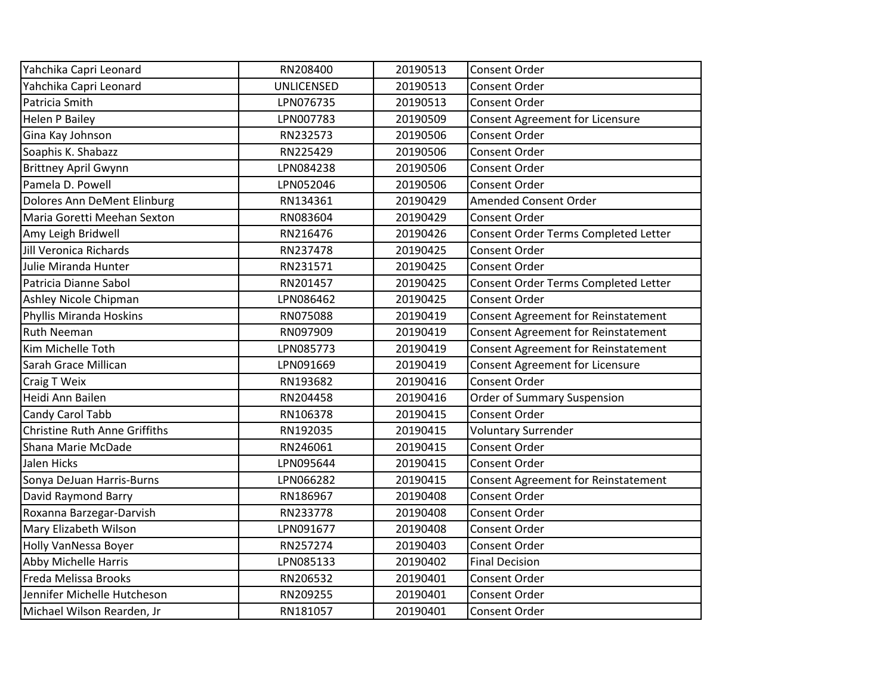| | | | |
|---|---|---|---|
| Yahchika Capri Leonard | RN208400 | 20190513 | Consent Order |
| Yahchika Capri Leonard | UNLICENSED | 20190513 | Consent Order |
| Patricia Smith | LPN076735 | 20190513 | Consent Order |
| Helen P Bailey | LPN007783 | 20190509 | Consent Agreement for Licensure |
| Gina Kay Johnson | RN232573 | 20190506 | Consent Order |
| Soaphis K. Shabazz | RN225429 | 20190506 | Consent Order |
| Brittney April Gwynn | LPN084238 | 20190506 | Consent Order |
| Pamela D. Powell | LPN052046 | 20190506 | Consent Order |
| Dolores Ann DeMent Elinburg | RN134361 | 20190429 | Amended Consent Order |
| Maria Goretti Meehan Sexton | RN083604 | 20190429 | Consent Order |
| Amy Leigh Bridwell | RN216476 | 20190426 | Consent Order Terms Completed Letter |
| Jill Veronica Richards | RN237478 | 20190425 | Consent Order |
| Julie Miranda Hunter | RN231571 | 20190425 | Consent Order |
| Patricia Dianne Sabol | RN201457 | 20190425 | Consent Order Terms Completed Letter |
| Ashley Nicole Chipman | LPN086462 | 20190425 | Consent Order |
| Phyllis Miranda Hoskins | RN075088 | 20190419 | Consent Agreement for Reinstatement |
| Ruth Neeman | RN097909 | 20190419 | Consent Agreement for Reinstatement |
| Kim Michelle Toth | LPN085773 | 20190419 | Consent Agreement for Reinstatement |
| Sarah Grace Millican | LPN091669 | 20190419 | Consent Agreement for Licensure |
| Craig T Weix | RN193682 | 20190416 | Consent Order |
| Heidi Ann Bailen | RN204458 | 20190416 | Order of Summary Suspension |
| Candy Carol Tabb | RN106378 | 20190415 | Consent Order |
| Christine Ruth Anne Griffiths | RN192035 | 20190415 | Voluntary Surrender |
| Shana Marie McDade | RN246061 | 20190415 | Consent Order |
| Jalen Hicks | LPN095644 | 20190415 | Consent Order |
| Sonya DeJuan Harris-Burns | LPN066282 | 20190415 | Consent Agreement for Reinstatement |
| David Raymond Barry | RN186967 | 20190408 | Consent Order |
| Roxanna Barzegar-Darvish | RN233778 | 20190408 | Consent Order |
| Mary Elizabeth Wilson | LPN091677 | 20190408 | Consent Order |
| Holly VanNessa Boyer | RN257274 | 20190403 | Consent Order |
| Abby Michelle Harris | LPN085133 | 20190402 | Final Decision |
| Freda Melissa Brooks | RN206532 | 20190401 | Consent Order |
| Jennifer Michelle Hutcheson | RN209255 | 20190401 | Consent Order |
| Michael Wilson Rearden, Jr | RN181057 | 20190401 | Consent Order |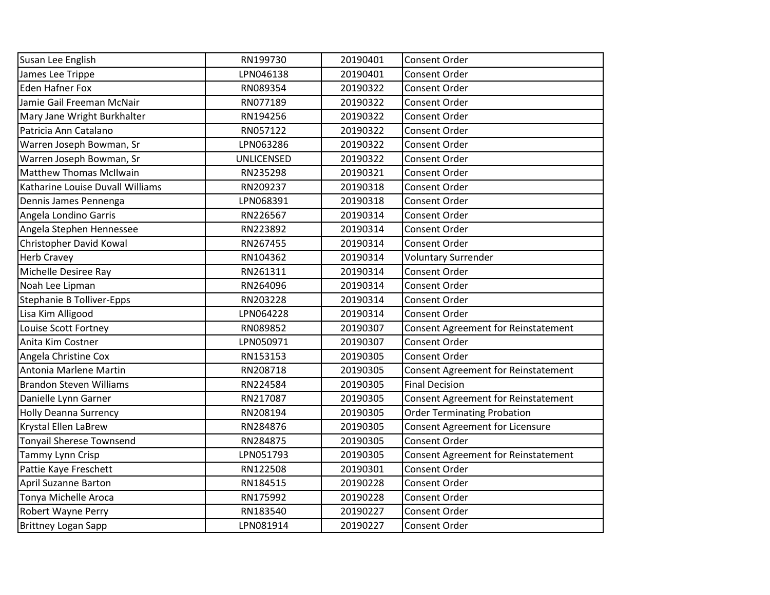| | | | |
|---|---|---|---|
| Susan Lee English | RN199730 | 20190401 | Consent Order |
| James Lee Trippe | LPN046138 | 20190401 | Consent Order |
| Eden Hafner Fox | RN089354 | 20190322 | Consent Order |
| Jamie Gail Freeman McNair | RN077189 | 20190322 | Consent Order |
| Mary Jane Wright Burkhalter | RN194256 | 20190322 | Consent Order |
| Patricia Ann Catalano | RN057122 | 20190322 | Consent Order |
| Warren Joseph Bowman, Sr | LPN063286 | 20190322 | Consent Order |
| Warren Joseph Bowman, Sr | UNLICENSED | 20190322 | Consent Order |
| Matthew Thomas McIlwain | RN235298 | 20190321 | Consent Order |
| Katharine Louise Duvall Williams | RN209237 | 20190318 | Consent Order |
| Dennis James Pennenga | LPN068391 | 20190318 | Consent Order |
| Angela Londino Garris | RN226567 | 20190314 | Consent Order |
| Angela Stephen Hennessee | RN223892 | 20190314 | Consent Order |
| Christopher David Kowal | RN267455 | 20190314 | Consent Order |
| Herb Cravey | RN104362 | 20190314 | Voluntary Surrender |
| Michelle Desiree Ray | RN261311 | 20190314 | Consent Order |
| Noah Lee Lipman | RN264096 | 20190314 | Consent Order |
| Stephanie B Tolliver-Epps | RN203228 | 20190314 | Consent Order |
| Lisa Kim Alligood | LPN064228 | 20190314 | Consent Order |
| Louise Scott Fortney | RN089852 | 20190307 | Consent Agreement for Reinstatement |
| Anita Kim Costner | LPN050971 | 20190307 | Consent Order |
| Angela Christine Cox | RN153153 | 20190305 | Consent Order |
| Antonia Marlene Martin | RN208718 | 20190305 | Consent Agreement for Reinstatement |
| Brandon Steven Williams | RN224584 | 20190305 | Final Decision |
| Danielle Lynn Garner | RN217087 | 20190305 | Consent Agreement for Reinstatement |
| Holly Deanna Surrency | RN208194 | 20190305 | Order Terminating Probation |
| Krystal Ellen LaBrew | RN284876 | 20190305 | Consent Agreement for Licensure |
| Tonyail Sherese Townsend | RN284875 | 20190305 | Consent Order |
| Tammy Lynn Crisp | LPN051793 | 20190305 | Consent Agreement for Reinstatement |
| Pattie Kaye Freschett | RN122508 | 20190301 | Consent Order |
| April Suzanne Barton | RN184515 | 20190228 | Consent Order |
| Tonya Michelle Aroca | RN175992 | 20190228 | Consent Order |
| Robert Wayne Perry | RN183540 | 20190227 | Consent Order |
| Brittney Logan Sapp | LPN081914 | 20190227 | Consent Order |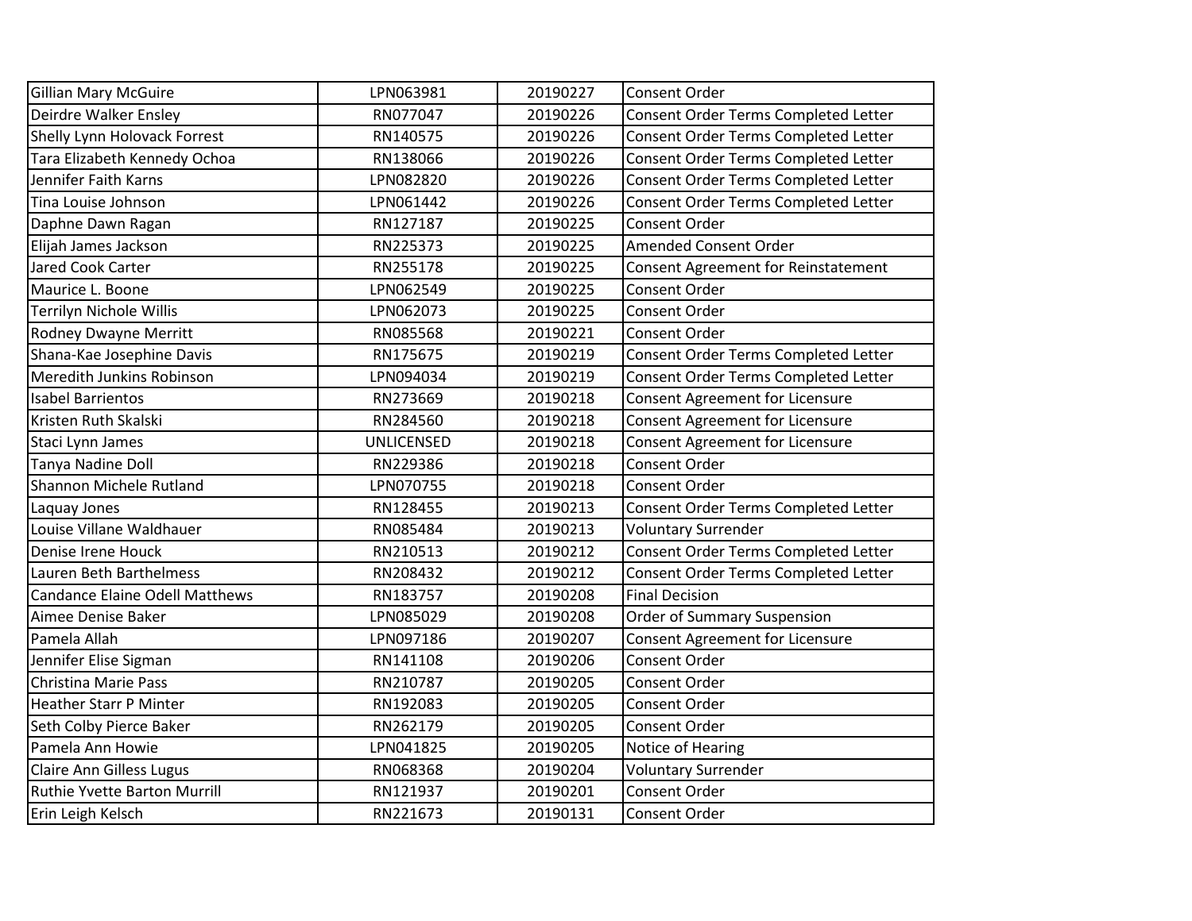| Gillian Mary McGuire | LPN063981 | 20190227 | Consent Order |
|---|---|---|---|
| Deirdre Walker Ensley | RN077047 | 20190226 | Consent Order Terms Completed Letter |
| Shelly Lynn Holovack Forrest | RN140575 | 20190226 | Consent Order Terms Completed Letter |
| Tara Elizabeth Kennedy Ochoa | RN138066 | 20190226 | Consent Order Terms Completed Letter |
| Jennifer Faith Karns | LPN082820 | 20190226 | Consent Order Terms Completed Letter |
| Tina Louise Johnson | LPN061442 | 20190226 | Consent Order Terms Completed Letter |
| Daphne Dawn Ragan | RN127187 | 20190225 | Consent Order |
| Elijah James Jackson | RN225373 | 20190225 | Amended Consent Order |
| Jared Cook Carter | RN255178 | 20190225 | Consent Agreement for Reinstatement |
| Maurice L. Boone | LPN062549 | 20190225 | Consent Order |
| Terrilyn Nichole Willis | LPN062073 | 20190225 | Consent Order |
| Rodney Dwayne Merritt | RN085568 | 20190221 | Consent Order |
| Shana-Kae Josephine Davis | RN175675 | 20190219 | Consent Order Terms Completed Letter |
| Meredith Junkins Robinson | LPN094034 | 20190219 | Consent Order Terms Completed Letter |
| Isabel Barrientos | RN273669 | 20190218 | Consent Agreement for Licensure |
| Kristen Ruth Skalski | RN284560 | 20190218 | Consent Agreement for Licensure |
| Staci Lynn James | UNLICENSED | 20190218 | Consent Agreement for Licensure |
| Tanya Nadine Doll | RN229386 | 20190218 | Consent Order |
| Shannon Michele Rutland | LPN070755 | 20190218 | Consent Order |
| Laquay Jones | RN128455 | 20190213 | Consent Order Terms Completed Letter |
| Louise Villane Waldhauer | RN085484 | 20190213 | Voluntary Surrender |
| Denise Irene Houck | RN210513 | 20190212 | Consent Order Terms Completed Letter |
| Lauren Beth Barthelmess | RN208432 | 20190212 | Consent Order Terms Completed Letter |
| Candance Elaine Odell Matthews | RN183757 | 20190208 | Final Decision |
| Aimee Denise Baker | LPN085029 | 20190208 | Order of Summary Suspension |
| Pamela Allah | LPN097186 | 20190207 | Consent Agreement for Licensure |
| Jennifer Elise Sigman | RN141108 | 20190206 | Consent Order |
| Christina Marie Pass | RN210787 | 20190205 | Consent Order |
| Heather Starr P Minter | RN192083 | 20190205 | Consent Order |
| Seth Colby Pierce Baker | RN262179 | 20190205 | Consent Order |
| Pamela Ann Howie | LPN041825 | 20190205 | Notice of Hearing |
| Claire Ann Gilless Lugus | RN068368 | 20190204 | Voluntary Surrender |
| Ruthie Yvette Barton Murrill | RN121937 | 20190201 | Consent Order |
| Erin Leigh Kelsch | RN221673 | 20190131 | Consent Order |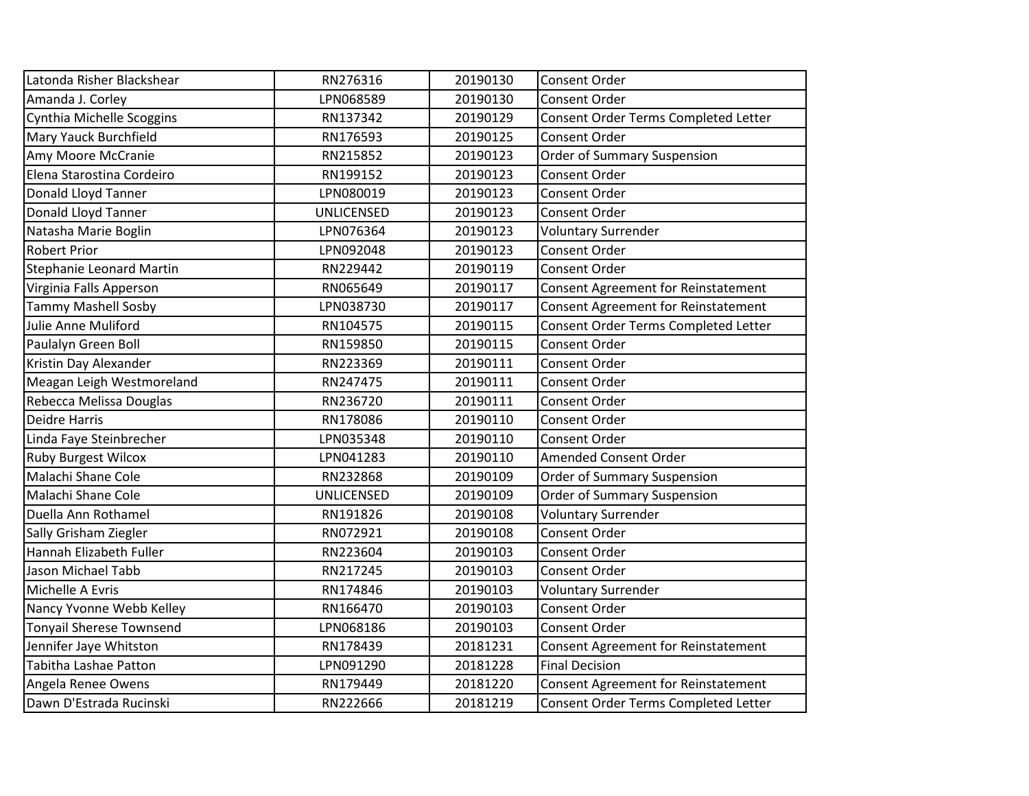| | | | |
|---|---|---|---|
| Latonda Risher Blackshear | RN276316 | 20190130 | Consent Order |
| Amanda J. Corley | LPN068589 | 20190130 | Consent Order |
| Cynthia Michelle Scoggins | RN137342 | 20190129 | Consent Order Terms Completed Letter |
| Mary Yauck Burchfield | RN176593 | 20190125 | Consent Order |
| Amy Moore McCranie | RN215852 | 20190123 | Order of Summary Suspension |
| Elena Starostina Cordeiro | RN199152 | 20190123 | Consent Order |
| Donald Lloyd Tanner | LPN080019 | 20190123 | Consent Order |
| Donald Lloyd Tanner | UNLICENSED | 20190123 | Consent Order |
| Natasha Marie Boglin | LPN076364 | 20190123 | Voluntary Surrender |
| Robert Prior | LPN092048 | 20190123 | Consent Order |
| Stephanie Leonard Martin | RN229442 | 20190119 | Consent Order |
| Virginia Falls Apperson | RN065649 | 20190117 | Consent Agreement for Reinstatement |
| Tammy Mashell Sosby | LPN038730 | 20190117 | Consent Agreement for Reinstatement |
| Julie Anne Muliford | RN104575 | 20190115 | Consent Order Terms Completed Letter |
| Paulalyn Green Boll | RN159850 | 20190115 | Consent Order |
| Kristin Day Alexander | RN223369 | 20190111 | Consent Order |
| Meagan Leigh Westmoreland | RN247475 | 20190111 | Consent Order |
| Rebecca Melissa Douglas | RN236720 | 20190111 | Consent Order |
| Deidre Harris | RN178086 | 20190110 | Consent Order |
| Linda Faye Steinbrecher | LPN035348 | 20190110 | Consent Order |
| Ruby Burgest Wilcox | LPN041283 | 20190110 | Amended Consent Order |
| Malachi Shane Cole | RN232868 | 20190109 | Order of Summary Suspension |
| Malachi Shane Cole | UNLICENSED | 20190109 | Order of Summary Suspension |
| Duella Ann Rothamel | RN191826 | 20190108 | Voluntary Surrender |
| Sally Grisham Ziegler | RN072921 | 20190108 | Consent Order |
| Hannah Elizabeth Fuller | RN223604 | 20190103 | Consent Order |
| Jason Michael Tabb | RN217245 | 20190103 | Consent Order |
| Michelle A Evris | RN174846 | 20190103 | Voluntary Surrender |
| Nancy Yvonne Webb Kelley | RN166470 | 20190103 | Consent Order |
| Tonyail Sherese Townsend | LPN068186 | 20190103 | Consent Order |
| Jennifer Jaye Whitston | RN178439 | 20181231 | Consent Agreement for Reinstatement |
| Tabitha Lashae Patton | LPN091290 | 20181228 | Final Decision |
| Angela Renee Owens | RN179449 | 20181220 | Consent Agreement for Reinstatement |
| Dawn D'Estrada Rucinski | RN222666 | 20181219 | Consent Order Terms Completed Letter |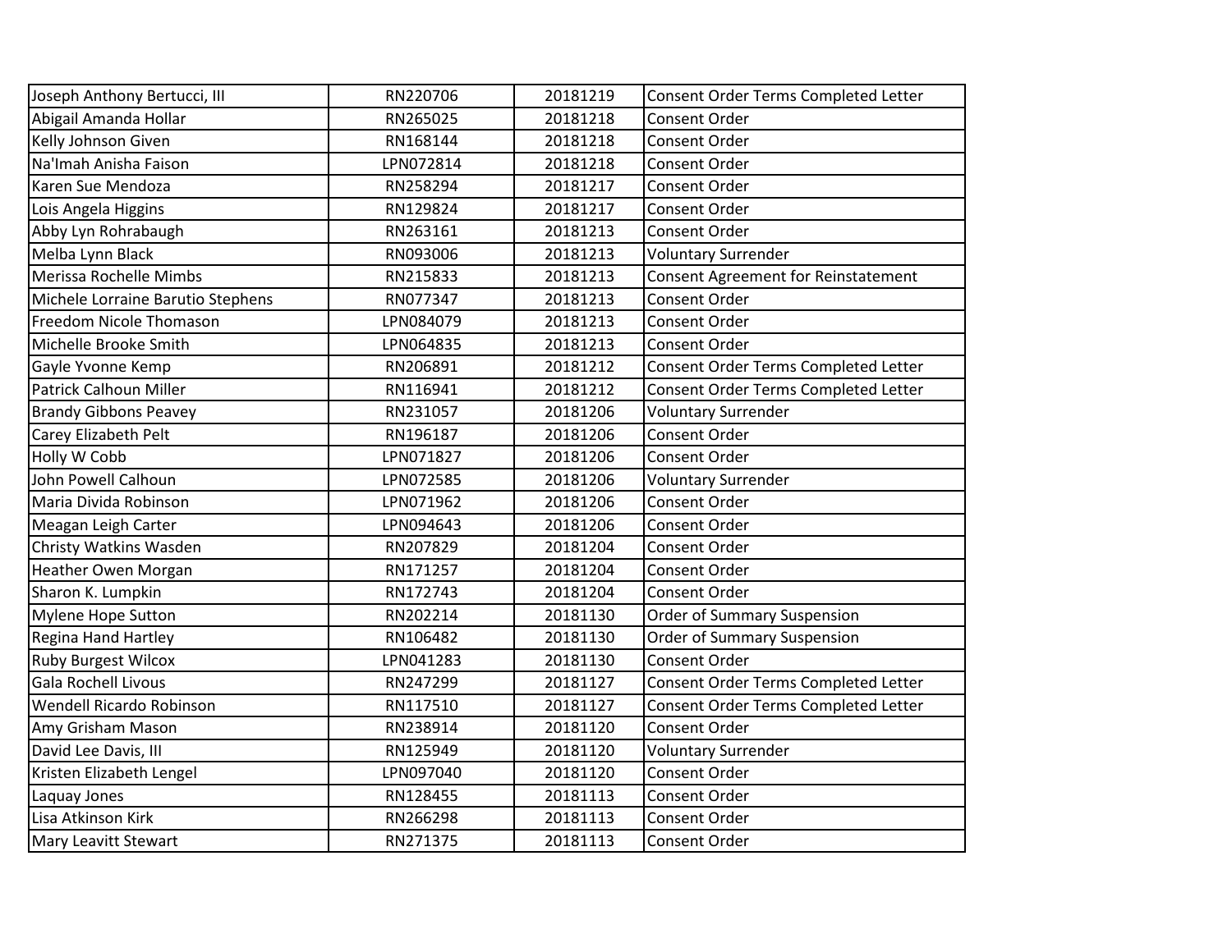| | | | |
|---|---|---|---|
| Joseph Anthony Bertucci, III | RN220706 | 20181219 | Consent Order Terms Completed Letter |
| Abigail Amanda Hollar | RN265025 | 20181218 | Consent Order |
| Kelly Johnson Given | RN168144 | 20181218 | Consent Order |
| Na'Imah Anisha Faison | LPN072814 | 20181218 | Consent Order |
| Karen Sue Mendoza | RN258294 | 20181217 | Consent Order |
| Lois Angela Higgins | RN129824 | 20181217 | Consent Order |
| Abby Lyn Rohrabaugh | RN263161 | 20181213 | Consent Order |
| Melba Lynn Black | RN093006 | 20181213 | Voluntary Surrender |
| Merissa Rochelle Mimbs | RN215833 | 20181213 | Consent Agreement for Reinstatement |
| Michele Lorraine Barutio Stephens | RN077347 | 20181213 | Consent Order |
| Freedom Nicole Thomason | LPN084079 | 20181213 | Consent Order |
| Michelle Brooke Smith | LPN064835 | 20181213 | Consent Order |
| Gayle Yvonne Kemp | RN206891 | 20181212 | Consent Order Terms Completed Letter |
| Patrick Calhoun Miller | RN116941 | 20181212 | Consent Order Terms Completed Letter |
| Brandy Gibbons Peavey | RN231057 | 20181206 | Voluntary Surrender |
| Carey Elizabeth Pelt | RN196187 | 20181206 | Consent Order |
| Holly W Cobb | LPN071827 | 20181206 | Consent Order |
| John Powell Calhoun | LPN072585 | 20181206 | Voluntary Surrender |
| Maria Divida Robinson | LPN071962 | 20181206 | Consent Order |
| Meagan Leigh Carter | LPN094643 | 20181206 | Consent Order |
| Christy Watkins Wasden | RN207829 | 20181204 | Consent Order |
| Heather Owen Morgan | RN171257 | 20181204 | Consent Order |
| Sharon K. Lumpkin | RN172743 | 20181204 | Consent Order |
| Mylene Hope Sutton | RN202214 | 20181130 | Order of Summary Suspension |
| Regina Hand Hartley | RN106482 | 20181130 | Order of Summary Suspension |
| Ruby Burgest Wilcox | LPN041283 | 20181130 | Consent Order |
| Gala Rochell Livous | RN247299 | 20181127 | Consent Order Terms Completed Letter |
| Wendell Ricardo Robinson | RN117510 | 20181127 | Consent Order Terms Completed Letter |
| Amy Grisham Mason | RN238914 | 20181120 | Consent Order |
| David Lee Davis, III | RN125949 | 20181120 | Voluntary Surrender |
| Kristen Elizabeth Lengel | LPN097040 | 20181120 | Consent Order |
| Laquay Jones | RN128455 | 20181113 | Consent Order |
| Lisa Atkinson Kirk | RN266298 | 20181113 | Consent Order |
| Mary Leavitt Stewart | RN271375 | 20181113 | Consent Order |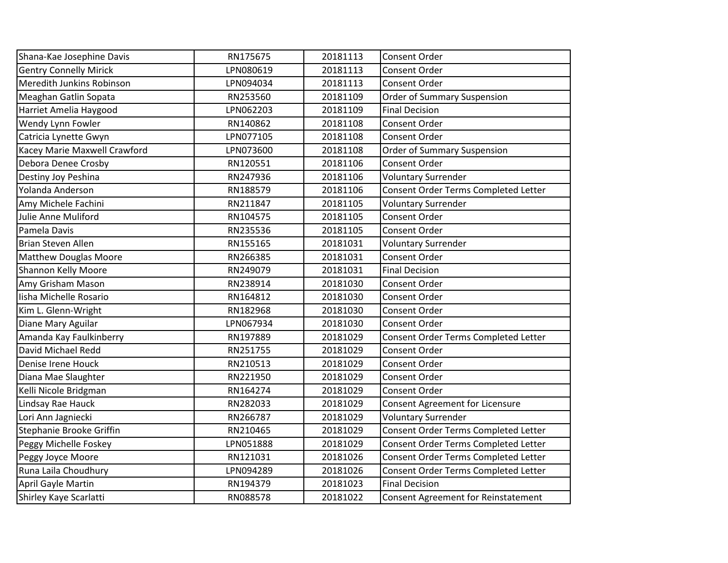| Shana-Kae Josephine Davis | RN175675 | 20181113 | Consent Order |
|---|---|---|---|
| Gentry Connelly Mirick | LPN080619 | 20181113 | Consent Order |
| Meredith Junkins Robinson | LPN094034 | 20181113 | Consent Order |
| Meaghan Gatlin Sopata | RN253560 | 20181109 | Order of Summary Suspension |
| Harriet Amelia Haygood | LPN062203 | 20181109 | Final Decision |
| Wendy Lynn Fowler | RN140862 | 20181108 | Consent Order |
| Catricia Lynette Gwyn | LPN077105 | 20181108 | Consent Order |
| Kacey Marie Maxwell Crawford | LPN073600 | 20181108 | Order of Summary Suspension |
| Debora Denee Crosby | RN120551 | 20181106 | Consent Order |
| Destiny Joy Peshina | RN247936 | 20181106 | Voluntary Surrender |
| Yolanda Anderson | RN188579 | 20181106 | Consent Order Terms Completed Letter |
| Amy Michele Fachini | RN211847 | 20181105 | Voluntary Surrender |
| Julie Anne Muliford | RN104575 | 20181105 | Consent Order |
| Pamela Davis | RN235536 | 20181105 | Consent Order |
| Brian Steven Allen | RN155165 | 20181031 | Voluntary Surrender |
| Matthew Douglas Moore | RN266385 | 20181031 | Consent Order |
| Shannon Kelly Moore | RN249079 | 20181031 | Final Decision |
| Amy Grisham Mason | RN238914 | 20181030 | Consent Order |
| Iisha Michelle Rosario | RN164812 | 20181030 | Consent Order |
| Kim L. Glenn-Wright | RN182968 | 20181030 | Consent Order |
| Diane Mary Aguilar | LPN067934 | 20181030 | Consent Order |
| Amanda Kay Faulkinberry | RN197889 | 20181029 | Consent Order Terms Completed Letter |
| David Michael Redd | RN251755 | 20181029 | Consent Order |
| Denise Irene Houck | RN210513 | 20181029 | Consent Order |
| Diana Mae Slaughter | RN221950 | 20181029 | Consent Order |
| Kelli Nicole Bridgman | RN164274 | 20181029 | Consent Order |
| Lindsay Rae Hauck | RN282033 | 20181029 | Consent Agreement for Licensure |
| Lori Ann Jagniecki | RN266787 | 20181029 | Voluntary Surrender |
| Stephanie Brooke Griffin | RN210465 | 20181029 | Consent Order Terms Completed Letter |
| Peggy Michelle Foskey | LPN051888 | 20181029 | Consent Order Terms Completed Letter |
| Peggy Joyce Moore | RN121031 | 20181026 | Consent Order Terms Completed Letter |
| Runa Laila Choudhury | LPN094289 | 20181026 | Consent Order Terms Completed Letter |
| April Gayle Martin | RN194379 | 20181023 | Final Decision |
| Shirley Kaye Scarlatti | RN088578 | 20181022 | Consent Agreement for Reinstatement |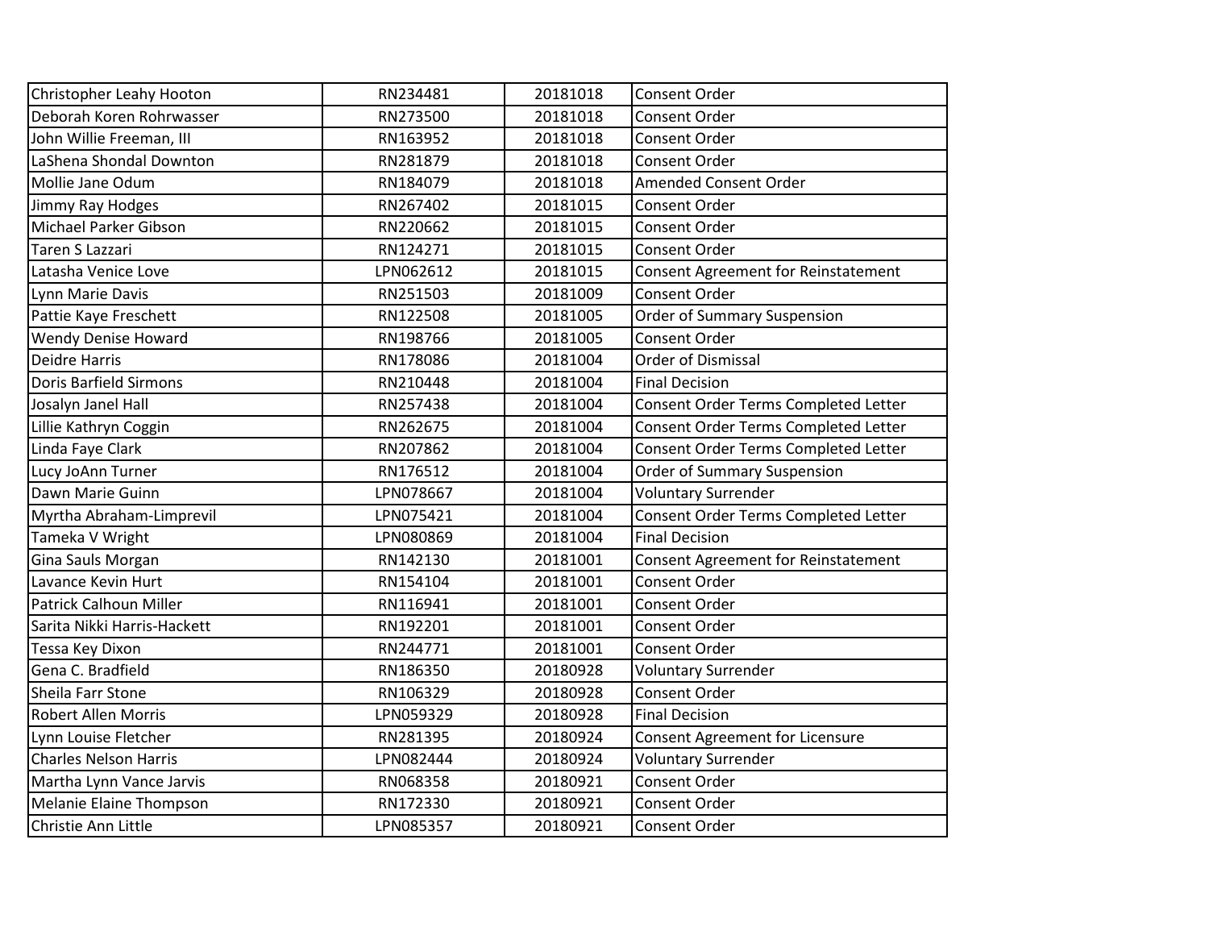| | | | |
|---|---|---|---|
| Christopher Leahy Hooton | RN234481 | 20181018 | Consent Order |
| Deborah Koren Rohrwasser | RN273500 | 20181018 | Consent Order |
| John Willie Freeman, III | RN163952 | 20181018 | Consent Order |
| LaShena Shondal Downton | RN281879 | 20181018 | Consent Order |
| Mollie Jane Odum | RN184079 | 20181018 | Amended Consent Order |
| Jimmy Ray Hodges | RN267402 | 20181015 | Consent Order |
| Michael Parker Gibson | RN220662 | 20181015 | Consent Order |
| Taren S Lazzari | RN124271 | 20181015 | Consent Order |
| Latasha Venice Love | LPN062612 | 20181015 | Consent Agreement for Reinstatement |
| Lynn Marie Davis | RN251503 | 20181009 | Consent Order |
| Pattie Kaye Freschett | RN122508 | 20181005 | Order of Summary Suspension |
| Wendy Denise Howard | RN198766 | 20181005 | Consent Order |
| Deidre Harris | RN178086 | 20181004 | Order of Dismissal |
| Doris Barfield Sirmons | RN210448 | 20181004 | Final Decision |
| Josalyn Janel Hall | RN257438 | 20181004 | Consent Order Terms Completed Letter |
| Lillie Kathryn Coggin | RN262675 | 20181004 | Consent Order Terms Completed Letter |
| Linda Faye Clark | RN207862 | 20181004 | Consent Order Terms Completed Letter |
| Lucy JoAnn Turner | RN176512 | 20181004 | Order of Summary Suspension |
| Dawn Marie Guinn | LPN078667 | 20181004 | Voluntary Surrender |
| Myrtha Abraham-Limprevil | LPN075421 | 20181004 | Consent Order Terms Completed Letter |
| Tameka V Wright | LPN080869 | 20181004 | Final Decision |
| Gina Sauls Morgan | RN142130 | 20181001 | Consent Agreement for Reinstatement |
| Lavance Kevin Hurt | RN154104 | 20181001 | Consent Order |
| Patrick Calhoun Miller | RN116941 | 20181001 | Consent Order |
| Sarita Nikki Harris-Hackett | RN192201 | 20181001 | Consent Order |
| Tessa Key Dixon | RN244771 | 20181001 | Consent Order |
| Gena C. Bradfield | RN186350 | 20180928 | Voluntary Surrender |
| Sheila Farr Stone | RN106329 | 20180928 | Consent Order |
| Robert Allen Morris | LPN059329 | 20180928 | Final Decision |
| Lynn Louise Fletcher | RN281395 | 20180924 | Consent Agreement for Licensure |
| Charles Nelson Harris | LPN082444 | 20180924 | Voluntary Surrender |
| Martha Lynn Vance Jarvis | RN068358 | 20180921 | Consent Order |
| Melanie Elaine Thompson | RN172330 | 20180921 | Consent Order |
| Christie Ann Little | LPN085357 | 20180921 | Consent Order |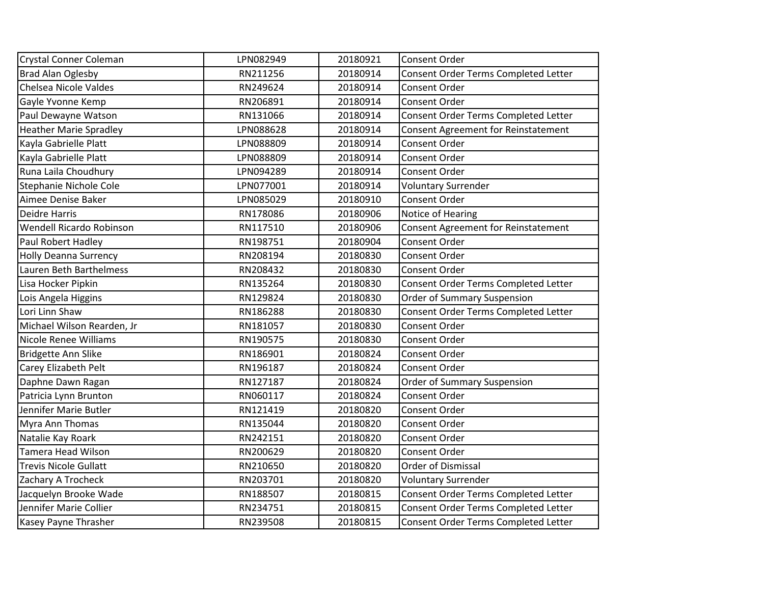| | | | |
|---|---|---|---|
| Crystal Conner Coleman | LPN082949 | 20180921 | Consent Order |
| Brad Alan Oglesby | RN211256 | 20180914 | Consent Order Terms Completed Letter |
| Chelsea Nicole Valdes | RN249624 | 20180914 | Consent Order |
| Gayle Yvonne Kemp | RN206891 | 20180914 | Consent Order |
| Paul Dewayne Watson | RN131066 | 20180914 | Consent Order Terms Completed Letter |
| Heather Marie Spradley | LPN088628 | 20180914 | Consent Agreement for Reinstatement |
| Kayla Gabrielle Platt | LPN088809 | 20180914 | Consent Order |
| Kayla Gabrielle Platt | LPN088809 | 20180914 | Consent Order |
| Runa Laila Choudhury | LPN094289 | 20180914 | Consent Order |
| Stephanie Nichole Cole | LPN077001 | 20180914 | Voluntary Surrender |
| Aimee Denise Baker | LPN085029 | 20180910 | Consent Order |
| Deidre Harris | RN178086 | 20180906 | Notice of Hearing |
| Wendell Ricardo Robinson | RN117510 | 20180906 | Consent Agreement for Reinstatement |
| Paul Robert Hadley | RN198751 | 20180904 | Consent Order |
| Holly Deanna Surrency | RN208194 | 20180830 | Consent Order |
| Lauren Beth Barthelmess | RN208432 | 20180830 | Consent Order |
| Lisa Hocker Pipkin | RN135264 | 20180830 | Consent Order Terms Completed Letter |
| Lois Angela Higgins | RN129824 | 20180830 | Order of Summary Suspension |
| Lori Linn Shaw | RN186288 | 20180830 | Consent Order Terms Completed Letter |
| Michael Wilson Rearden, Jr | RN181057 | 20180830 | Consent Order |
| Nicole Renee Williams | RN190575 | 20180830 | Consent Order |
| Bridgette Ann Slike | RN186901 | 20180824 | Consent Order |
| Carey Elizabeth Pelt | RN196187 | 20180824 | Consent Order |
| Daphne Dawn Ragan | RN127187 | 20180824 | Order of Summary Suspension |
| Patricia Lynn Brunton | RN060117 | 20180824 | Consent Order |
| Jennifer Marie Butler | RN121419 | 20180820 | Consent Order |
| Myra Ann Thomas | RN135044 | 20180820 | Consent Order |
| Natalie Kay Roark | RN242151 | 20180820 | Consent Order |
| Tamera Head Wilson | RN200629 | 20180820 | Consent Order |
| Trevis Nicole Gullatt | RN210650 | 20180820 | Order of Dismissal |
| Zachary A Trocheck | RN203701 | 20180820 | Voluntary Surrender |
| Jacquelyn Brooke Wade | RN188507 | 20180815 | Consent Order Terms Completed Letter |
| Jennifer Marie Collier | RN234751 | 20180815 | Consent Order Terms Completed Letter |
| Kasey Payne Thrasher | RN239508 | 20180815 | Consent Order Terms Completed Letter |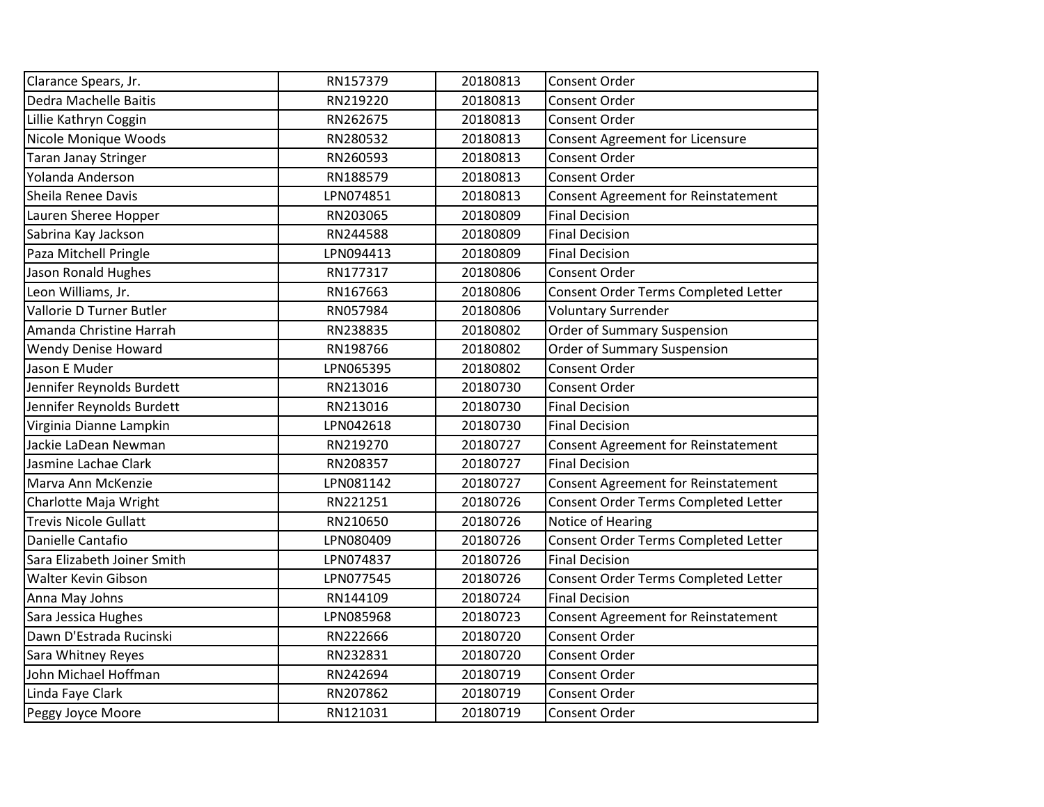| | | | |
|---|---|---|---|
| Clarance Spears, Jr. | RN157379 | 20180813 | Consent Order |
| Dedra Machelle Baitis | RN219220 | 20180813 | Consent Order |
| Lillie Kathryn Coggin | RN262675 | 20180813 | Consent Order |
| Nicole Monique Woods | RN280532 | 20180813 | Consent Agreement for Licensure |
| Taran Janay Stringer | RN260593 | 20180813 | Consent Order |
| Yolanda Anderson | RN188579 | 20180813 | Consent Order |
| Sheila Renee Davis | LPN074851 | 20180813 | Consent Agreement for Reinstatement |
| Lauren Sheree Hopper | RN203065 | 20180809 | Final Decision |
| Sabrina Kay Jackson | RN244588 | 20180809 | Final Decision |
| Paza Mitchell Pringle | LPN094413 | 20180809 | Final Decision |
| Jason Ronald Hughes | RN177317 | 20180806 | Consent Order |
| Leon Williams, Jr. | RN167663 | 20180806 | Consent Order Terms Completed Letter |
| Vallorie D Turner Butler | RN057984 | 20180806 | Voluntary Surrender |
| Amanda Christine Harrah | RN238835 | 20180802 | Order of Summary Suspension |
| Wendy Denise Howard | RN198766 | 20180802 | Order of Summary Suspension |
| Jason E Muder | LPN065395 | 20180802 | Consent Order |
| Jennifer Reynolds Burdett | RN213016 | 20180730 | Consent Order |
| Jennifer Reynolds Burdett | RN213016 | 20180730 | Final Decision |
| Virginia Dianne Lampkin | LPN042618 | 20180730 | Final Decision |
| Jackie LaDean Newman | RN219270 | 20180727 | Consent Agreement for Reinstatement |
| Jasmine Lachae Clark | RN208357 | 20180727 | Final Decision |
| Marva Ann McKenzie | LPN081142 | 20180727 | Consent Agreement for Reinstatement |
| Charlotte Maja Wright | RN221251 | 20180726 | Consent Order Terms Completed Letter |
| Trevis Nicole Gullatt | RN210650 | 20180726 | Notice of Hearing |
| Danielle Cantafio | LPN080409 | 20180726 | Consent Order Terms Completed Letter |
| Sara Elizabeth Joiner Smith | LPN074837 | 20180726 | Final Decision |
| Walter Kevin Gibson | LPN077545 | 20180726 | Consent Order Terms Completed Letter |
| Anna May Johns | RN144109 | 20180724 | Final Decision |
| Sara Jessica Hughes | LPN085968 | 20180723 | Consent Agreement for Reinstatement |
| Dawn D'Estrada Rucinski | RN222666 | 20180720 | Consent Order |
| Sara Whitney Reyes | RN232831 | 20180720 | Consent Order |
| John Michael Hoffman | RN242694 | 20180719 | Consent Order |
| Linda Faye Clark | RN207862 | 20180719 | Consent Order |
| Peggy Joyce Moore | RN121031 | 20180719 | Consent Order |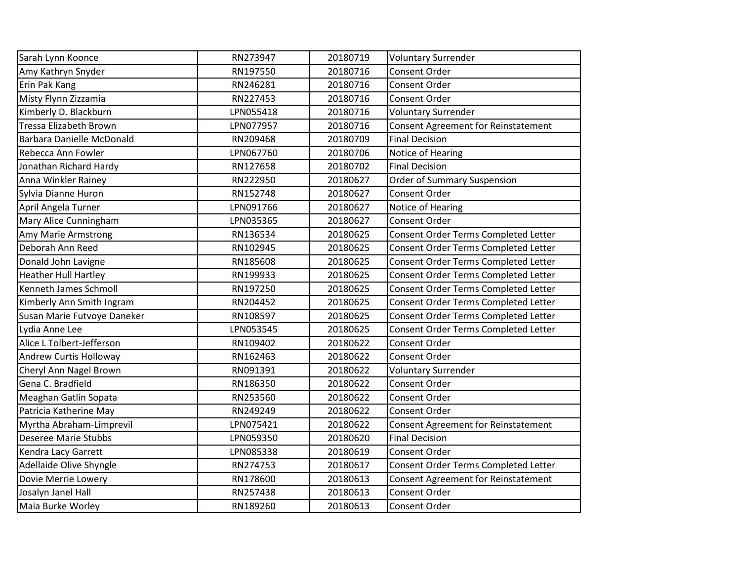| Sarah Lynn Koonce | RN273947 | 20180719 | Voluntary Surrender |
|---|---|---|---|
| Amy Kathryn Snyder | RN197550 | 20180716 | Consent Order |
| Erin Pak Kang | RN246281 | 20180716 | Consent Order |
| Misty Flynn Zizzamia | RN227453 | 20180716 | Consent Order |
| Kimberly D. Blackburn | LPN055418 | 20180716 | Voluntary Surrender |
| Tressa Elizabeth Brown | LPN077957 | 20180716 | Consent Agreement for Reinstatement |
| Barbara Danielle McDonald | RN209468 | 20180709 | Final Decision |
| Rebecca Ann Fowler | LPN067760 | 20180706 | Notice of Hearing |
| Jonathan Richard Hardy | RN127658 | 20180702 | Final Decision |
| Anna Winkler Rainey | RN222950 | 20180627 | Order of Summary Suspension |
| Sylvia Dianne Huron | RN152748 | 20180627 | Consent Order |
| April Angela Turner | LPN091766 | 20180627 | Notice of Hearing |
| Mary Alice Cunningham | LPN035365 | 20180627 | Consent Order |
| Amy Marie Armstrong | RN136534 | 20180625 | Consent Order Terms Completed Letter |
| Deborah Ann Reed | RN102945 | 20180625 | Consent Order Terms Completed Letter |
| Donald John Lavigne | RN185608 | 20180625 | Consent Order Terms Completed Letter |
| Heather Hull Hartley | RN199933 | 20180625 | Consent Order Terms Completed Letter |
| Kenneth James Schmoll | RN197250 | 20180625 | Consent Order Terms Completed Letter |
| Kimberly Ann Smith Ingram | RN204452 | 20180625 | Consent Order Terms Completed Letter |
| Susan Marie Futvoye Daneker | RN108597 | 20180625 | Consent Order Terms Completed Letter |
| Lydia Anne Lee | LPN053545 | 20180625 | Consent Order Terms Completed Letter |
| Alice L Tolbert-Jefferson | RN109402 | 20180622 | Consent Order |
| Andrew Curtis Holloway | RN162463 | 20180622 | Consent Order |
| Cheryl Ann Nagel Brown | RN091391 | 20180622 | Voluntary Surrender |
| Gena C. Bradfield | RN186350 | 20180622 | Consent Order |
| Meaghan Gatlin Sopata | RN253560 | 20180622 | Consent Order |
| Patricia Katherine May | RN249249 | 20180622 | Consent Order |
| Myrtha Abraham-Limprevil | LPN075421 | 20180622 | Consent Agreement for Reinstatement |
| Deseree Marie Stubbs | LPN059350 | 20180620 | Final Decision |
| Kendra Lacy Garrett | LPN085338 | 20180619 | Consent Order |
| Adellaide Olive Shyngle | RN274753 | 20180617 | Consent Order Terms Completed Letter |
| Dovie Merrie Lowery | RN178600 | 20180613 | Consent Agreement for Reinstatement |
| Josalyn Janel Hall | RN257438 | 20180613 | Consent Order |
| Maia Burke Worley | RN189260 | 20180613 | Consent Order |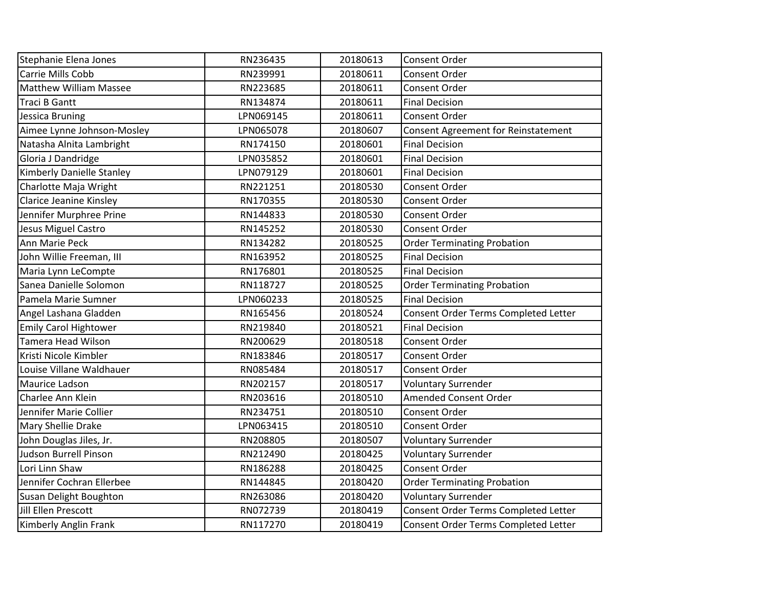| | | | |
|---|---|---|---|
| Stephanie Elena Jones | RN236435 | 20180613 | Consent Order |
| Carrie Mills Cobb | RN239991 | 20180611 | Consent Order |
| Matthew William Massee | RN223685 | 20180611 | Consent Order |
| Traci B Gantt | RN134874 | 20180611 | Final Decision |
| Jessica Bruning | LPN069145 | 20180611 | Consent Order |
| Aimee Lynne Johnson-Mosley | LPN065078 | 20180607 | Consent Agreement for Reinstatement |
| Natasha Alnita Lambright | RN174150 | 20180601 | Final Decision |
| Gloria J Dandridge | LPN035852 | 20180601 | Final Decision |
| Kimberly Danielle Stanley | LPN079129 | 20180601 | Final Decision |
| Charlotte Maja Wright | RN221251 | 20180530 | Consent Order |
| Clarice Jeanine Kinsley | RN170355 | 20180530 | Consent Order |
| Jennifer Murphree Prine | RN144833 | 20180530 | Consent Order |
| Jesus Miguel Castro | RN145252 | 20180530 | Consent Order |
| Ann Marie Peck | RN134282 | 20180525 | Order Terminating Probation |
| John Willie Freeman, III | RN163952 | 20180525 | Final Decision |
| Maria Lynn LeCompte | RN176801 | 20180525 | Final Decision |
| Sanea Danielle Solomon | RN118727 | 20180525 | Order Terminating Probation |
| Pamela Marie Sumner | LPN060233 | 20180525 | Final Decision |
| Angel Lashana Gladden | RN165456 | 20180524 | Consent Order Terms Completed Letter |
| Emily Carol Hightower | RN219840 | 20180521 | Final Decision |
| Tamera Head Wilson | RN200629 | 20180518 | Consent Order |
| Kristi Nicole Kimbler | RN183846 | 20180517 | Consent Order |
| Louise Villane Waldhauer | RN085484 | 20180517 | Consent Order |
| Maurice Ladson | RN202157 | 20180517 | Voluntary Surrender |
| Charlee Ann Klein | RN203616 | 20180510 | Amended Consent Order |
| Jennifer Marie Collier | RN234751 | 20180510 | Consent Order |
| Mary Shellie Drake | LPN063415 | 20180510 | Consent Order |
| John Douglas Jiles, Jr. | RN208805 | 20180507 | Voluntary Surrender |
| Judson Burrell Pinson | RN212490 | 20180425 | Voluntary Surrender |
| Lori Linn Shaw | RN186288 | 20180425 | Consent Order |
| Jennifer Cochran Ellerbee | RN144845 | 20180420 | Order Terminating Probation |
| Susan Delight Boughton | RN263086 | 20180420 | Voluntary Surrender |
| Jill Ellen Prescott | RN072739 | 20180419 | Consent Order Terms Completed Letter |
| Kimberly Anglin Frank | RN117270 | 20180419 | Consent Order Terms Completed Letter |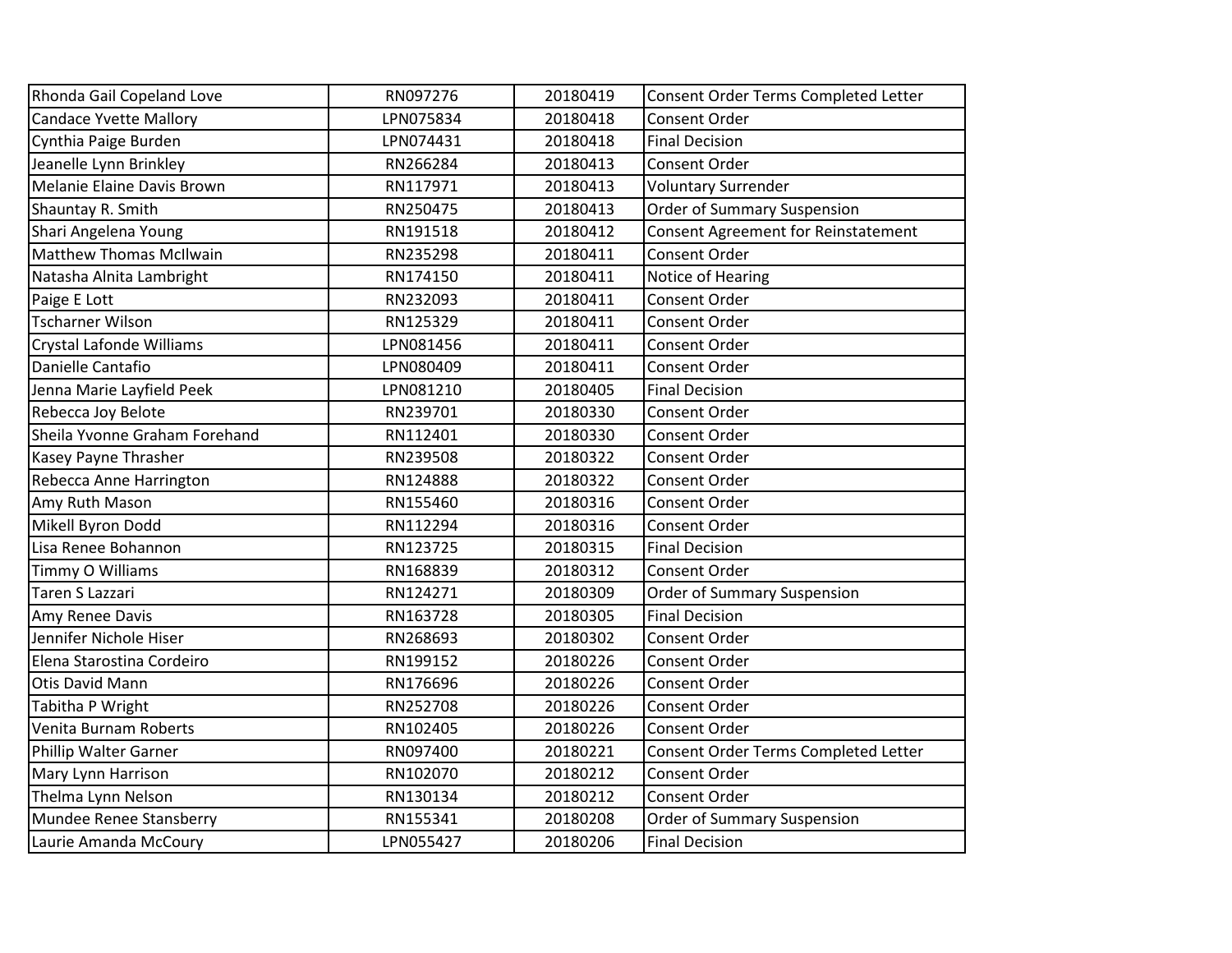| Rhonda Gail Copeland Love | RN097276 | 20180419 | Consent Order Terms Completed Letter |
|---|---|---|---|
| Candace Yvette Mallory | LPN075834 | 20180418 | Consent Order |
| Cynthia Paige Burden | LPN074431 | 20180418 | Final Decision |
| Jeanelle Lynn Brinkley | RN266284 | 20180413 | Consent Order |
| Melanie Elaine Davis Brown | RN117971 | 20180413 | Voluntary Surrender |
| Shauntay R. Smith | RN250475 | 20180413 | Order of Summary Suspension |
| Shari Angelena Young | RN191518 | 20180412 | Consent Agreement for Reinstatement |
| Matthew Thomas McIlwain | RN235298 | 20180411 | Consent Order |
| Natasha Alnita Lambright | RN174150 | 20180411 | Notice of Hearing |
| Paige E Lott | RN232093 | 20180411 | Consent Order |
| Tscharner Wilson | RN125329 | 20180411 | Consent Order |
| Crystal Lafonde Williams | LPN081456 | 20180411 | Consent Order |
| Danielle Cantafio | LPN080409 | 20180411 | Consent Order |
| Jenna Marie Layfield Peek | LPN081210 | 20180405 | Final Decision |
| Rebecca Joy Belote | RN239701 | 20180330 | Consent Order |
| Sheila Yvonne Graham Forehand | RN112401 | 20180330 | Consent Order |
| Kasey Payne Thrasher | RN239508 | 20180322 | Consent Order |
| Rebecca Anne Harrington | RN124888 | 20180322 | Consent Order |
| Amy Ruth Mason | RN155460 | 20180316 | Consent Order |
| Mikell Byron Dodd | RN112294 | 20180316 | Consent Order |
| Lisa Renee Bohannon | RN123725 | 20180315 | Final Decision |
| Timmy O Williams | RN168839 | 20180312 | Consent Order |
| Taren S Lazzari | RN124271 | 20180309 | Order of Summary Suspension |
| Amy Renee Davis | RN163728 | 20180305 | Final Decision |
| Jennifer Nichole Hiser | RN268693 | 20180302 | Consent Order |
| Elena Starostina Cordeiro | RN199152 | 20180226 | Consent Order |
| Otis David Mann | RN176696 | 20180226 | Consent Order |
| Tabitha P Wright | RN252708 | 20180226 | Consent Order |
| Venita Burnam Roberts | RN102405 | 20180226 | Consent Order |
| Phillip Walter Garner | RN097400 | 20180221 | Consent Order Terms Completed Letter |
| Mary Lynn Harrison | RN102070 | 20180212 | Consent Order |
| Thelma Lynn Nelson | RN130134 | 20180212 | Consent Order |
| Mundee Renee Stansberry | RN155341 | 20180208 | Order of Summary Suspension |
| Laurie Amanda McCoury | LPN055427 | 20180206 | Final Decision |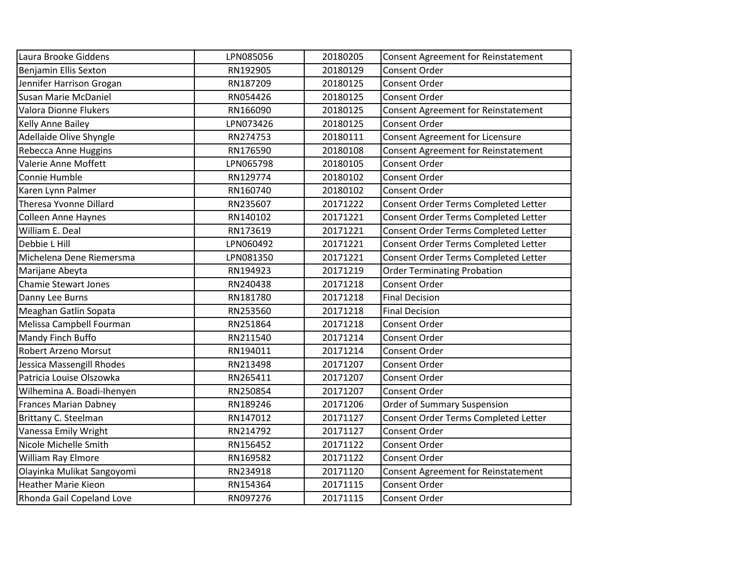| | | | |
|---|---|---|---|
| Laura Brooke Giddens | LPN085056 | 20180205 | Consent Agreement for Reinstatement |
| Benjamin Ellis Sexton | RN192905 | 20180129 | Consent Order |
| Jennifer Harrison Grogan | RN187209 | 20180125 | Consent Order |
| Susan Marie McDaniel | RN054426 | 20180125 | Consent Order |
| Valora Dionne Flukers | RN166090 | 20180125 | Consent Agreement for Reinstatement |
| Kelly Anne Bailey | LPN073426 | 20180125 | Consent Order |
| Adellaide Olive Shyngle | RN274753 | 20180111 | Consent Agreement for Licensure |
| Rebecca Anne Huggins | RN176590 | 20180108 | Consent Agreement for Reinstatement |
| Valerie Anne Moffett | LPN065798 | 20180105 | Consent Order |
| Connie Humble | RN129774 | 20180102 | Consent Order |
| Karen Lynn Palmer | RN160740 | 20180102 | Consent Order |
| Theresa Yvonne Dillard | RN235607 | 20171222 | Consent Order Terms Completed Letter |
| Colleen Anne Haynes | RN140102 | 20171221 | Consent Order Terms Completed Letter |
| William E. Deal | RN173619 | 20171221 | Consent Order Terms Completed Letter |
| Debbie L Hill | LPN060492 | 20171221 | Consent Order Terms Completed Letter |
| Michelena Dene Riemersma | LPN081350 | 20171221 | Consent Order Terms Completed Letter |
| Marijane Abeyta | RN194923 | 20171219 | Order Terminating Probation |
| Chamie Stewart Jones | RN240438 | 20171218 | Consent Order |
| Danny Lee Burns | RN181780 | 20171218 | Final Decision |
| Meaghan Gatlin Sopata | RN253560 | 20171218 | Final Decision |
| Melissa Campbell Fourman | RN251864 | 20171218 | Consent Order |
| Mandy Finch Buffo | RN211540 | 20171214 | Consent Order |
| Robert Arzeno Morsut | RN194011 | 20171214 | Consent Order |
| Jessica Massengill Rhodes | RN213498 | 20171207 | Consent Order |
| Patricia Louise Olszowka | RN265411 | 20171207 | Consent Order |
| Wilhemina A. Boadi-Ihenyen | RN250854 | 20171207 | Consent Order |
| Frances Marian Dabney | RN189246 | 20171206 | Order of Summary Suspension |
| Brittany C. Steelman | RN147012 | 20171127 | Consent Order Terms Completed Letter |
| Vanessa Emily Wright | RN214792 | 20171127 | Consent Order |
| Nicole Michelle Smith | RN156452 | 20171122 | Consent Order |
| William Ray Elmore | RN169582 | 20171122 | Consent Order |
| Olayinka Mulikat Sangoyomi | RN234918 | 20171120 | Consent Agreement for Reinstatement |
| Heather Marie Kieon | RN154364 | 20171115 | Consent Order |
| Rhonda Gail Copeland Love | RN097276 | 20171115 | Consent Order |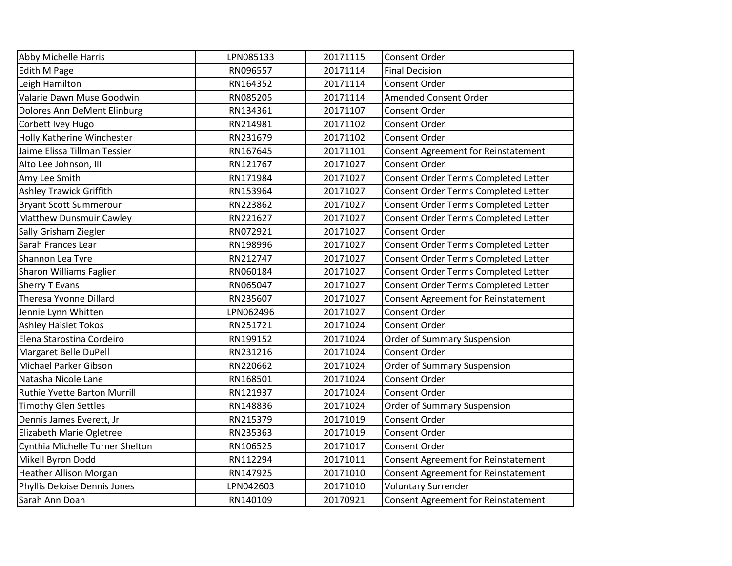| | | | |
|---|---|---|---|
| Abby Michelle Harris | LPN085133 | 20171115 | Consent Order |
| Edith M Page | RN096557 | 20171114 | Final Decision |
| Leigh Hamilton | RN164352 | 20171114 | Consent Order |
| Valarie Dawn Muse Goodwin | RN085205 | 20171114 | Amended Consent Order |
| Dolores Ann DeMent Elinburg | RN134361 | 20171107 | Consent Order |
| Corbett Ivey Hugo | RN214981 | 20171102 | Consent Order |
| Holly Katherine Winchester | RN231679 | 20171102 | Consent Order |
| Jaime Elissa Tillman Tessier | RN167645 | 20171101 | Consent Agreement for Reinstatement |
| Alto Lee Johnson, III | RN121767 | 20171027 | Consent Order |
| Amy Lee Smith | RN171984 | 20171027 | Consent Order Terms Completed Letter |
| Ashley Trawick Griffith | RN153964 | 20171027 | Consent Order Terms Completed Letter |
| Bryant Scott Summerour | RN223862 | 20171027 | Consent Order Terms Completed Letter |
| Matthew Dunsmuir Cawley | RN221627 | 20171027 | Consent Order Terms Completed Letter |
| Sally Grisham Ziegler | RN072921 | 20171027 | Consent Order |
| Sarah Frances Lear | RN198996 | 20171027 | Consent Order Terms Completed Letter |
| Shannon Lea Tyre | RN212747 | 20171027 | Consent Order Terms Completed Letter |
| Sharon Williams Faglier | RN060184 | 20171027 | Consent Order Terms Completed Letter |
| Sherry T Evans | RN065047 | 20171027 | Consent Order Terms Completed Letter |
| Theresa Yvonne Dillard | RN235607 | 20171027 | Consent Agreement for Reinstatement |
| Jennie Lynn Whitten | LPN062496 | 20171027 | Consent Order |
| Ashley Haislet Tokos | RN251721 | 20171024 | Consent Order |
| Elena Starostina Cordeiro | RN199152 | 20171024 | Order of Summary Suspension |
| Margaret Belle DuPell | RN231216 | 20171024 | Consent Order |
| Michael Parker Gibson | RN220662 | 20171024 | Order of Summary Suspension |
| Natasha Nicole Lane | RN168501 | 20171024 | Consent Order |
| Ruthie Yvette Barton Murrill | RN121937 | 20171024 | Consent Order |
| Timothy Glen Settles | RN148836 | 20171024 | Order of Summary Suspension |
| Dennis James Everett, Jr | RN215379 | 20171019 | Consent Order |
| Elizabeth Marie Ogletree | RN235363 | 20171019 | Consent Order |
| Cynthia Michelle Turner Shelton | RN106525 | 20171017 | Consent Order |
| Mikell Byron Dodd | RN112294 | 20171011 | Consent Agreement for Reinstatement |
| Heather Allison Morgan | RN147925 | 20171010 | Consent Agreement for Reinstatement |
| Phyllis Deloise Dennis Jones | LPN042603 | 20171010 | Voluntary Surrender |
| Sarah Ann Doan | RN140109 | 20170921 | Consent Agreement for Reinstatement |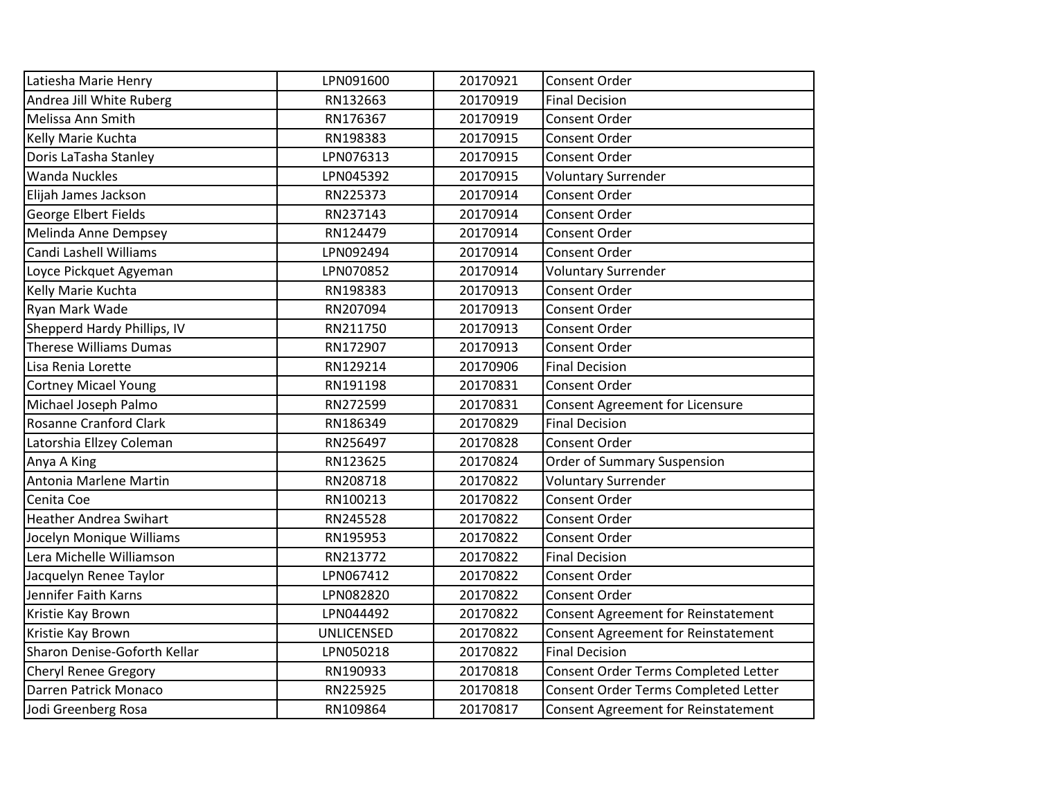| Latiesha Marie Henry | LPN091600 | 20170921 | Consent Order |
|---|---|---|---|
| Andrea Jill White Ruberg | RN132663 | 20170919 | Final Decision |
| Melissa Ann Smith | RN176367 | 20170919 | Consent Order |
| Kelly Marie Kuchta | RN198383 | 20170915 | Consent Order |
| Doris LaTasha Stanley | LPN076313 | 20170915 | Consent Order |
| Wanda Nuckles | LPN045392 | 20170915 | Voluntary Surrender |
| Elijah James Jackson | RN225373 | 20170914 | Consent Order |
| George Elbert Fields | RN237143 | 20170914 | Consent Order |
| Melinda Anne Dempsey | RN124479 | 20170914 | Consent Order |
| Candi Lashell Williams | LPN092494 | 20170914 | Consent Order |
| Loyce Pickquet Agyeman | LPN070852 | 20170914 | Voluntary Surrender |
| Kelly Marie Kuchta | RN198383 | 20170913 | Consent Order |
| Ryan Mark Wade | RN207094 | 20170913 | Consent Order |
| Shepperd Hardy Phillips, IV | RN211750 | 20170913 | Consent Order |
| Therese Williams Dumas | RN172907 | 20170913 | Consent Order |
| Lisa Renia Lorette | RN129214 | 20170906 | Final Decision |
| Cortney Micael Young | RN191198 | 20170831 | Consent Order |
| Michael Joseph Palmo | RN272599 | 20170831 | Consent Agreement for Licensure |
| Rosanne Cranford Clark | RN186349 | 20170829 | Final Decision |
| Latorshia Ellzey Coleman | RN256497 | 20170828 | Consent Order |
| Anya A King | RN123625 | 20170824 | Order of Summary Suspension |
| Antonia Marlene Martin | RN208718 | 20170822 | Voluntary Surrender |
| Cenita Coe | RN100213 | 20170822 | Consent Order |
| Heather Andrea Swihart | RN245528 | 20170822 | Consent Order |
| Jocelyn Monique Williams | RN195953 | 20170822 | Consent Order |
| Lera Michelle Williamson | RN213772 | 20170822 | Final Decision |
| Jacquelyn Renee Taylor | LPN067412 | 20170822 | Consent Order |
| Jennifer Faith Karns | LPN082820 | 20170822 | Consent Order |
| Kristie Kay Brown | LPN044492 | 20170822 | Consent Agreement for Reinstatement |
| Kristie Kay Brown | UNLICENSED | 20170822 | Consent Agreement for Reinstatement |
| Sharon Denise-Goforth Kellar | LPN050218 | 20170822 | Final Decision |
| Cheryl Renee Gregory | RN190933 | 20170818 | Consent Order Terms Completed Letter |
| Darren Patrick Monaco | RN225925 | 20170818 | Consent Order Terms Completed Letter |
| Jodi Greenberg Rosa | RN109864 | 20170817 | Consent Agreement for Reinstatement |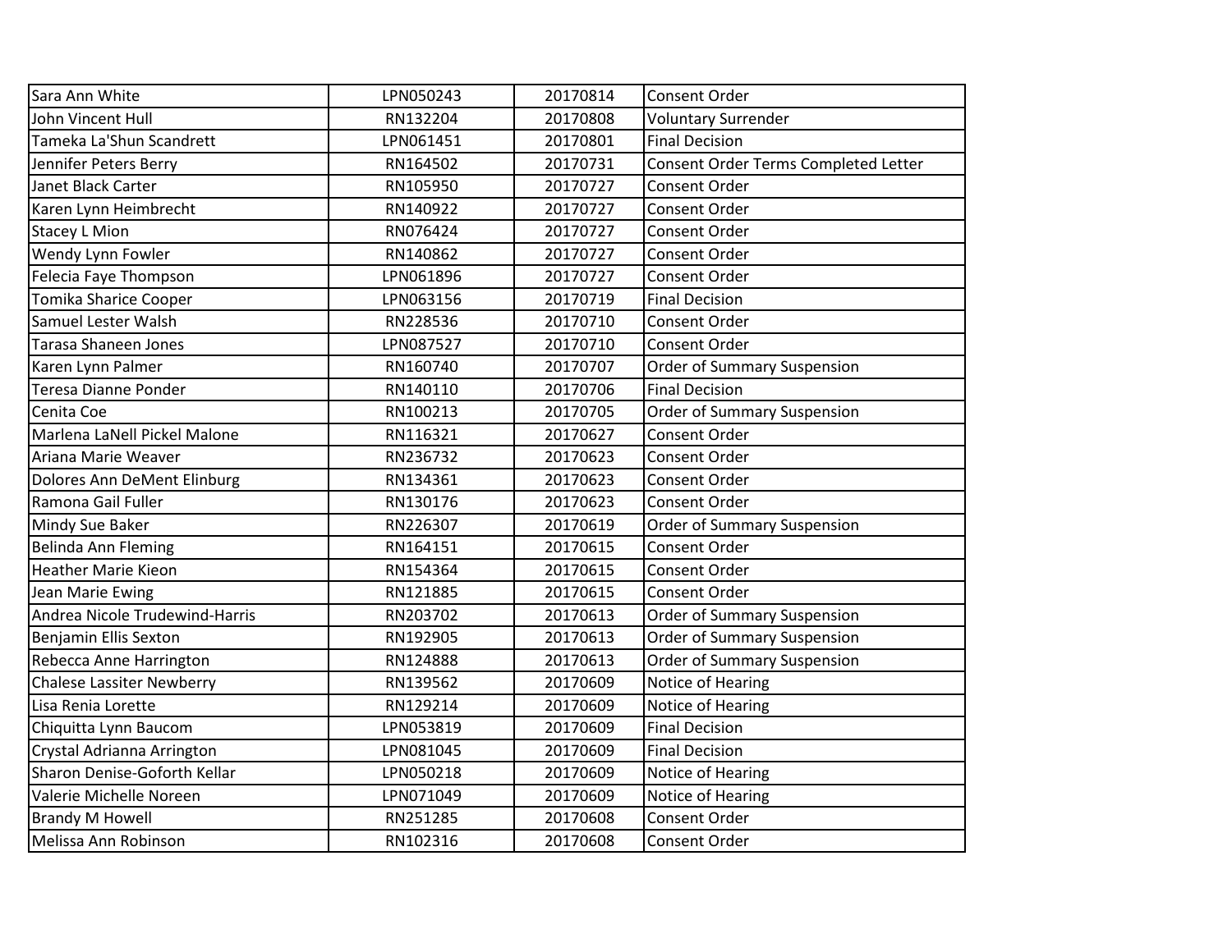| Sara Ann White | LPN050243 | 20170814 | Consent Order |
|---|---|---|---|
| John Vincent Hull | RN132204 | 20170808 | Voluntary Surrender |
| Tameka La'Shun Scandrett | LPN061451 | 20170801 | Final Decision |
| Jennifer Peters Berry | RN164502 | 20170731 | Consent Order Terms Completed Letter |
| Janet Black Carter | RN105950 | 20170727 | Consent Order |
| Karen Lynn Heimbrecht | RN140922 | 20170727 | Consent Order |
| Stacey L Mion | RN076424 | 20170727 | Consent Order |
| Wendy Lynn Fowler | RN140862 | 20170727 | Consent Order |
| Felecia Faye Thompson | LPN061896 | 20170727 | Consent Order |
| Tomika Sharice Cooper | LPN063156 | 20170719 | Final Decision |
| Samuel Lester Walsh | RN228536 | 20170710 | Consent Order |
| Tarasa Shaneen Jones | LPN087527 | 20170710 | Consent Order |
| Karen Lynn Palmer | RN160740 | 20170707 | Order of Summary Suspension |
| Teresa Dianne Ponder | RN140110 | 20170706 | Final Decision |
| Cenita Coe | RN100213 | 20170705 | Order of Summary Suspension |
| Marlena LaNell Pickel Malone | RN116321 | 20170627 | Consent Order |
| Ariana Marie Weaver | RN236732 | 20170623 | Consent Order |
| Dolores Ann DeMent Elinburg | RN134361 | 20170623 | Consent Order |
| Ramona Gail Fuller | RN130176 | 20170623 | Consent Order |
| Mindy Sue Baker | RN226307 | 20170619 | Order of Summary Suspension |
| Belinda Ann Fleming | RN164151 | 20170615 | Consent Order |
| Heather Marie Kieon | RN154364 | 20170615 | Consent Order |
| Jean Marie Ewing | RN121885 | 20170615 | Consent Order |
| Andrea Nicole Trudewind-Harris | RN203702 | 20170613 | Order of Summary Suspension |
| Benjamin Ellis Sexton | RN192905 | 20170613 | Order of Summary Suspension |
| Rebecca Anne Harrington | RN124888 | 20170613 | Order of Summary Suspension |
| Chalese Lassiter Newberry | RN139562 | 20170609 | Notice of Hearing |
| Lisa Renia Lorette | RN129214 | 20170609 | Notice of Hearing |
| Chiquitta Lynn Baucom | LPN053819 | 20170609 | Final Decision |
| Crystal Adrianna Arrington | LPN081045 | 20170609 | Final Decision |
| Sharon Denise-Goforth Kellar | LPN050218 | 20170609 | Notice of Hearing |
| Valerie Michelle Noreen | LPN071049 | 20170609 | Notice of Hearing |
| Brandy M Howell | RN251285 | 20170608 | Consent Order |
| Melissa Ann Robinson | RN102316 | 20170608 | Consent Order |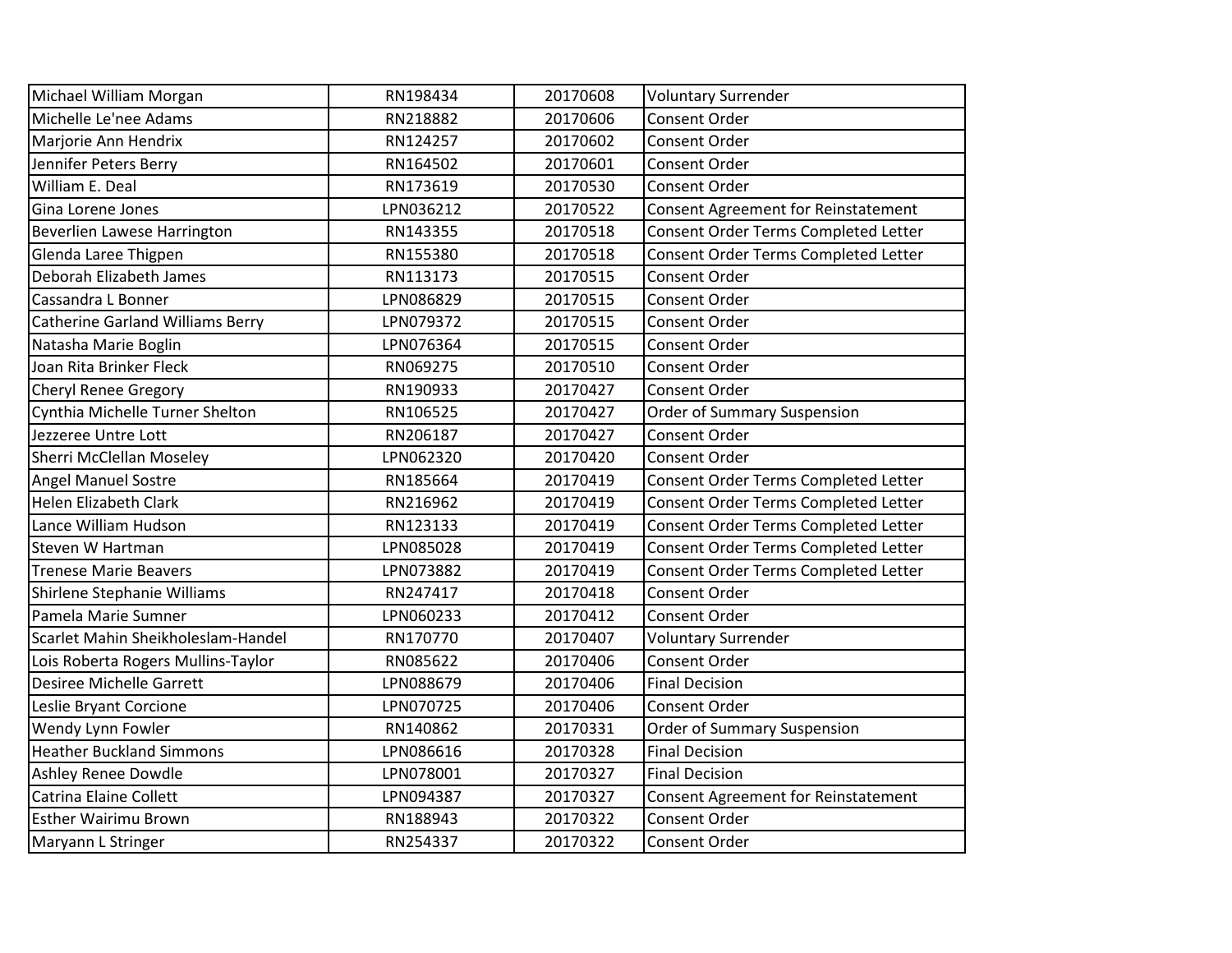| | | | |
|---|---|---|---|
| Michael William Morgan | RN198434 | 20170608 | Voluntary Surrender |
| Michelle Le'nee Adams | RN218882 | 20170606 | Consent Order |
| Marjorie Ann Hendrix | RN124257 | 20170602 | Consent Order |
| Jennifer Peters Berry | RN164502 | 20170601 | Consent Order |
| William E. Deal | RN173619 | 20170530 | Consent Order |
| Gina Lorene Jones | LPN036212 | 20170522 | Consent Agreement for Reinstatement |
| Beverlien Lawese Harrington | RN143355 | 20170518 | Consent Order Terms Completed Letter |
| Glenda Laree Thigpen | RN155380 | 20170518 | Consent Order Terms Completed Letter |
| Deborah Elizabeth James | RN113173 | 20170515 | Consent Order |
| Cassandra L Bonner | LPN086829 | 20170515 | Consent Order |
| Catherine Garland Williams Berry | LPN079372 | 20170515 | Consent Order |
| Natasha Marie Boglin | LPN076364 | 20170515 | Consent Order |
| Joan Rita Brinker Fleck | RN069275 | 20170510 | Consent Order |
| Cheryl Renee Gregory | RN190933 | 20170427 | Consent Order |
| Cynthia Michelle Turner Shelton | RN106525 | 20170427 | Order of Summary Suspension |
| Jezzeree Untre Lott | RN206187 | 20170427 | Consent Order |
| Sherri McClellan Moseley | LPN062320 | 20170420 | Consent Order |
| Angel Manuel Sostre | RN185664 | 20170419 | Consent Order Terms Completed Letter |
| Helen Elizabeth Clark | RN216962 | 20170419 | Consent Order Terms Completed Letter |
| Lance William Hudson | RN123133 | 20170419 | Consent Order Terms Completed Letter |
| Steven W Hartman | LPN085028 | 20170419 | Consent Order Terms Completed Letter |
| Trenese Marie Beavers | LPN073882 | 20170419 | Consent Order Terms Completed Letter |
| Shirlene Stephanie Williams | RN247417 | 20170418 | Consent Order |
| Pamela Marie Sumner | LPN060233 | 20170412 | Consent Order |
| Scarlet Mahin Sheikholeslam-Handel | RN170770 | 20170407 | Voluntary Surrender |
| Lois Roberta Rogers Mullins-Taylor | RN085622 | 20170406 | Consent Order |
| Desiree Michelle Garrett | LPN088679 | 20170406 | Final Decision |
| Leslie Bryant Corcione | LPN070725 | 20170406 | Consent Order |
| Wendy Lynn Fowler | RN140862 | 20170331 | Order of Summary Suspension |
| Heather Buckland Simmons | LPN086616 | 20170328 | Final Decision |
| Ashley Renee Dowdle | LPN078001 | 20170327 | Final Decision |
| Catrina Elaine Collett | LPN094387 | 20170327 | Consent Agreement for Reinstatement |
| Esther Wairimu Brown | RN188943 | 20170322 | Consent Order |
| Maryann L Stringer | RN254337 | 20170322 | Consent Order |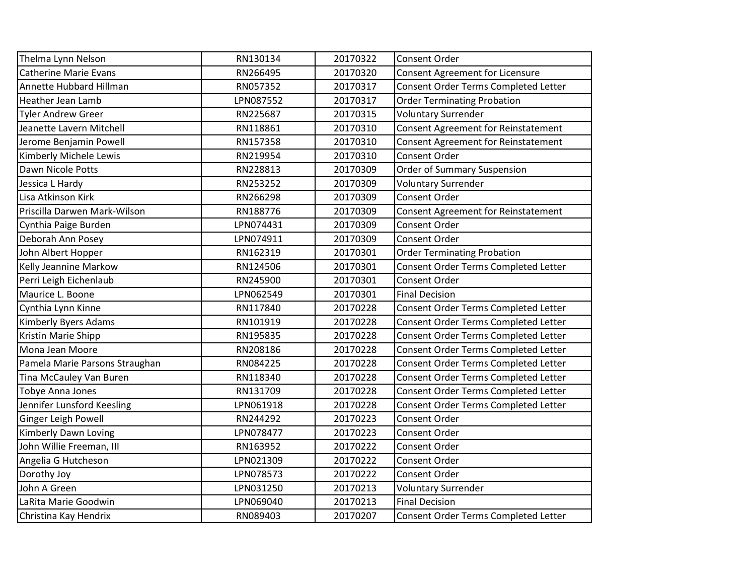| | | | |
|---|---|---|---|
| Thelma Lynn Nelson | RN130134 | 20170322 | Consent Order |
| Catherine Marie Evans | RN266495 | 20170320 | Consent Agreement for Licensure |
| Annette Hubbard Hillman | RN057352 | 20170317 | Consent Order Terms Completed Letter |
| Heather Jean Lamb | LPN087552 | 20170317 | Order Terminating Probation |
| Tyler Andrew Greer | RN225687 | 20170315 | Voluntary Surrender |
| Jeanette Lavern Mitchell | RN118861 | 20170310 | Consent Agreement for Reinstatement |
| Jerome Benjamin Powell | RN157358 | 20170310 | Consent Agreement for Reinstatement |
| Kimberly Michele Lewis | RN219954 | 20170310 | Consent Order |
| Dawn Nicole Potts | RN228813 | 20170309 | Order of Summary Suspension |
| Jessica L Hardy | RN253252 | 20170309 | Voluntary Surrender |
| Lisa Atkinson Kirk | RN266298 | 20170309 | Consent Order |
| Priscilla Darwen Mark-Wilson | RN188776 | 20170309 | Consent Agreement for Reinstatement |
| Cynthia Paige Burden | LPN074431 | 20170309 | Consent Order |
| Deborah Ann Posey | LPN074911 | 20170309 | Consent Order |
| John Albert Hopper | RN162319 | 20170301 | Order Terminating Probation |
| Kelly Jeannine Markow | RN124506 | 20170301 | Consent Order Terms Completed Letter |
| Perri Leigh Eichenlaub | RN245900 | 20170301 | Consent Order |
| Maurice L. Boone | LPN062549 | 20170301 | Final Decision |
| Cynthia Lynn Kinne | RN117840 | 20170228 | Consent Order Terms Completed Letter |
| Kimberly Byers Adams | RN101919 | 20170228 | Consent Order Terms Completed Letter |
| Kristin Marie Shipp | RN195835 | 20170228 | Consent Order Terms Completed Letter |
| Mona Jean Moore | RN208186 | 20170228 | Consent Order Terms Completed Letter |
| Pamela Marie Parsons Straughan | RN084225 | 20170228 | Consent Order Terms Completed Letter |
| Tina McCauley Van Buren | RN118340 | 20170228 | Consent Order Terms Completed Letter |
| Tobye Anna Jones | RN131709 | 20170228 | Consent Order Terms Completed Letter |
| Jennifer Lunsford Keesling | LPN061918 | 20170228 | Consent Order Terms Completed Letter |
| Ginger Leigh Powell | RN244292 | 20170223 | Consent Order |
| Kimberly Dawn Loving | LPN078477 | 20170223 | Consent Order |
| John Willie Freeman, III | RN163952 | 20170222 | Consent Order |
| Angelia G Hutcheson | LPN021309 | 20170222 | Consent Order |
| Dorothy Joy | LPN078573 | 20170222 | Consent Order |
| John A Green | LPN031250 | 20170213 | Voluntary Surrender |
| LaRita Marie Goodwin | LPN069040 | 20170213 | Final Decision |
| Christina Kay Hendrix | RN089403 | 20170207 | Consent Order Terms Completed Letter |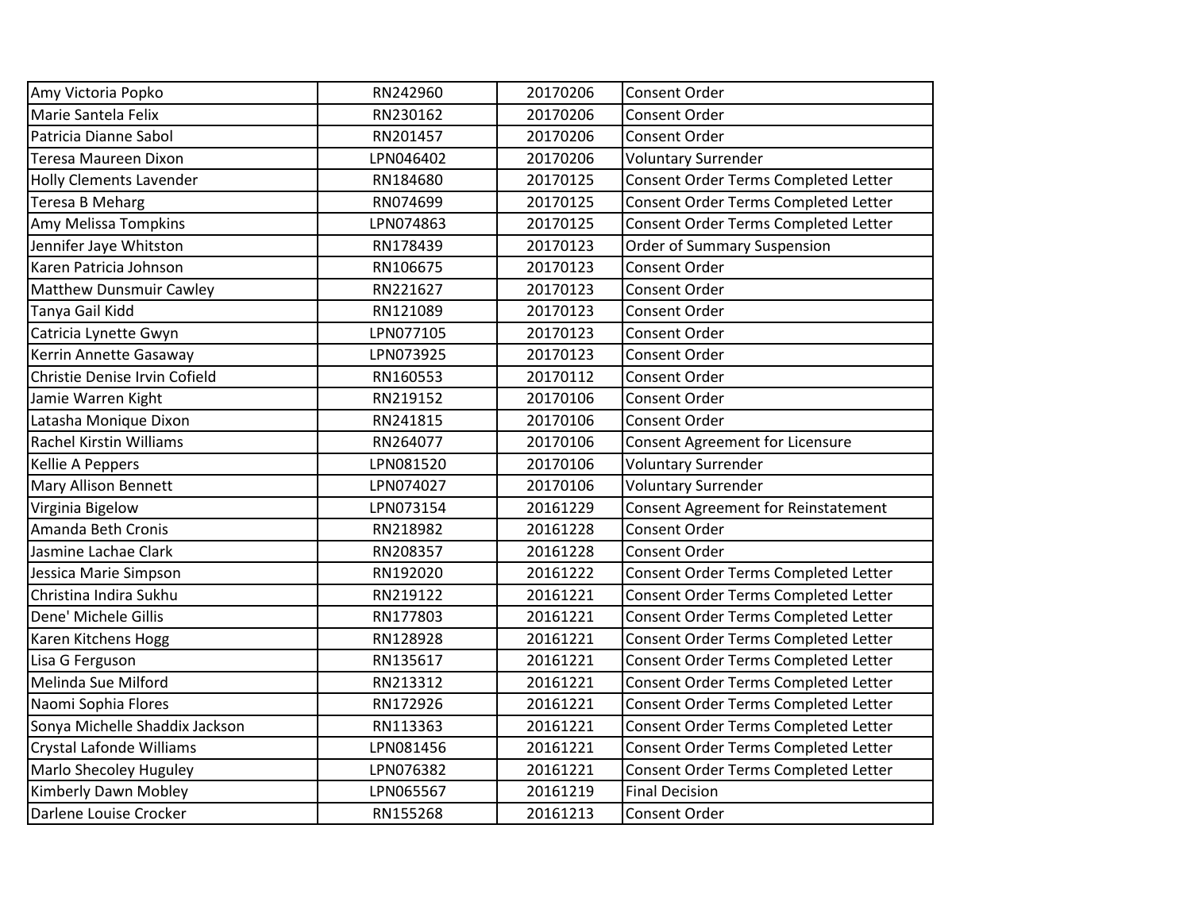| Amy Victoria Popko | RN242960 | 20170206 | Consent Order |
|---|---|---|---|
| Marie Santela Felix | RN230162 | 20170206 | Consent Order |
| Patricia Dianne Sabol | RN201457 | 20170206 | Consent Order |
| Teresa Maureen Dixon | LPN046402 | 20170206 | Voluntary Surrender |
| Holly Clements Lavender | RN184680 | 20170125 | Consent Order Terms Completed Letter |
| Teresa B Meharg | RN074699 | 20170125 | Consent Order Terms Completed Letter |
| Amy Melissa Tompkins | LPN074863 | 20170125 | Consent Order Terms Completed Letter |
| Jennifer Jaye Whitston | RN178439 | 20170123 | Order of Summary Suspension |
| Karen Patricia Johnson | RN106675 | 20170123 | Consent Order |
| Matthew Dunsmuir Cawley | RN221627 | 20170123 | Consent Order |
| Tanya Gail Kidd | RN121089 | 20170123 | Consent Order |
| Catricia Lynette Gwyn | LPN077105 | 20170123 | Consent Order |
| Kerrin Annette Gasaway | LPN073925 | 20170123 | Consent Order |
| Christie Denise Irvin Cofield | RN160553 | 20170112 | Consent Order |
| Jamie Warren Kight | RN219152 | 20170106 | Consent Order |
| Latasha Monique Dixon | RN241815 | 20170106 | Consent Order |
| Rachel Kirstin Williams | RN264077 | 20170106 | Consent Agreement for Licensure |
| Kellie A Peppers | LPN081520 | 20170106 | Voluntary Surrender |
| Mary Allison Bennett | LPN074027 | 20170106 | Voluntary Surrender |
| Virginia Bigelow | LPN073154 | 20161229 | Consent Agreement for Reinstatement |
| Amanda Beth Cronis | RN218982 | 20161228 | Consent Order |
| Jasmine Lachae Clark | RN208357 | 20161228 | Consent Order |
| Jessica Marie Simpson | RN192020 | 20161222 | Consent Order Terms Completed Letter |
| Christina Indira Sukhu | RN219122 | 20161221 | Consent Order Terms Completed Letter |
| Dene' Michele Gillis | RN177803 | 20161221 | Consent Order Terms Completed Letter |
| Karen Kitchens Hogg | RN128928 | 20161221 | Consent Order Terms Completed Letter |
| Lisa G Ferguson | RN135617 | 20161221 | Consent Order Terms Completed Letter |
| Melinda Sue Milford | RN213312 | 20161221 | Consent Order Terms Completed Letter |
| Naomi Sophia Flores | RN172926 | 20161221 | Consent Order Terms Completed Letter |
| Sonya Michelle Shaddix Jackson | RN113363 | 20161221 | Consent Order Terms Completed Letter |
| Crystal Lafonde Williams | LPN081456 | 20161221 | Consent Order Terms Completed Letter |
| Marlo Shecoley Huguley | LPN076382 | 20161221 | Consent Order Terms Completed Letter |
| Kimberly Dawn Mobley | LPN065567 | 20161219 | Final Decision |
| Darlene Louise Crocker | RN155268 | 20161213 | Consent Order |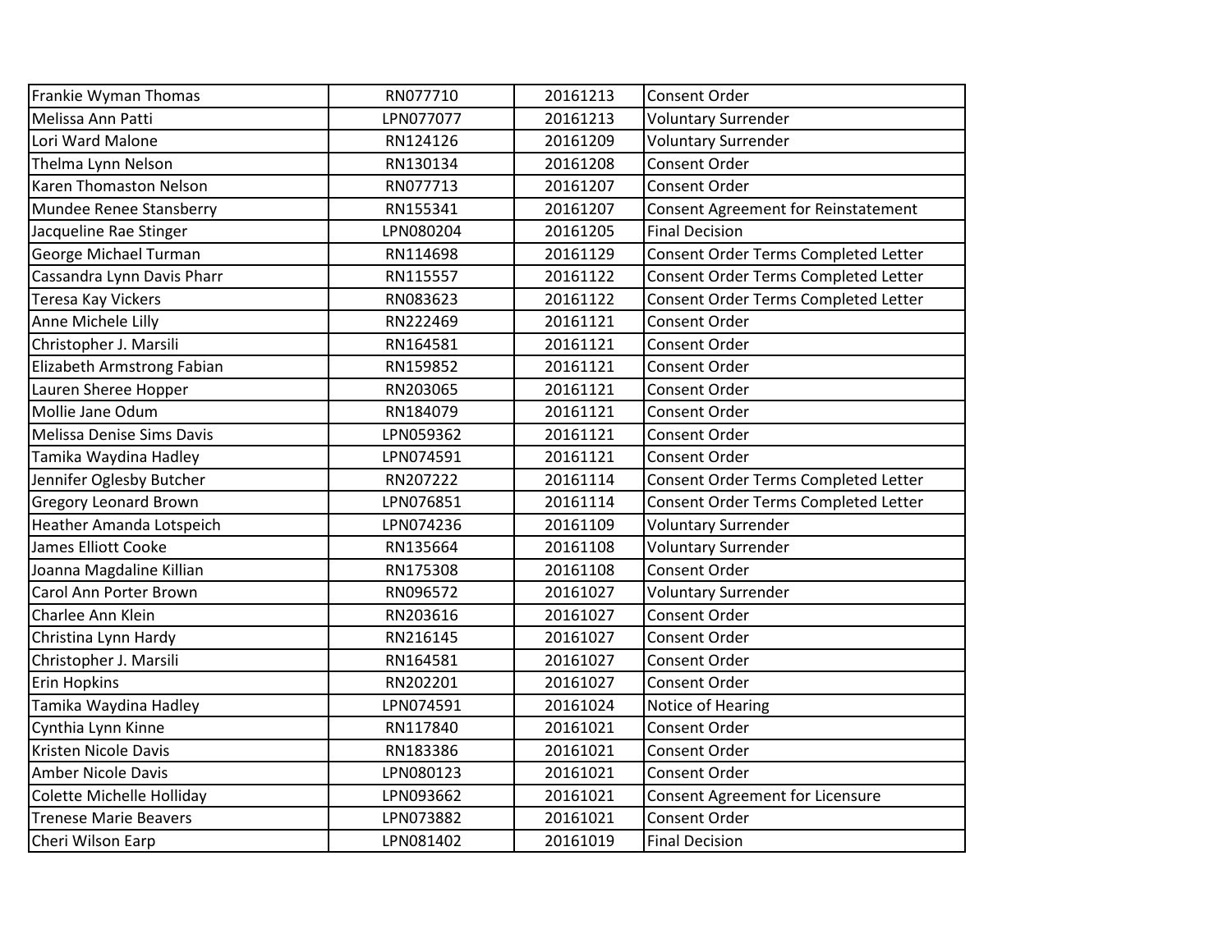| Frankie Wyman Thomas | RN077710 | 20161213 | Consent Order |
|---|---|---|---|
| Melissa Ann Patti | LPN077077 | 20161213 | Voluntary Surrender |
| Lori Ward Malone | RN124126 | 20161209 | Voluntary Surrender |
| Thelma Lynn Nelson | RN130134 | 20161208 | Consent Order |
| Karen Thomaston Nelson | RN077713 | 20161207 | Consent Order |
| Mundee Renee Stansberry | RN155341 | 20161207 | Consent Agreement for Reinstatement |
| Jacqueline Rae Stinger | LPN080204 | 20161205 | Final Decision |
| George Michael Turman | RN114698 | 20161129 | Consent Order Terms Completed Letter |
| Cassandra Lynn Davis Pharr | RN115557 | 20161122 | Consent Order Terms Completed Letter |
| Teresa Kay Vickers | RN083623 | 20161122 | Consent Order Terms Completed Letter |
| Anne Michele Lilly | RN222469 | 20161121 | Consent Order |
| Christopher J. Marsili | RN164581 | 20161121 | Consent Order |
| Elizabeth Armstrong Fabian | RN159852 | 20161121 | Consent Order |
| Lauren Sheree Hopper | RN203065 | 20161121 | Consent Order |
| Mollie Jane Odum | RN184079 | 20161121 | Consent Order |
| Melissa Denise Sims Davis | LPN059362 | 20161121 | Consent Order |
| Tamika Waydina Hadley | LPN074591 | 20161121 | Consent Order |
| Jennifer Oglesby Butcher | RN207222 | 20161114 | Consent Order Terms Completed Letter |
| Gregory Leonard Brown | LPN076851 | 20161114 | Consent Order Terms Completed Letter |
| Heather Amanda Lotspeich | LPN074236 | 20161109 | Voluntary Surrender |
| James Elliott Cooke | RN135664 | 20161108 | Voluntary Surrender |
| Joanna Magdaline Killian | RN175308 | 20161108 | Consent Order |
| Carol Ann Porter Brown | RN096572 | 20161027 | Voluntary Surrender |
| Charlee Ann Klein | RN203616 | 20161027 | Consent Order |
| Christina Lynn Hardy | RN216145 | 20161027 | Consent Order |
| Christopher J. Marsili | RN164581 | 20161027 | Consent Order |
| Erin Hopkins | RN202201 | 20161027 | Consent Order |
| Tamika Waydina Hadley | LPN074591 | 20161024 | Notice of Hearing |
| Cynthia Lynn Kinne | RN117840 | 20161021 | Consent Order |
| Kristen Nicole Davis | RN183386 | 20161021 | Consent Order |
| Amber Nicole Davis | LPN080123 | 20161021 | Consent Order |
| Colette Michelle Holliday | LPN093662 | 20161021 | Consent Agreement for Licensure |
| Trenese Marie Beavers | LPN073882 | 20161021 | Consent Order |
| Cheri Wilson Earp | LPN081402 | 20161019 | Final Decision |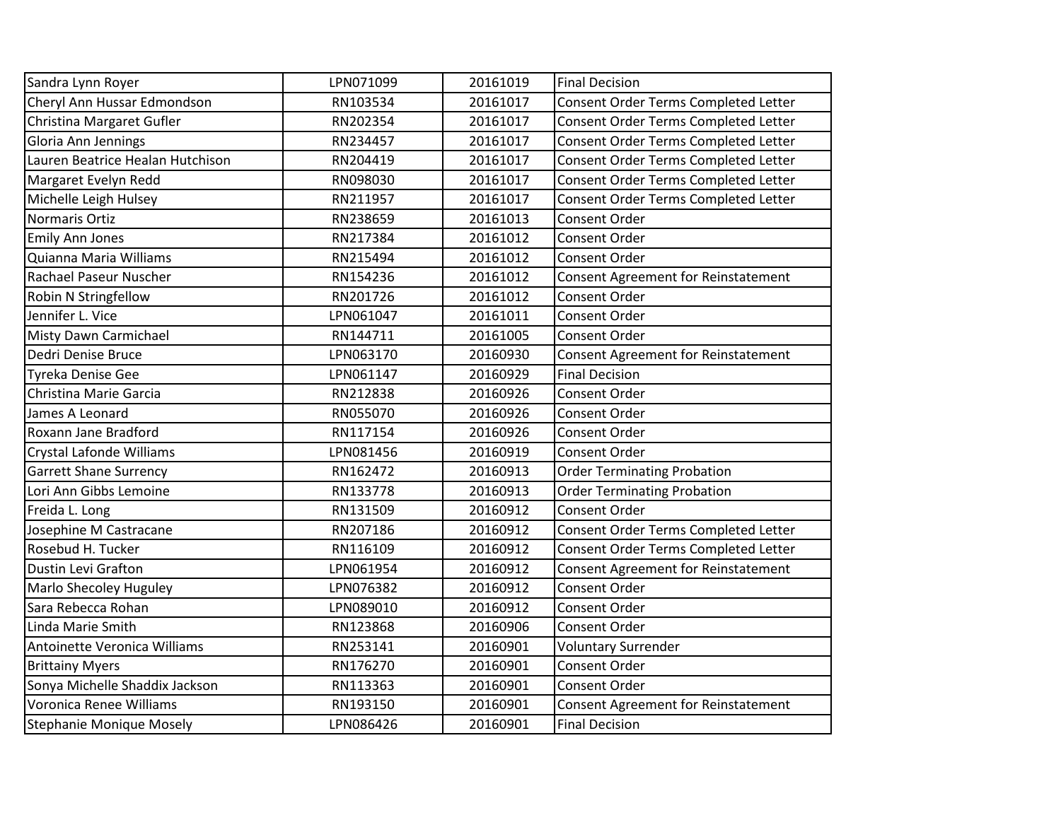| | | | |
|---|---|---|---|
| Sandra Lynn Royer | LPN071099 | 20161019 | Final Decision |
| Cheryl Ann Hussar Edmondson | RN103534 | 20161017 | Consent Order Terms Completed Letter |
| Christina Margaret Gufler | RN202354 | 20161017 | Consent Order Terms Completed Letter |
| Gloria Ann Jennings | RN234457 | 20161017 | Consent Order Terms Completed Letter |
| Lauren Beatrice Healan Hutchison | RN204419 | 20161017 | Consent Order Terms Completed Letter |
| Margaret Evelyn Redd | RN098030 | 20161017 | Consent Order Terms Completed Letter |
| Michelle Leigh Hulsey | RN211957 | 20161017 | Consent Order Terms Completed Letter |
| Normaris Ortiz | RN238659 | 20161013 | Consent Order |
| Emily Ann Jones | RN217384 | 20161012 | Consent Order |
| Quianna Maria Williams | RN215494 | 20161012 | Consent Order |
| Rachael Paseur Nuscher | RN154236 | 20161012 | Consent Agreement for Reinstatement |
| Robin N Stringfellow | RN201726 | 20161012 | Consent Order |
| Jennifer L. Vice | LPN061047 | 20161011 | Consent Order |
| Misty Dawn Carmichael | RN144711 | 20161005 | Consent Order |
| Dedri Denise Bruce | LPN063170 | 20160930 | Consent Agreement for Reinstatement |
| Tyreka Denise Gee | LPN061147 | 20160929 | Final Decision |
| Christina Marie Garcia | RN212838 | 20160926 | Consent Order |
| James A Leonard | RN055070 | 20160926 | Consent Order |
| Roxann Jane Bradford | RN117154 | 20160926 | Consent Order |
| Crystal Lafonde Williams | LPN081456 | 20160919 | Consent Order |
| Garrett Shane Surrency | RN162472 | 20160913 | Order Terminating Probation |
| Lori Ann Gibbs Lemoine | RN133778 | 20160913 | Order Terminating Probation |
| Freida L. Long | RN131509 | 20160912 | Consent Order |
| Josephine M Castracane | RN207186 | 20160912 | Consent Order Terms Completed Letter |
| Rosebud H. Tucker | RN116109 | 20160912 | Consent Order Terms Completed Letter |
| Dustin Levi Grafton | LPN061954 | 20160912 | Consent Agreement for Reinstatement |
| Marlo Shecoley Huguley | LPN076382 | 20160912 | Consent Order |
| Sara Rebecca Rohan | LPN089010 | 20160912 | Consent Order |
| Linda Marie Smith | RN123868 | 20160906 | Consent Order |
| Antoinette Veronica Williams | RN253141 | 20160901 | Voluntary Surrender |
| Brittainy Myers | RN176270 | 20160901 | Consent Order |
| Sonya Michelle Shaddix Jackson | RN113363 | 20160901 | Consent Order |
| Voronica Renee Williams | RN193150 | 20160901 | Consent Agreement for Reinstatement |
| Stephanie Monique Mosely | LPN086426 | 20160901 | Final Decision |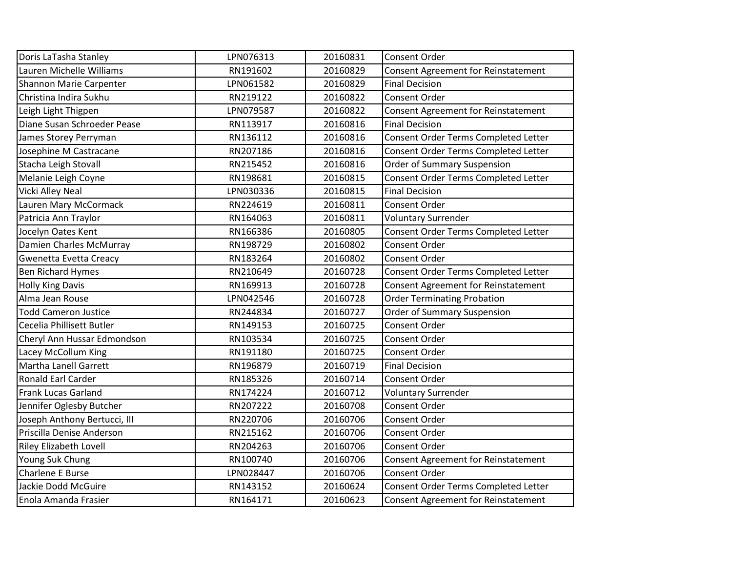| | | | |
|---|---|---|---|
| Doris LaTasha Stanley | LPN076313 | 20160831 | Consent Order |
| Lauren Michelle Williams | RN191602 | 20160829 | Consent Agreement for Reinstatement |
| Shannon Marie Carpenter | LPN061582 | 20160829 | Final Decision |
| Christina Indira Sukhu | RN219122 | 20160822 | Consent Order |
| Leigh Light Thigpen | LPN079587 | 20160822 | Consent Agreement for Reinstatement |
| Diane Susan Schroeder Pease | RN113917 | 20160816 | Final Decision |
| James Storey Perryman | RN136112 | 20160816 | Consent Order Terms Completed Letter |
| Josephine M Castracane | RN207186 | 20160816 | Consent Order Terms Completed Letter |
| Stacha Leigh Stovall | RN215452 | 20160816 | Order of Summary Suspension |
| Melanie Leigh Coyne | RN198681 | 20160815 | Consent Order Terms Completed Letter |
| Vicki Alley Neal | LPN030336 | 20160815 | Final Decision |
| Lauren Mary McCormack | RN224619 | 20160811 | Consent Order |
| Patricia Ann Traylor | RN164063 | 20160811 | Voluntary Surrender |
| Jocelyn Oates Kent | RN166386 | 20160805 | Consent Order Terms Completed Letter |
| Damien Charles McMurray | RN198729 | 20160802 | Consent Order |
| Gwenetta Evetta Creacy | RN183264 | 20160802 | Consent Order |
| Ben Richard Hymes | RN210649 | 20160728 | Consent Order Terms Completed Letter |
| Holly King Davis | RN169913 | 20160728 | Consent Agreement for Reinstatement |
| Alma Jean Rouse | LPN042546 | 20160728 | Order Terminating Probation |
| Todd Cameron Justice | RN244834 | 20160727 | Order of Summary Suspension |
| Cecelia Phillisett Butler | RN149153 | 20160725 | Consent Order |
| Cheryl Ann Hussar Edmondson | RN103534 | 20160725 | Consent Order |
| Lacey McCollum King | RN191180 | 20160725 | Consent Order |
| Martha Lanell Garrett | RN196879 | 20160719 | Final Decision |
| Ronald Earl Carder | RN185326 | 20160714 | Consent Order |
| Frank Lucas Garland | RN174224 | 20160712 | Voluntary Surrender |
| Jennifer Oglesby Butcher | RN207222 | 20160708 | Consent Order |
| Joseph Anthony Bertucci, III | RN220706 | 20160706 | Consent Order |
| Priscilla Denise Anderson | RN215162 | 20160706 | Consent Order |
| Riley Elizabeth Lovell | RN204263 | 20160706 | Consent Order |
| Young Suk Chung | RN100740 | 20160706 | Consent Agreement for Reinstatement |
| Charlene E Burse | LPN028447 | 20160706 | Consent Order |
| Jackie Dodd McGuire | RN143152 | 20160624 | Consent Order Terms Completed Letter |
| Enola Amanda Frasier | RN164171 | 20160623 | Consent Agreement for Reinstatement |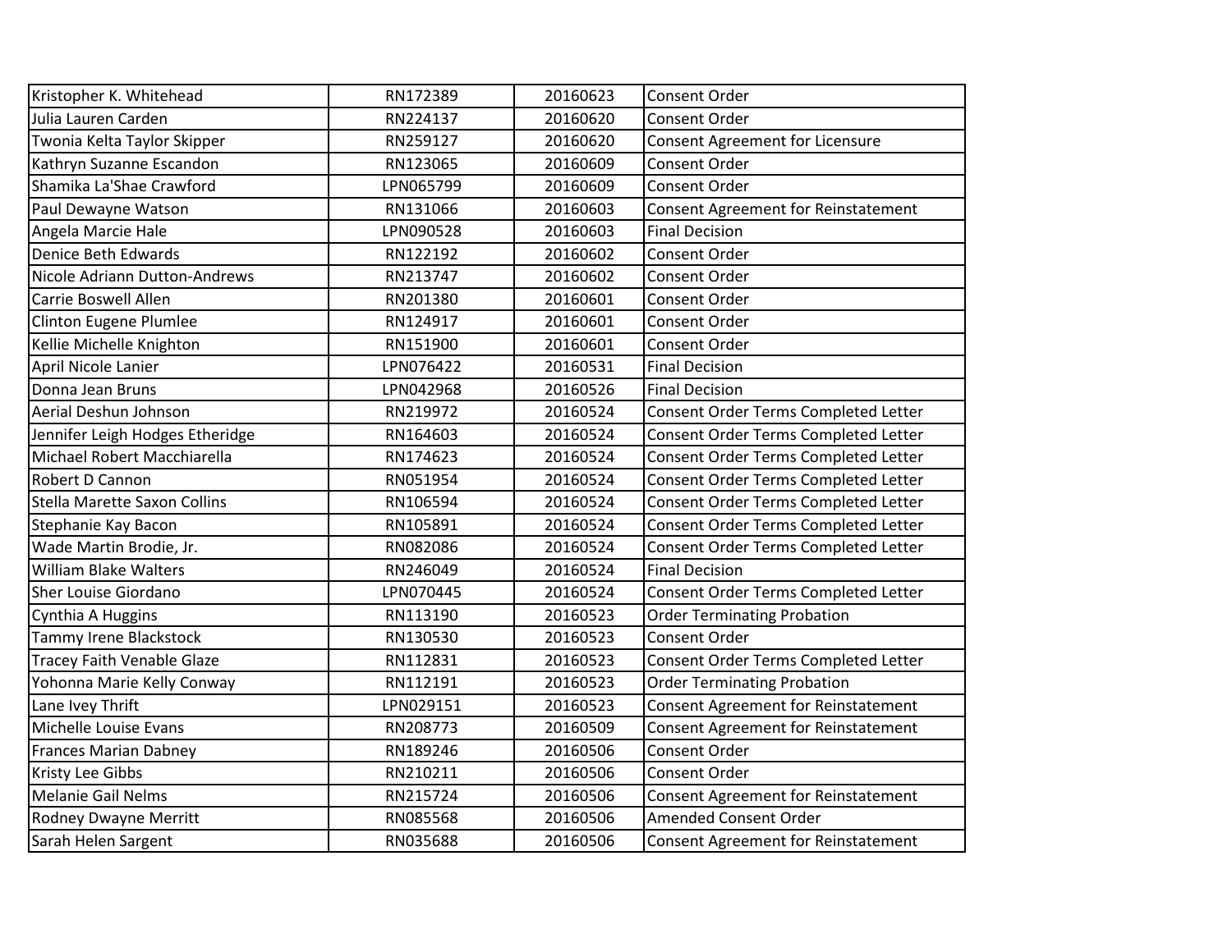| Kristopher K. Whitehead | RN172389 | 20160623 | Consent Order |
|---|---|---|---|
| Julia Lauren Carden | RN224137 | 20160620 | Consent Order |
| Twonia Kelta Taylor Skipper | RN259127 | 20160620 | Consent Agreement for Licensure |
| Kathryn Suzanne Escandon | RN123065 | 20160609 | Consent Order |
| Shamika La'Shae Crawford | LPN065799 | 20160609 | Consent Order |
| Paul Dewayne Watson | RN131066 | 20160603 | Consent Agreement for Reinstatement |
| Angela Marcie Hale | LPN090528 | 20160603 | Final Decision |
| Denice Beth Edwards | RN122192 | 20160602 | Consent Order |
| Nicole Adriann Dutton-Andrews | RN213747 | 20160602 | Consent Order |
| Carrie Boswell Allen | RN201380 | 20160601 | Consent Order |
| Clinton Eugene Plumlee | RN124917 | 20160601 | Consent Order |
| Kellie Michelle Knighton | RN151900 | 20160601 | Consent Order |
| April Nicole Lanier | LPN076422 | 20160531 | Final Decision |
| Donna Jean Bruns | LPN042968 | 20160526 | Final Decision |
| Aerial Deshun Johnson | RN219972 | 20160524 | Consent Order Terms Completed Letter |
| Jennifer Leigh Hodges Etheridge | RN164603 | 20160524 | Consent Order Terms Completed Letter |
| Michael Robert Macchiarella | RN174623 | 20160524 | Consent Order Terms Completed Letter |
| Robert D Cannon | RN051954 | 20160524 | Consent Order Terms Completed Letter |
| Stella Marette Saxon Collins | RN106594 | 20160524 | Consent Order Terms Completed Letter |
| Stephanie Kay Bacon | RN105891 | 20160524 | Consent Order Terms Completed Letter |
| Wade Martin Brodie, Jr. | RN082086 | 20160524 | Consent Order Terms Completed Letter |
| William Blake Walters | RN246049 | 20160524 | Final Decision |
| Sher Louise Giordano | LPN070445 | 20160524 | Consent Order Terms Completed Letter |
| Cynthia A Huggins | RN113190 | 20160523 | Order Terminating Probation |
| Tammy Irene Blackstock | RN130530 | 20160523 | Consent Order |
| Tracey Faith Venable Glaze | RN112831 | 20160523 | Consent Order Terms Completed Letter |
| Yohonna Marie Kelly Conway | RN112191 | 20160523 | Order Terminating Probation |
| Lane Ivey Thrift | LPN029151 | 20160523 | Consent Agreement for Reinstatement |
| Michelle Louise Evans | RN208773 | 20160509 | Consent Agreement for Reinstatement |
| Frances Marian Dabney | RN189246 | 20160506 | Consent Order |
| Kristy Lee Gibbs | RN210211 | 20160506 | Consent Order |
| Melanie Gail Nelms | RN215724 | 20160506 | Consent Agreement for Reinstatement |
| Rodney Dwayne Merritt | RN085568 | 20160506 | Amended Consent Order |
| Sarah Helen Sargent | RN035688 | 20160506 | Consent Agreement for Reinstatement |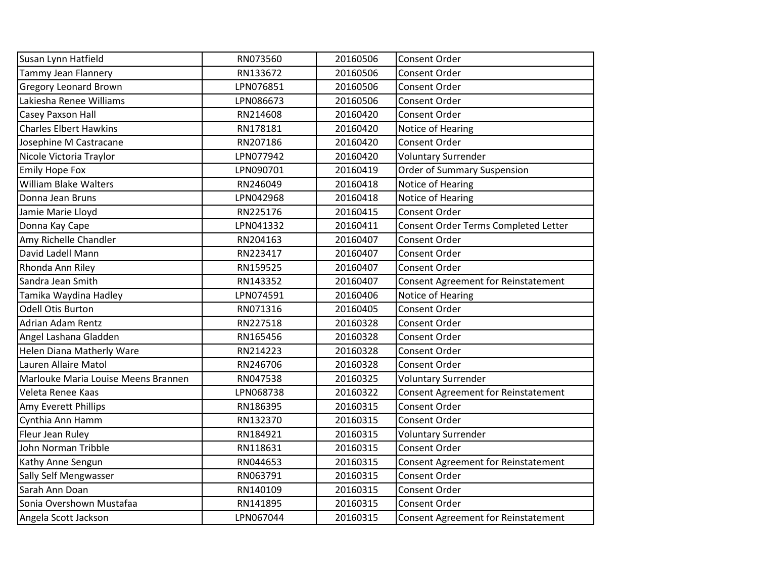| | | | |
|---|---|---|---|
| Susan Lynn Hatfield | RN073560 | 20160506 | Consent Order |
| Tammy Jean Flannery | RN133672 | 20160506 | Consent Order |
| Gregory Leonard Brown | LPN076851 | 20160506 | Consent Order |
| Lakiesha Renee Williams | LPN086673 | 20160506 | Consent Order |
| Casey Paxson Hall | RN214608 | 20160420 | Consent Order |
| Charles Elbert Hawkins | RN178181 | 20160420 | Notice of Hearing |
| Josephine M Castracane | RN207186 | 20160420 | Consent Order |
| Nicole Victoria Traylor | LPN077942 | 20160420 | Voluntary Surrender |
| Emily Hope Fox | LPN090701 | 20160419 | Order of Summary Suspension |
| William Blake Walters | RN246049 | 20160418 | Notice of Hearing |
| Donna Jean Bruns | LPN042968 | 20160418 | Notice of Hearing |
| Jamie Marie Lloyd | RN225176 | 20160415 | Consent Order |
| Donna Kay Cape | LPN041332 | 20160411 | Consent Order Terms Completed Letter |
| Amy Richelle Chandler | RN204163 | 20160407 | Consent Order |
| David Ladell Mann | RN223417 | 20160407 | Consent Order |
| Rhonda Ann Riley | RN159525 | 20160407 | Consent Order |
| Sandra Jean Smith | RN143352 | 20160407 | Consent Agreement for Reinstatement |
| Tamika Waydina Hadley | LPN074591 | 20160406 | Notice of Hearing |
| Odell Otis Burton | RN071316 | 20160405 | Consent Order |
| Adrian Adam Rentz | RN227518 | 20160328 | Consent Order |
| Angel Lashana Gladden | RN165456 | 20160328 | Consent Order |
| Helen Diana Matherly Ware | RN214223 | 20160328 | Consent Order |
| Lauren Allaire Matol | RN246706 | 20160328 | Consent Order |
| Marlouke Maria Louise Meens Brannen | RN047538 | 20160325 | Voluntary Surrender |
| Veleta Renee Kaas | LPN068738 | 20160322 | Consent Agreement for Reinstatement |
| Amy Everett Phillips | RN186395 | 20160315 | Consent Order |
| Cynthia Ann Hamm | RN132370 | 20160315 | Consent Order |
| Fleur Jean Ruley | RN184921 | 20160315 | Voluntary Surrender |
| John Norman Tribble | RN118631 | 20160315 | Consent Order |
| Kathy Anne Sengun | RN044653 | 20160315 | Consent Agreement for Reinstatement |
| Sally Self Mengwasser | RN063791 | 20160315 | Consent Order |
| Sarah Ann Doan | RN140109 | 20160315 | Consent Order |
| Sonia Overshown Mustafaa | RN141895 | 20160315 | Consent Order |
| Angela Scott Jackson | LPN067044 | 20160315 | Consent Agreement for Reinstatement |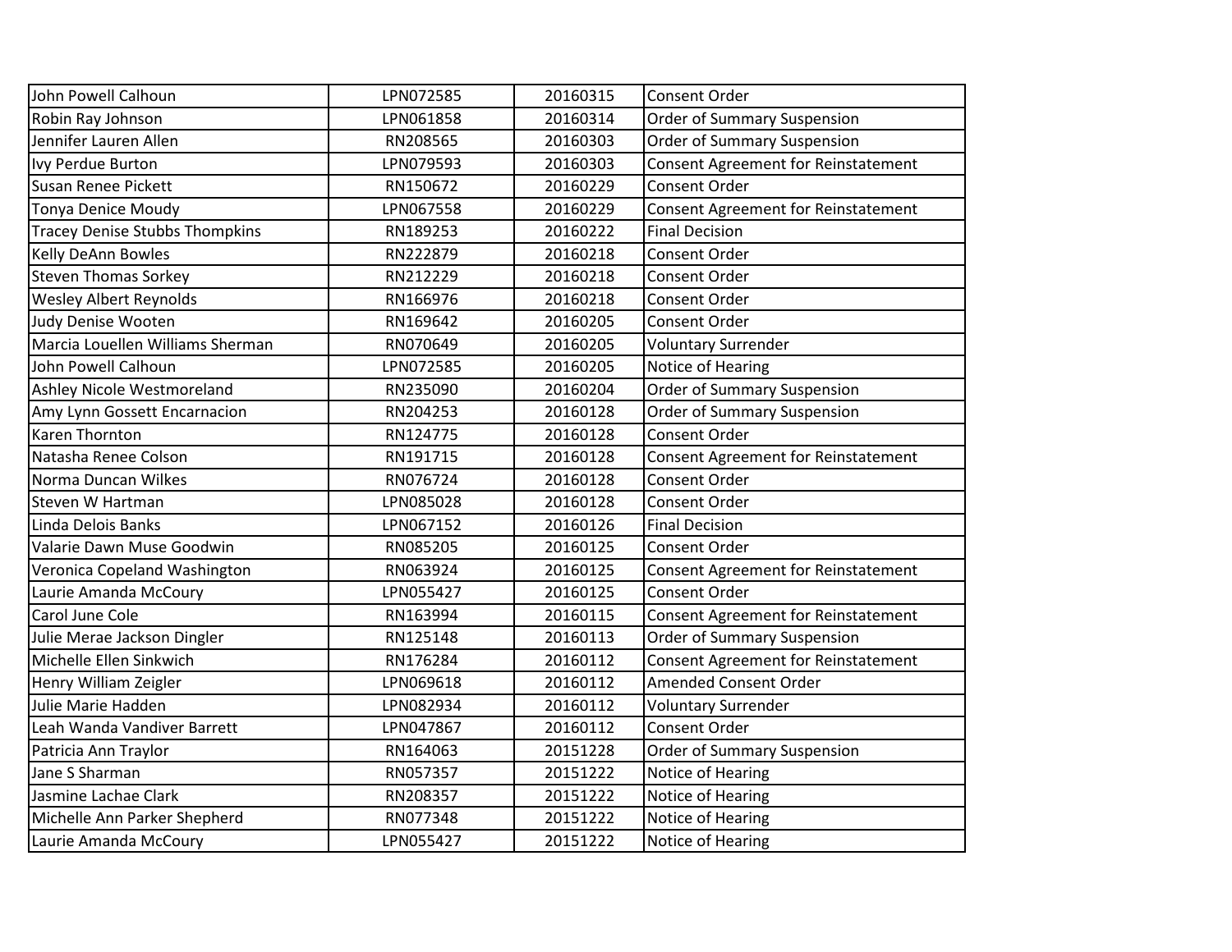| | | | |
|---|---|---|---|
| John Powell Calhoun | LPN072585 | 20160315 | Consent Order |
| Robin Ray Johnson | LPN061858 | 20160314 | Order of Summary Suspension |
| Jennifer Lauren Allen | RN208565 | 20160303 | Order of Summary Suspension |
| Ivy Perdue Burton | LPN079593 | 20160303 | Consent Agreement for Reinstatement |
| Susan Renee Pickett | RN150672 | 20160229 | Consent Order |
| Tonya Denice Moudy | LPN067558 | 20160229 | Consent Agreement for Reinstatement |
| Tracey Denise Stubbs Thompkins | RN189253 | 20160222 | Final Decision |
| Kelly DeAnn Bowles | RN222879 | 20160218 | Consent Order |
| Steven Thomas Sorkey | RN212229 | 20160218 | Consent Order |
| Wesley Albert Reynolds | RN166976 | 20160218 | Consent Order |
| Judy Denise Wooten | RN169642 | 20160205 | Consent Order |
| Marcia Louellen Williams Sherman | RN070649 | 20160205 | Voluntary Surrender |
| John Powell Calhoun | LPN072585 | 20160205 | Notice of Hearing |
| Ashley Nicole Westmoreland | RN235090 | 20160204 | Order of Summary Suspension |
| Amy Lynn Gossett Encarnacion | RN204253 | 20160128 | Order of Summary Suspension |
| Karen Thornton | RN124775 | 20160128 | Consent Order |
| Natasha Renee Colson | RN191715 | 20160128 | Consent Agreement for Reinstatement |
| Norma Duncan Wilkes | RN076724 | 20160128 | Consent Order |
| Steven W Hartman | LPN085028 | 20160128 | Consent Order |
| Linda Delois Banks | LPN067152 | 20160126 | Final Decision |
| Valarie Dawn Muse Goodwin | RN085205 | 20160125 | Consent Order |
| Veronica Copeland Washington | RN063924 | 20160125 | Consent Agreement for Reinstatement |
| Laurie Amanda McCoury | LPN055427 | 20160125 | Consent Order |
| Carol June Cole | RN163994 | 20160115 | Consent Agreement for Reinstatement |
| Julie Merae Jackson Dingler | RN125148 | 20160113 | Order of Summary Suspension |
| Michelle Ellen Sinkwich | RN176284 | 20160112 | Consent Agreement for Reinstatement |
| Henry William Zeigler | LPN069618 | 20160112 | Amended Consent Order |
| Julie Marie Hadden | LPN082934 | 20160112 | Voluntary Surrender |
| Leah Wanda Vandiver Barrett | LPN047867 | 20160112 | Consent Order |
| Patricia Ann Traylor | RN164063 | 20151228 | Order of Summary Suspension |
| Jane S Sharman | RN057357 | 20151222 | Notice of Hearing |
| Jasmine Lachae Clark | RN208357 | 20151222 | Notice of Hearing |
| Michelle Ann Parker Shepherd | RN077348 | 20151222 | Notice of Hearing |
| Laurie Amanda McCoury | LPN055427 | 20151222 | Notice of Hearing |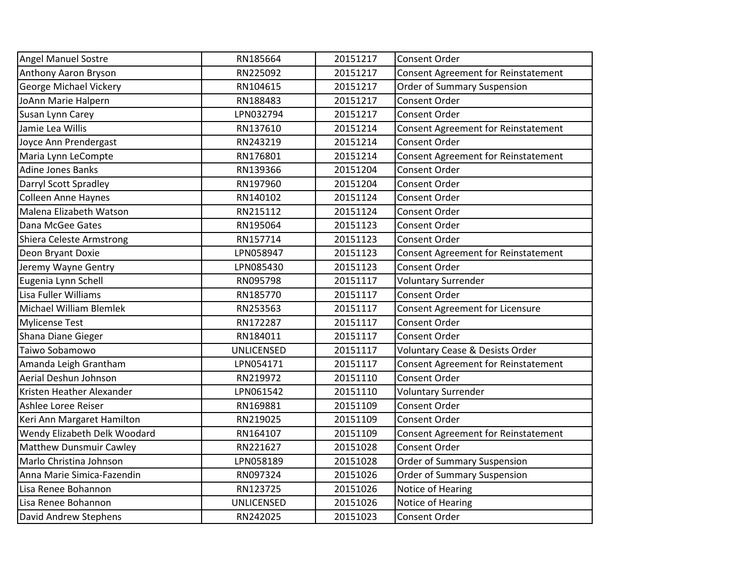| | | | |
|---|---|---|---|
| Angel Manuel Sostre | RN185664 | 20151217 | Consent Order |
| Anthony Aaron Bryson | RN225092 | 20151217 | Consent Agreement for Reinstatement |
| George Michael Vickery | RN104615 | 20151217 | Order of Summary Suspension |
| JoAnn Marie Halpern | RN188483 | 20151217 | Consent Order |
| Susan Lynn Carey | LPN032794 | 20151217 | Consent Order |
| Jamie Lea Willis | RN137610 | 20151214 | Consent Agreement for Reinstatement |
| Joyce Ann Prendergast | RN243219 | 20151214 | Consent Order |
| Maria Lynn LeCompte | RN176801 | 20151214 | Consent Agreement for Reinstatement |
| Adine Jones Banks | RN139366 | 20151204 | Consent Order |
| Darryl Scott Spradley | RN197960 | 20151204 | Consent Order |
| Colleen Anne Haynes | RN140102 | 20151124 | Consent Order |
| Malena Elizabeth Watson | RN215112 | 20151124 | Consent Order |
| Dana McGee Gates | RN195064 | 20151123 | Consent Order |
| Shiera Celeste Armstrong | RN157714 | 20151123 | Consent Order |
| Deon Bryant Doxie | LPN058947 | 20151123 | Consent Agreement for Reinstatement |
| Jeremy Wayne Gentry | LPN085430 | 20151123 | Consent Order |
| Eugenia Lynn Schell | RN095798 | 20151117 | Voluntary Surrender |
| Lisa Fuller Williams | RN185770 | 20151117 | Consent Order |
| Michael William Blemlek | RN253563 | 20151117 | Consent Agreement for Licensure |
| Mylicense Test | RN172287 | 20151117 | Consent Order |
| Shana Diane Gieger | RN184011 | 20151117 | Consent Order |
| Taiwo Sobamowo | UNLICENSED | 20151117 | Voluntary Cease & Desists Order |
| Amanda Leigh Grantham | LPN054171 | 20151117 | Consent Agreement for Reinstatement |
| Aerial Deshun Johnson | RN219972 | 20151110 | Consent Order |
| Kristen Heather Alexander | LPN061542 | 20151110 | Voluntary Surrender |
| Ashlee Loree Reiser | RN169881 | 20151109 | Consent Order |
| Keri Ann Margaret Hamilton | RN219025 | 20151109 | Consent Order |
| Wendy Elizabeth Delk Woodard | RN164107 | 20151109 | Consent Agreement for Reinstatement |
| Matthew Dunsmuir Cawley | RN221627 | 20151028 | Consent Order |
| Marlo Christina Johnson | LPN058189 | 20151028 | Order of Summary Suspension |
| Anna Marie Simica-Fazendin | RN097324 | 20151026 | Order of Summary Suspension |
| Lisa Renee Bohannon | RN123725 | 20151026 | Notice of Hearing |
| Lisa Renee Bohannon | UNLICENSED | 20151026 | Notice of Hearing |
| David Andrew Stephens | RN242025 | 20151023 | Consent Order |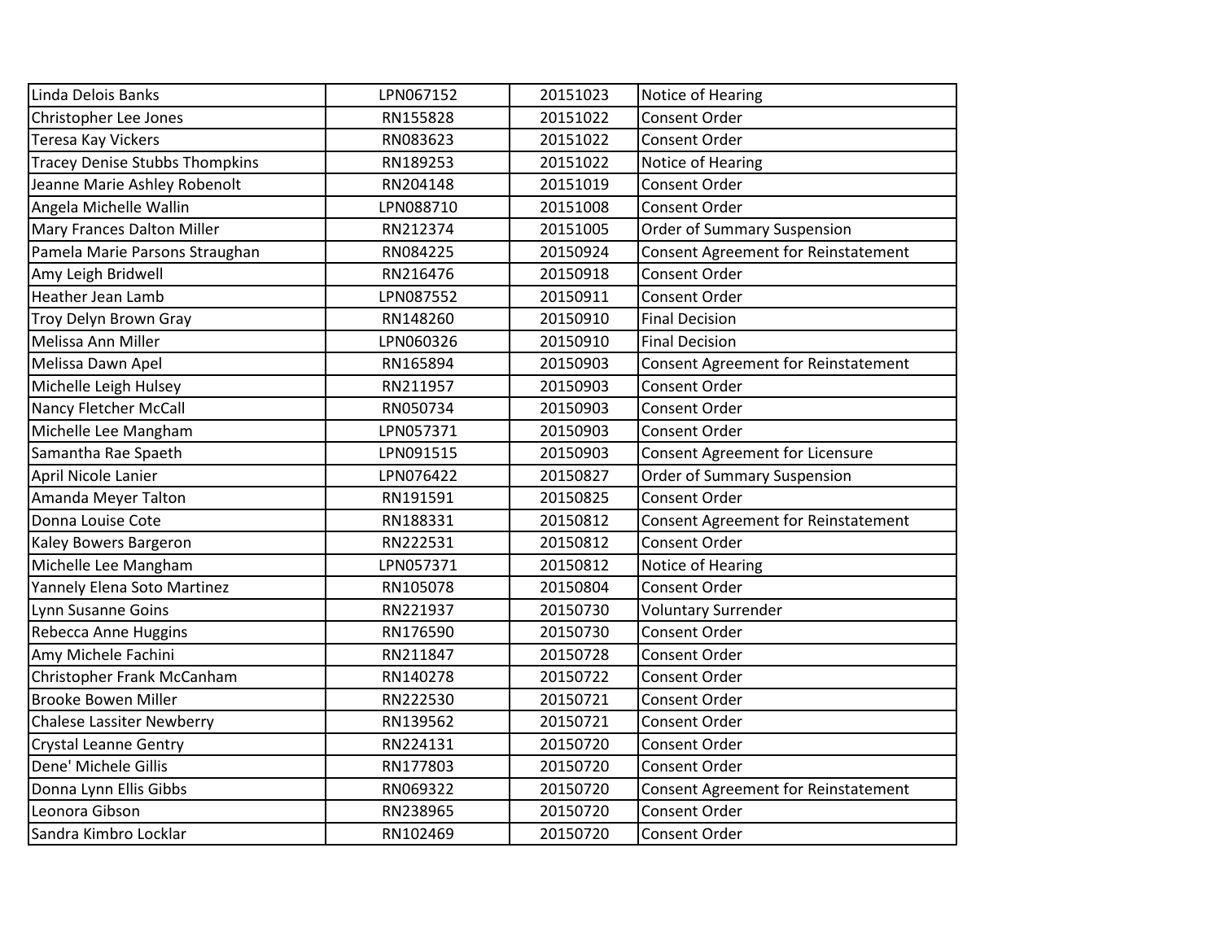| Linda Delois Banks | LPN067152 | 20151023 | Notice of Hearing |
|---|---|---|---|
| Christopher Lee Jones | RN155828 | 20151022 | Consent Order |
| Teresa Kay Vickers | RN083623 | 20151022 | Consent Order |
| Tracey Denise Stubbs Thompkins | RN189253 | 20151022 | Notice of Hearing |
| Jeanne Marie Ashley Robenolt | RN204148 | 20151019 | Consent Order |
| Angela Michelle Wallin | LPN088710 | 20151008 | Consent Order |
| Mary Frances Dalton Miller | RN212374 | 20151005 | Order of Summary Suspension |
| Pamela Marie Parsons Straughan | RN084225 | 20150924 | Consent Agreement for Reinstatement |
| Amy Leigh Bridwell | RN216476 | 20150918 | Consent Order |
| Heather Jean Lamb | LPN087552 | 20150911 | Consent Order |
| Troy Delyn Brown Gray | RN148260 | 20150910 | Final Decision |
| Melissa Ann Miller | LPN060326 | 20150910 | Final Decision |
| Melissa Dawn Apel | RN165894 | 20150903 | Consent Agreement for Reinstatement |
| Michelle Leigh Hulsey | RN211957 | 20150903 | Consent Order |
| Nancy Fletcher McCall | RN050734 | 20150903 | Consent Order |
| Michelle Lee Mangham | LPN057371 | 20150903 | Consent Order |
| Samantha Rae Spaeth | LPN091515 | 20150903 | Consent Agreement for Licensure |
| April Nicole Lanier | LPN076422 | 20150827 | Order of Summary Suspension |
| Amanda Meyer Talton | RN191591 | 20150825 | Consent Order |
| Donna Louise Cote | RN188331 | 20150812 | Consent Agreement for Reinstatement |
| Kaley Bowers Bargeron | RN222531 | 20150812 | Consent Order |
| Michelle Lee Mangham | LPN057371 | 20150812 | Notice of Hearing |
| Yannely Elena Soto Martinez | RN105078 | 20150804 | Consent Order |
| Lynn Susanne Goins | RN221937 | 20150730 | Voluntary Surrender |
| Rebecca Anne Huggins | RN176590 | 20150730 | Consent Order |
| Amy Michele Fachini | RN211847 | 20150728 | Consent Order |
| Christopher Frank McCanham | RN140278 | 20150722 | Consent Order |
| Brooke Bowen Miller | RN222530 | 20150721 | Consent Order |
| Chalese Lassiter Newberry | RN139562 | 20150721 | Consent Order |
| Crystal Leanne Gentry | RN224131 | 20150720 | Consent Order |
| Dene' Michele Gillis | RN177803 | 20150720 | Consent Order |
| Donna Lynn Ellis Gibbs | RN069322 | 20150720 | Consent Agreement for Reinstatement |
| Leonora Gibson | RN238965 | 20150720 | Consent Order |
| Sandra Kimbro Locklar | RN102469 | 20150720 | Consent Order |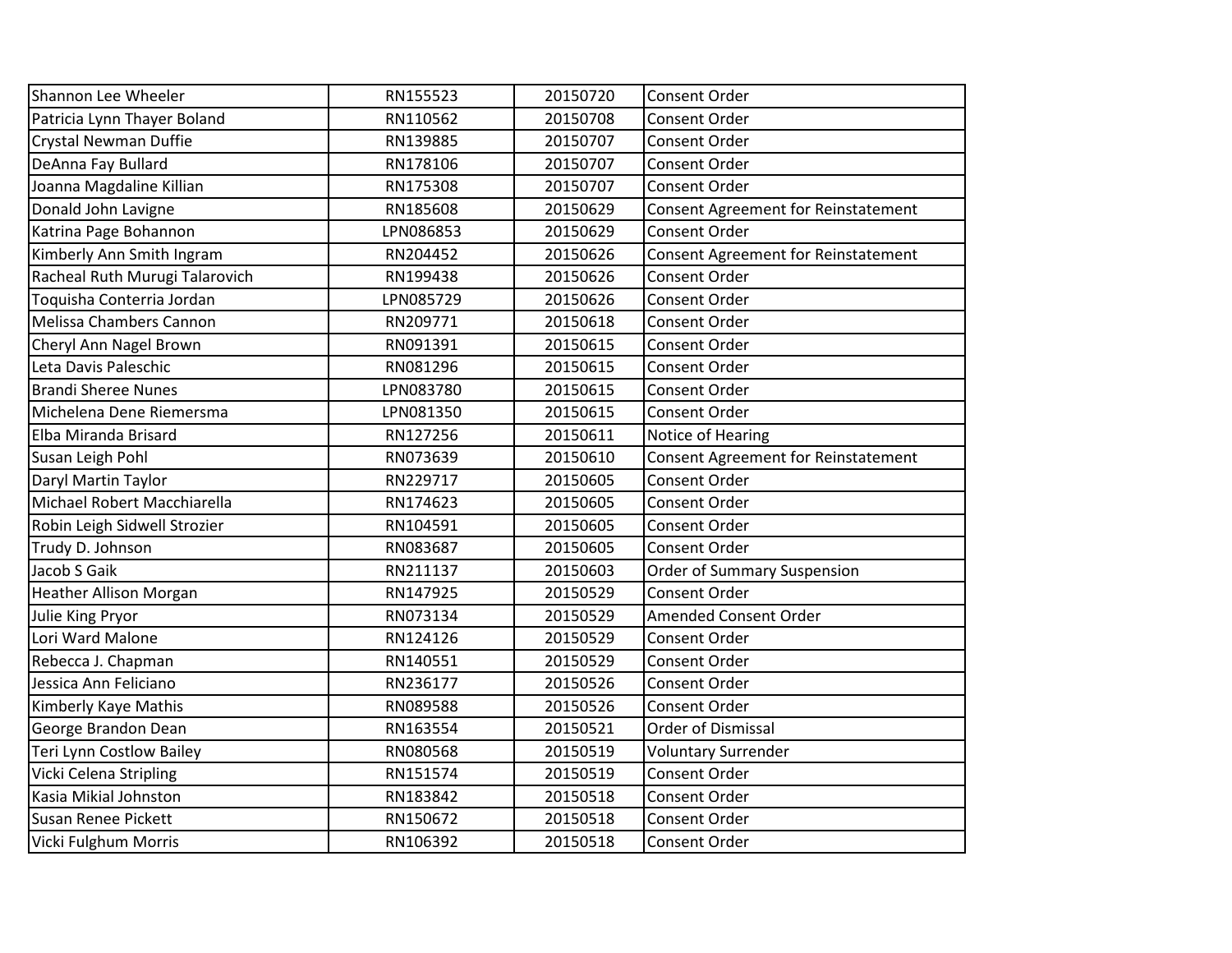| | | | |
|---|---|---|---|
| Shannon Lee Wheeler | RN155523 | 20150720 | Consent Order |
| Patricia Lynn Thayer Boland | RN110562 | 20150708 | Consent Order |
| Crystal Newman Duffie | RN139885 | 20150707 | Consent Order |
| DeAnna Fay Bullard | RN178106 | 20150707 | Consent Order |
| Joanna Magdaline Killian | RN175308 | 20150707 | Consent Order |
| Donald John Lavigne | RN185608 | 20150629 | Consent Agreement for Reinstatement |
| Katrina Page Bohannon | LPN086853 | 20150629 | Consent Order |
| Kimberly Ann Smith Ingram | RN204452 | 20150626 | Consent Agreement for Reinstatement |
| Racheal Ruth Murugi Talarovich | RN199438 | 20150626 | Consent Order |
| Toquisha Conterria Jordan | LPN085729 | 20150626 | Consent Order |
| Melissa Chambers Cannon | RN209771 | 20150618 | Consent Order |
| Cheryl Ann Nagel Brown | RN091391 | 20150615 | Consent Order |
| Leta Davis Paleschic | RN081296 | 20150615 | Consent Order |
| Brandi Sheree Nunes | LPN083780 | 20150615 | Consent Order |
| Michelena Dene Riemersma | LPN081350 | 20150615 | Consent Order |
| Elba Miranda Brisard | RN127256 | 20150611 | Notice of Hearing |
| Susan Leigh Pohl | RN073639 | 20150610 | Consent Agreement for Reinstatement |
| Daryl Martin Taylor | RN229717 | 20150605 | Consent Order |
| Michael Robert Macchiarella | RN174623 | 20150605 | Consent Order |
| Robin Leigh Sidwell Strozier | RN104591 | 20150605 | Consent Order |
| Trudy D. Johnson | RN083687 | 20150605 | Consent Order |
| Jacob S Gaik | RN211137 | 20150603 | Order of Summary Suspension |
| Heather Allison Morgan | RN147925 | 20150529 | Consent Order |
| Julie King Pryor | RN073134 | 20150529 | Amended Consent Order |
| Lori Ward Malone | RN124126 | 20150529 | Consent Order |
| Rebecca J. Chapman | RN140551 | 20150529 | Consent Order |
| Jessica Ann Feliciano | RN236177 | 20150526 | Consent Order |
| Kimberly Kaye Mathis | RN089588 | 20150526 | Consent Order |
| George Brandon Dean | RN163554 | 20150521 | Order of Dismissal |
| Teri Lynn Costlow Bailey | RN080568 | 20150519 | Voluntary Surrender |
| Vicki Celena Stripling | RN151574 | 20150519 | Consent Order |
| Kasia Mikial Johnston | RN183842 | 20150518 | Consent Order |
| Susan Renee Pickett | RN150672 | 20150518 | Consent Order |
| Vicki Fulghum Morris | RN106392 | 20150518 | Consent Order |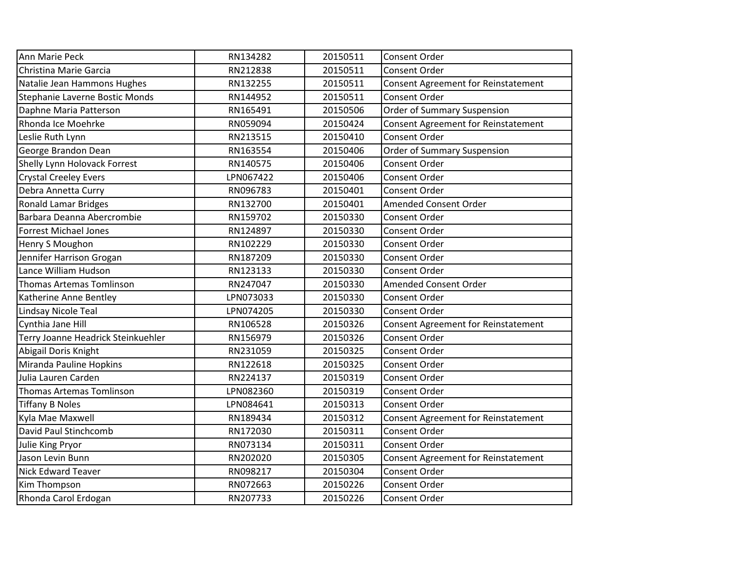| | | | |
|---|---|---|---|
| Ann Marie Peck | RN134282 | 20150511 | Consent Order |
| Christina Marie Garcia | RN212838 | 20150511 | Consent Order |
| Natalie Jean Hammons Hughes | RN132255 | 20150511 | Consent Agreement for Reinstatement |
| Stephanie Laverne Bostic Monds | RN144952 | 20150511 | Consent Order |
| Daphne Maria Patterson | RN165491 | 20150506 | Order of Summary Suspension |
| Rhonda Ice Moehrke | RN059094 | 20150424 | Consent Agreement for Reinstatement |
| Leslie Ruth Lynn | RN213515 | 20150410 | Consent Order |
| George Brandon Dean | RN163554 | 20150406 | Order of Summary Suspension |
| Shelly Lynn Holovack Forrest | RN140575 | 20150406 | Consent Order |
| Crystal Creeley Evers | LPN067422 | 20150406 | Consent Order |
| Debra Annetta Curry | RN096783 | 20150401 | Consent Order |
| Ronald Lamar Bridges | RN132700 | 20150401 | Amended Consent Order |
| Barbara Deanna Abercrombie | RN159702 | 20150330 | Consent Order |
| Forrest Michael Jones | RN124897 | 20150330 | Consent Order |
| Henry S Moughon | RN102229 | 20150330 | Consent Order |
| Jennifer Harrison Grogan | RN187209 | 20150330 | Consent Order |
| Lance William Hudson | RN123133 | 20150330 | Consent Order |
| Thomas Artemas Tomlinson | RN247047 | 20150330 | Amended Consent Order |
| Katherine Anne Bentley | LPN073033 | 20150330 | Consent Order |
| Lindsay Nicole Teal | LPN074205 | 20150330 | Consent Order |
| Cynthia Jane Hill | RN106528 | 20150326 | Consent Agreement for Reinstatement |
| Terry Joanne Headrick Steinkuehler | RN156979 | 20150326 | Consent Order |
| Abigail Doris Knight | RN231059 | 20150325 | Consent Order |
| Miranda Pauline Hopkins | RN122618 | 20150325 | Consent Order |
| Julia Lauren Carden | RN224137 | 20150319 | Consent Order |
| Thomas Artemas Tomlinson | LPN082360 | 20150319 | Consent Order |
| Tiffany B Noles | LPN084641 | 20150313 | Consent Order |
| Kyla Mae Maxwell | RN189434 | 20150312 | Consent Agreement for Reinstatement |
| David Paul Stinchcomb | RN172030 | 20150311 | Consent Order |
| Julie King Pryor | RN073134 | 20150311 | Consent Order |
| Jason Levin Bunn | RN202020 | 20150305 | Consent Agreement for Reinstatement |
| Nick Edward Teaver | RN098217 | 20150304 | Consent Order |
| Kim Thompson | RN072663 | 20150226 | Consent Order |
| Rhonda Carol Erdogan | RN207733 | 20150226 | Consent Order |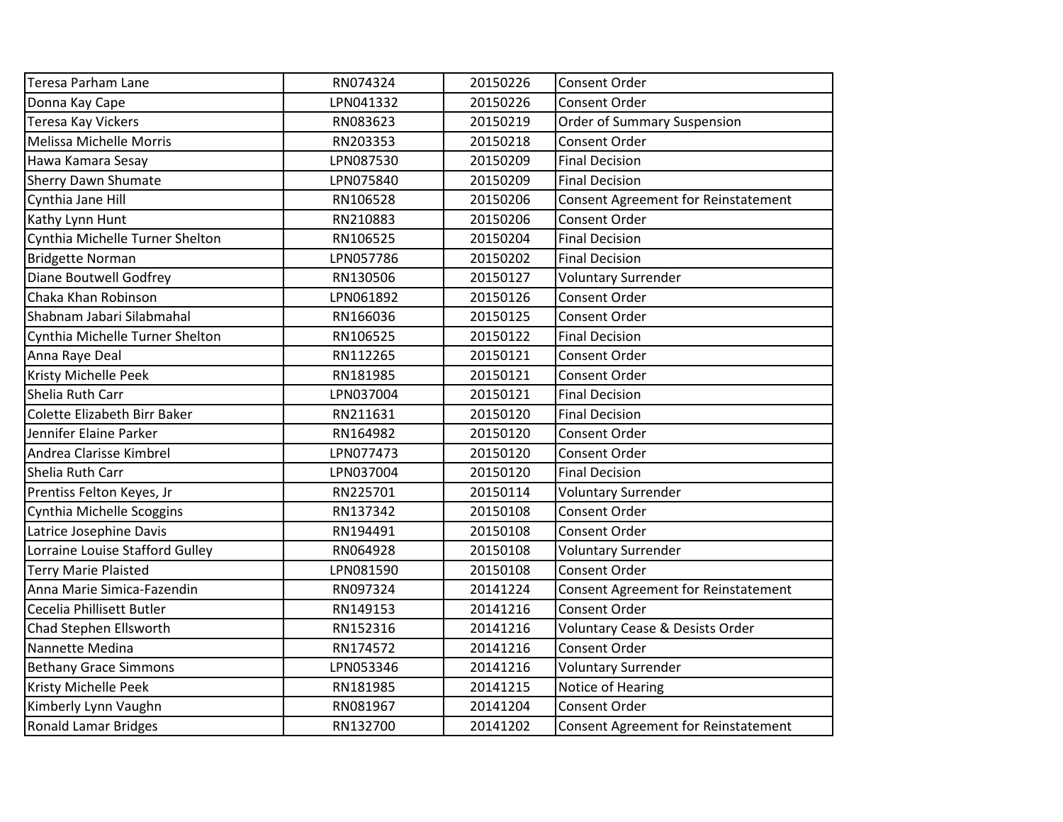| Teresa Parham Lane | RN074324 | 20150226 | Consent Order |
|---|---|---|---|
| Donna Kay Cape | LPN041332 | 20150226 | Consent Order |
| Teresa Kay Vickers | RN083623 | 20150219 | Order of Summary Suspension |
| Melissa Michelle Morris | RN203353 | 20150218 | Consent Order |
| Hawa Kamara Sesay | LPN087530 | 20150209 | Final Decision |
| Sherry Dawn Shumate | LPN075840 | 20150209 | Final Decision |
| Cynthia Jane Hill | RN106528 | 20150206 | Consent Agreement for Reinstatement |
| Kathy Lynn Hunt | RN210883 | 20150206 | Consent Order |
| Cynthia Michelle Turner Shelton | RN106525 | 20150204 | Final Decision |
| Bridgette Norman | LPN057786 | 20150202 | Final Decision |
| Diane Boutwell Godfrey | RN130506 | 20150127 | Voluntary Surrender |
| Chaka Khan Robinson | LPN061892 | 20150126 | Consent Order |
| Shabnam Jabari Silabmahal | RN166036 | 20150125 | Consent Order |
| Cynthia Michelle Turner Shelton | RN106525 | 20150122 | Final Decision |
| Anna Raye Deal | RN112265 | 20150121 | Consent Order |
| Kristy Michelle Peek | RN181985 | 20150121 | Consent Order |
| Shelia Ruth Carr | LPN037004 | 20150121 | Final Decision |
| Colette Elizabeth Birr Baker | RN211631 | 20150120 | Final Decision |
| Jennifer Elaine Parker | RN164982 | 20150120 | Consent Order |
| Andrea Clarisse Kimbrel | LPN077473 | 20150120 | Consent Order |
| Shelia Ruth Carr | LPN037004 | 20150120 | Final Decision |
| Prentiss Felton Keyes, Jr | RN225701 | 20150114 | Voluntary Surrender |
| Cynthia Michelle Scoggins | RN137342 | 20150108 | Consent Order |
| Latrice Josephine Davis | RN194491 | 20150108 | Consent Order |
| Lorraine Louise Stafford Gulley | RN064928 | 20150108 | Voluntary Surrender |
| Terry Marie Plaisted | LPN081590 | 20150108 | Consent Order |
| Anna Marie Simica-Fazendin | RN097324 | 20141224 | Consent Agreement for Reinstatement |
| Cecelia Phillisett Butler | RN149153 | 20141216 | Consent Order |
| Chad Stephen Ellsworth | RN152316 | 20141216 | Voluntary Cease & Desists Order |
| Nannette Medina | RN174572 | 20141216 | Consent Order |
| Bethany Grace Simmons | LPN053346 | 20141216 | Voluntary Surrender |
| Kristy Michelle Peek | RN181985 | 20141215 | Notice of Hearing |
| Kimberly Lynn Vaughn | RN081967 | 20141204 | Consent Order |
| Ronald Lamar Bridges | RN132700 | 20141202 | Consent Agreement for Reinstatement |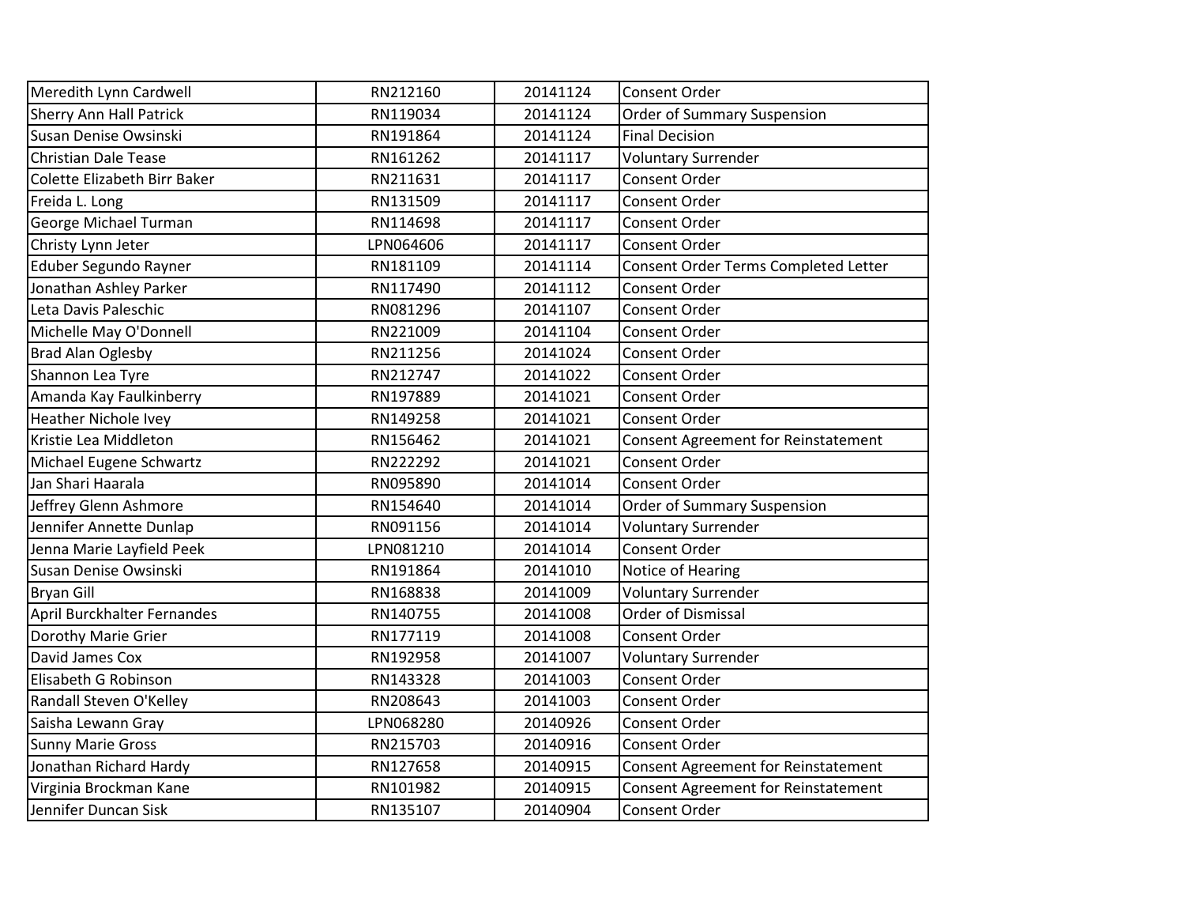| | | | |
|---|---|---|---|
| Meredith Lynn Cardwell | RN212160 | 20141124 | Consent Order |
| Sherry Ann Hall Patrick | RN119034 | 20141124 | Order of Summary Suspension |
| Susan Denise Owsinski | RN191864 | 20141124 | Final Decision |
| Christian Dale Tease | RN161262 | 20141117 | Voluntary Surrender |
| Colette Elizabeth Birr Baker | RN211631 | 20141117 | Consent Order |
| Freida L. Long | RN131509 | 20141117 | Consent Order |
| George Michael Turman | RN114698 | 20141117 | Consent Order |
| Christy Lynn Jeter | LPN064606 | 20141117 | Consent Order |
| Eduber Segundo Rayner | RN181109 | 20141114 | Consent Order Terms Completed Letter |
| Jonathan Ashley Parker | RN117490 | 20141112 | Consent Order |
| Leta Davis Paleschic | RN081296 | 20141107 | Consent Order |
| Michelle May O'Donnell | RN221009 | 20141104 | Consent Order |
| Brad Alan Oglesby | RN211256 | 20141024 | Consent Order |
| Shannon Lea Tyre | RN212747 | 20141022 | Consent Order |
| Amanda Kay Faulkinberry | RN197889 | 20141021 | Consent Order |
| Heather Nichole Ivey | RN149258 | 20141021 | Consent Order |
| Kristie Lea Middleton | RN156462 | 20141021 | Consent Agreement for Reinstatement |
| Michael Eugene Schwartz | RN222292 | 20141021 | Consent Order |
| Jan Shari Haarala | RN095890 | 20141014 | Consent Order |
| Jeffrey Glenn Ashmore | RN154640 | 20141014 | Order of Summary Suspension |
| Jennifer Annette Dunlap | RN091156 | 20141014 | Voluntary Surrender |
| Jenna Marie Layfield Peek | LPN081210 | 20141014 | Consent Order |
| Susan Denise Owsinski | RN191864 | 20141010 | Notice of Hearing |
| Bryan Gill | RN168838 | 20141009 | Voluntary Surrender |
| April Burckhalter Fernandes | RN140755 | 20141008 | Order of Dismissal |
| Dorothy Marie Grier | RN177119 | 20141008 | Consent Order |
| David James Cox | RN192958 | 20141007 | Voluntary Surrender |
| Elisabeth G Robinson | RN143328 | 20141003 | Consent Order |
| Randall Steven O'Kelley | RN208643 | 20141003 | Consent Order |
| Saisha Lewann Gray | LPN068280 | 20140926 | Consent Order |
| Sunny Marie Gross | RN215703 | 20140916 | Consent Order |
| Jonathan Richard Hardy | RN127658 | 20140915 | Consent Agreement for Reinstatement |
| Virginia Brockman Kane | RN101982 | 20140915 | Consent Agreement for Reinstatement |
| Jennifer Duncan Sisk | RN135107 | 20140904 | Consent Order |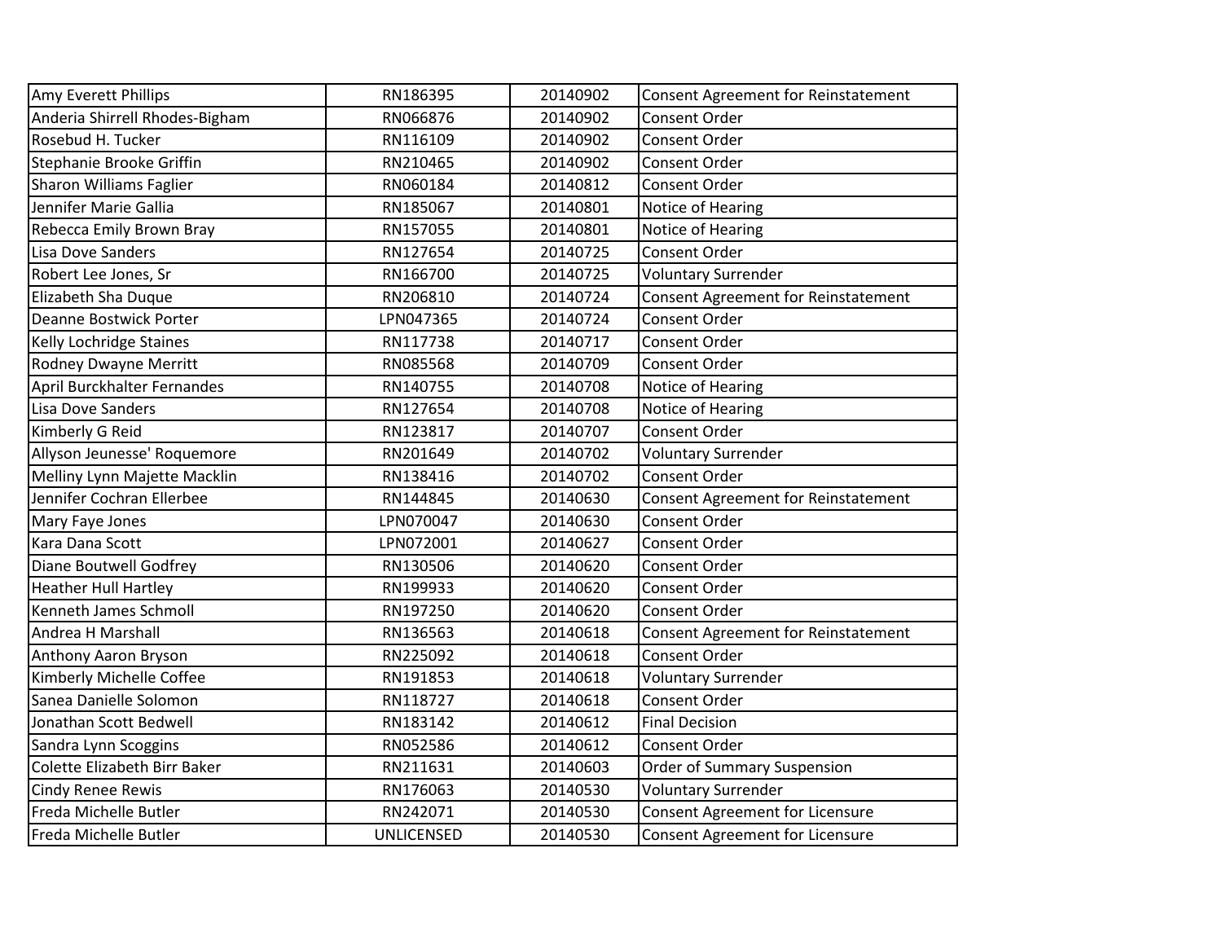| | | | |
|---|---|---|---|
| Amy Everett Phillips | RN186395 | 20140902 | Consent Agreement for Reinstatement |
| Anderia Shirrell Rhodes-Bigham | RN066876 | 20140902 | Consent Order |
| Rosebud H. Tucker | RN116109 | 20140902 | Consent Order |
| Stephanie Brooke Griffin | RN210465 | 20140902 | Consent Order |
| Sharon Williams Faglier | RN060184 | 20140812 | Consent Order |
| Jennifer Marie Gallia | RN185067 | 20140801 | Notice of Hearing |
| Rebecca Emily Brown Bray | RN157055 | 20140801 | Notice of Hearing |
| Lisa Dove Sanders | RN127654 | 20140725 | Consent Order |
| Robert Lee Jones, Sr | RN166700 | 20140725 | Voluntary Surrender |
| Elizabeth Sha Duque | RN206810 | 20140724 | Consent Agreement for Reinstatement |
| Deanne Bostwick Porter | LPN047365 | 20140724 | Consent Order |
| Kelly Lochridge Staines | RN117738 | 20140717 | Consent Order |
| Rodney Dwayne Merritt | RN085568 | 20140709 | Consent Order |
| April Burckhalter Fernandes | RN140755 | 20140708 | Notice of Hearing |
| Lisa Dove Sanders | RN127654 | 20140708 | Notice of Hearing |
| Kimberly G Reid | RN123817 | 20140707 | Consent Order |
| Allyson Jeunesse' Roquemore | RN201649 | 20140702 | Voluntary Surrender |
| Melliny Lynn Majette Macklin | RN138416 | 20140702 | Consent Order |
| Jennifer Cochran Ellerbee | RN144845 | 20140630 | Consent Agreement for Reinstatement |
| Mary Faye Jones | LPN070047 | 20140630 | Consent Order |
| Kara Dana Scott | LPN072001 | 20140627 | Consent Order |
| Diane Boutwell Godfrey | RN130506 | 20140620 | Consent Order |
| Heather Hull Hartley | RN199933 | 20140620 | Consent Order |
| Kenneth James Schmoll | RN197250 | 20140620 | Consent Order |
| Andrea H Marshall | RN136563 | 20140618 | Consent Agreement for Reinstatement |
| Anthony Aaron Bryson | RN225092 | 20140618 | Consent Order |
| Kimberly Michelle Coffee | RN191853 | 20140618 | Voluntary Surrender |
| Sanea Danielle Solomon | RN118727 | 20140618 | Consent Order |
| Jonathan Scott Bedwell | RN183142 | 20140612 | Final Decision |
| Sandra Lynn Scoggins | RN052586 | 20140612 | Consent Order |
| Colette Elizabeth Birr Baker | RN211631 | 20140603 | Order of Summary Suspension |
| Cindy Renee Rewis | RN176063 | 20140530 | Voluntary Surrender |
| Freda Michelle Butler | RN242071 | 20140530 | Consent Agreement for Licensure |
| Freda Michelle Butler | UNLICENSED | 20140530 | Consent Agreement for Licensure |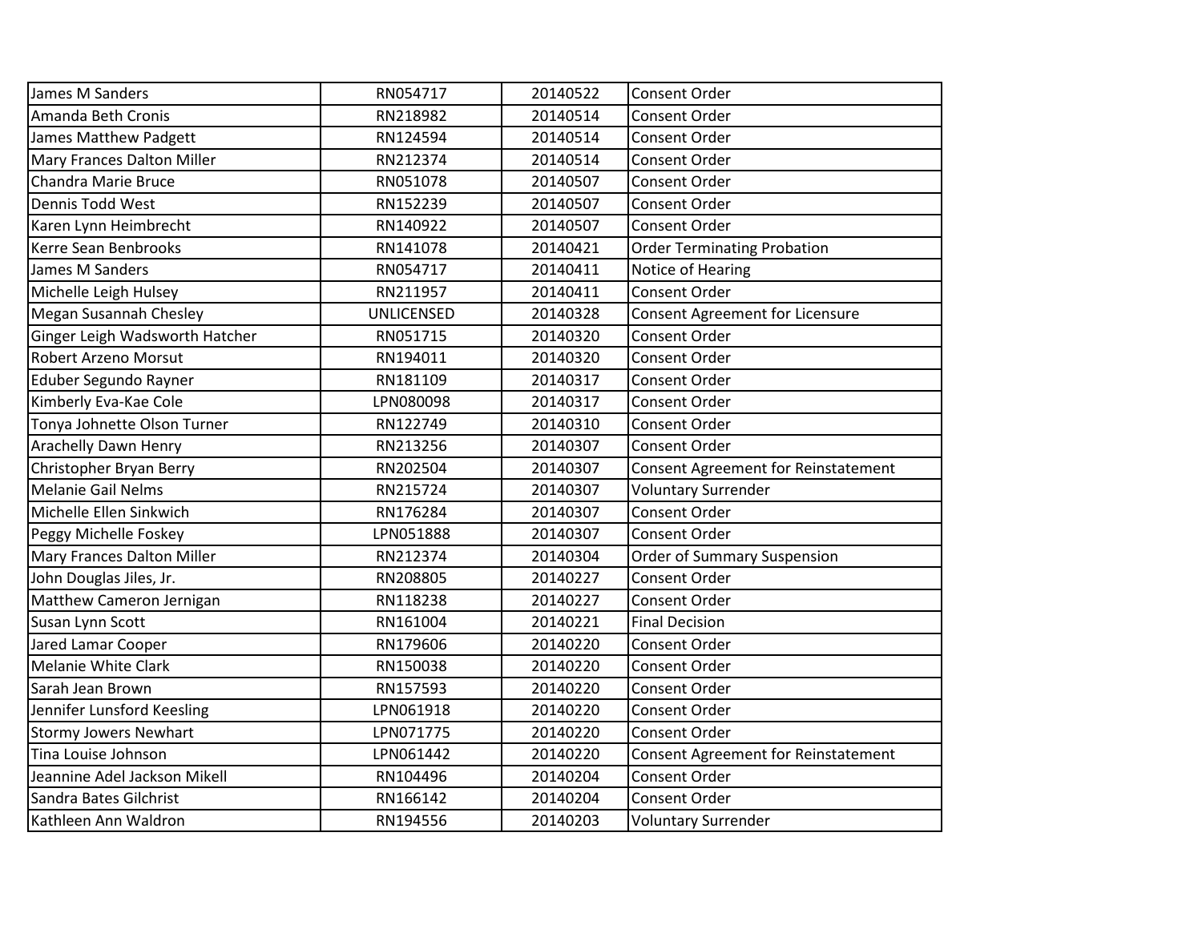| | | | |
|---|---|---|---|
| James M Sanders | RN054717 | 20140522 | Consent Order |
| Amanda Beth Cronis | RN218982 | 20140514 | Consent Order |
| James Matthew Padgett | RN124594 | 20140514 | Consent Order |
| Mary Frances Dalton Miller | RN212374 | 20140514 | Consent Order |
| Chandra Marie Bruce | RN051078 | 20140507 | Consent Order |
| Dennis Todd West | RN152239 | 20140507 | Consent Order |
| Karen Lynn Heimbrecht | RN140922 | 20140507 | Consent Order |
| Kerre Sean Benbrooks | RN141078 | 20140421 | Order Terminating Probation |
| James M Sanders | RN054717 | 20140411 | Notice of Hearing |
| Michelle Leigh Hulsey | RN211957 | 20140411 | Consent Order |
| Megan Susannah Chesley | UNLICENSED | 20140328 | Consent Agreement for Licensure |
| Ginger Leigh Wadsworth Hatcher | RN051715 | 20140320 | Consent Order |
| Robert Arzeno Morsut | RN194011 | 20140320 | Consent Order |
| Eduber Segundo Rayner | RN181109 | 20140317 | Consent Order |
| Kimberly Eva-Kae Cole | LPN080098 | 20140317 | Consent Order |
| Tonya Johnette Olson Turner | RN122749 | 20140310 | Consent Order |
| Arachelly Dawn Henry | RN213256 | 20140307 | Consent Order |
| Christopher Bryan Berry | RN202504 | 20140307 | Consent Agreement for Reinstatement |
| Melanie Gail Nelms | RN215724 | 20140307 | Voluntary Surrender |
| Michelle Ellen Sinkwich | RN176284 | 20140307 | Consent Order |
| Peggy Michelle Foskey | LPN051888 | 20140307 | Consent Order |
| Mary Frances Dalton Miller | RN212374 | 20140304 | Order of Summary Suspension |
| John Douglas Jiles, Jr. | RN208805 | 20140227 | Consent Order |
| Matthew Cameron Jernigan | RN118238 | 20140227 | Consent Order |
| Susan Lynn Scott | RN161004 | 20140221 | Final Decision |
| Jared Lamar Cooper | RN179606 | 20140220 | Consent Order |
| Melanie White Clark | RN150038 | 20140220 | Consent Order |
| Sarah Jean Brown | RN157593 | 20140220 | Consent Order |
| Jennifer Lunsford Keesling | LPN061918 | 20140220 | Consent Order |
| Stormy Jowers Newhart | LPN071775 | 20140220 | Consent Order |
| Tina Louise Johnson | LPN061442 | 20140220 | Consent Agreement for Reinstatement |
| Jeannine Adel Jackson Mikell | RN104496 | 20140204 | Consent Order |
| Sandra Bates Gilchrist | RN166142 | 20140204 | Consent Order |
| Kathleen Ann Waldron | RN194556 | 20140203 | Voluntary Surrender |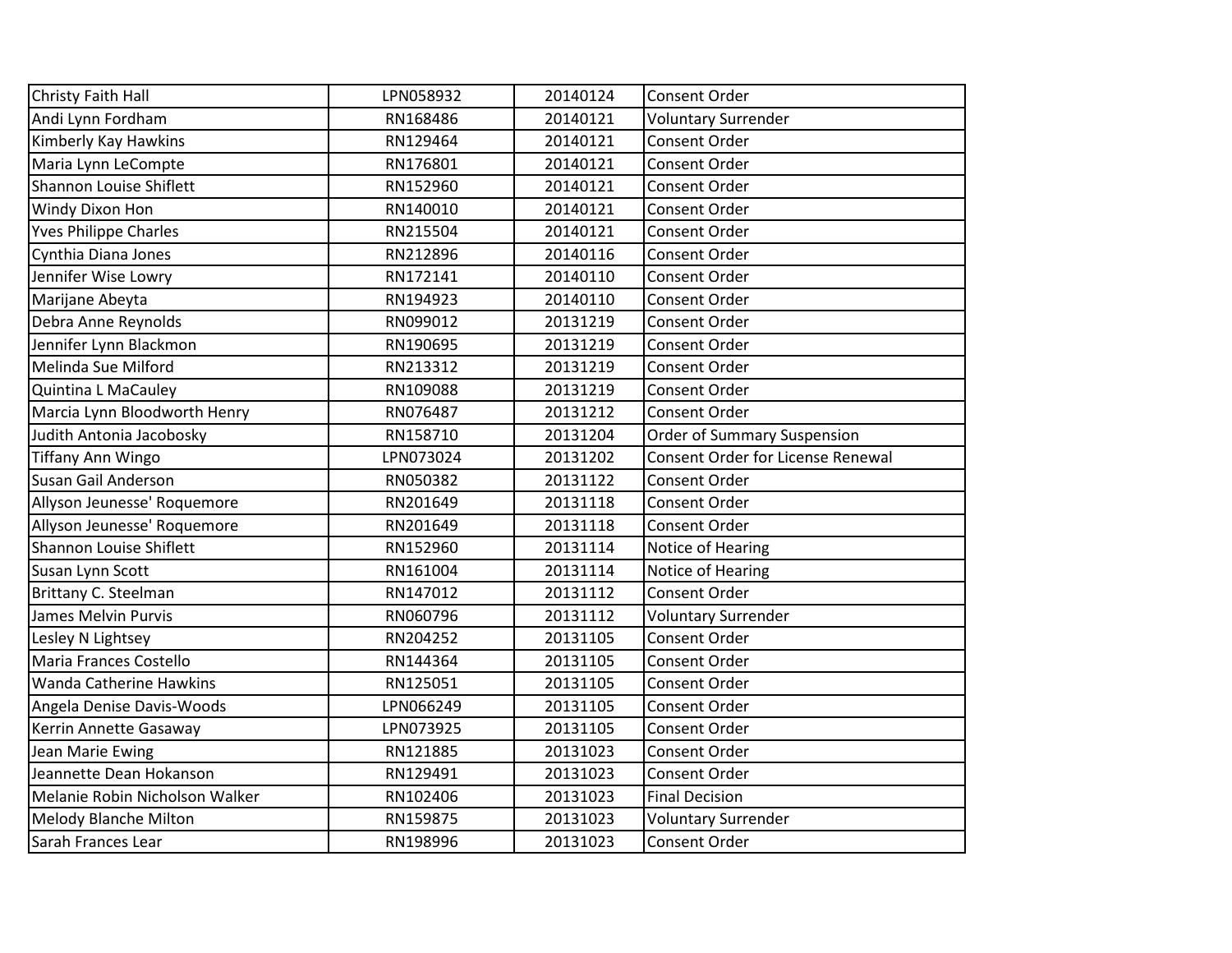| | | | |
|---|---|---|---|
| Christy Faith Hall | LPN058932 | 20140124 | Consent Order |
| Andi Lynn Fordham | RN168486 | 20140121 | Voluntary Surrender |
| Kimberly Kay Hawkins | RN129464 | 20140121 | Consent Order |
| Maria Lynn LeCompte | RN176801 | 20140121 | Consent Order |
| Shannon Louise Shiflett | RN152960 | 20140121 | Consent Order |
| Windy Dixon Hon | RN140010 | 20140121 | Consent Order |
| Yves Philippe Charles | RN215504 | 20140121 | Consent Order |
| Cynthia Diana Jones | RN212896 | 20140116 | Consent Order |
| Jennifer Wise Lowry | RN172141 | 20140110 | Consent Order |
| Marijane Abeyta | RN194923 | 20140110 | Consent Order |
| Debra Anne Reynolds | RN099012 | 20131219 | Consent Order |
| Jennifer Lynn Blackmon | RN190695 | 20131219 | Consent Order |
| Melinda Sue Milford | RN213312 | 20131219 | Consent Order |
| Quintina L MaCauley | RN109088 | 20131219 | Consent Order |
| Marcia Lynn Bloodworth Henry | RN076487 | 20131212 | Consent Order |
| Judith Antonia Jacobosky | RN158710 | 20131204 | Order of Summary Suspension |
| Tiffany Ann Wingo | LPN073024 | 20131202 | Consent Order for License Renewal |
| Susan Gail Anderson | RN050382 | 20131122 | Consent Order |
| Allyson Jeunesse' Roquemore | RN201649 | 20131118 | Consent Order |
| Allyson Jeunesse' Roquemore | RN201649 | 20131118 | Consent Order |
| Shannon Louise Shiflett | RN152960 | 20131114 | Notice of Hearing |
| Susan Lynn Scott | RN161004 | 20131114 | Notice of Hearing |
| Brittany C. Steelman | RN147012 | 20131112 | Consent Order |
| James Melvin Purvis | RN060796 | 20131112 | Voluntary Surrender |
| Lesley N Lightsey | RN204252 | 20131105 | Consent Order |
| Maria Frances Costello | RN144364 | 20131105 | Consent Order |
| Wanda Catherine Hawkins | RN125051 | 20131105 | Consent Order |
| Angela Denise Davis-Woods | LPN066249 | 20131105 | Consent Order |
| Kerrin Annette Gasaway | LPN073925 | 20131105 | Consent Order |
| Jean Marie Ewing | RN121885 | 20131023 | Consent Order |
| Jeannette Dean Hokanson | RN129491 | 20131023 | Consent Order |
| Melanie Robin Nicholson Walker | RN102406 | 20131023 | Final Decision |
| Melody Blanche Milton | RN159875 | 20131023 | Voluntary Surrender |
| Sarah Frances Lear | RN198996 | 20131023 | Consent Order |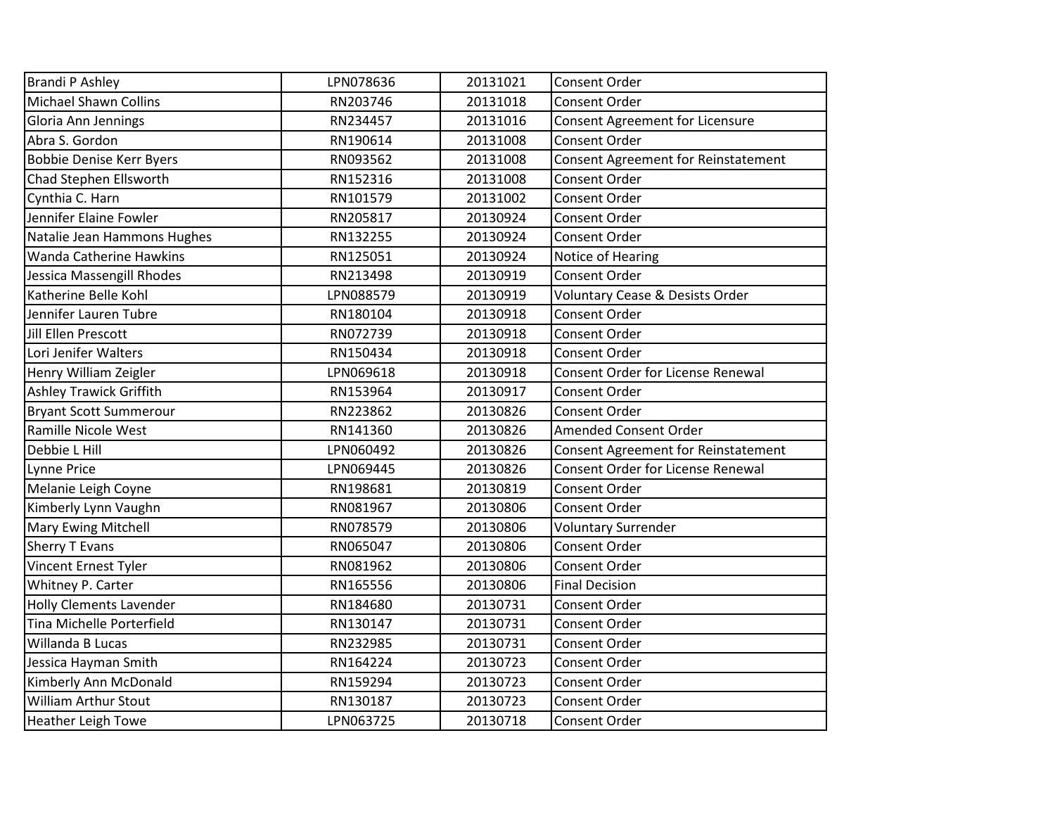| | | | |
|---|---|---|---|
| Brandi P Ashley | LPN078636 | 20131021 | Consent Order |
| Michael Shawn Collins | RN203746 | 20131018 | Consent Order |
| Gloria Ann Jennings | RN234457 | 20131016 | Consent Agreement for Licensure |
| Abra S. Gordon | RN190614 | 20131008 | Consent Order |
| Bobbie Denise Kerr Byers | RN093562 | 20131008 | Consent Agreement for Reinstatement |
| Chad Stephen Ellsworth | RN152316 | 20131008 | Consent Order |
| Cynthia C. Harn | RN101579 | 20131002 | Consent Order |
| Jennifer Elaine Fowler | RN205817 | 20130924 | Consent Order |
| Natalie Jean Hammons Hughes | RN132255 | 20130924 | Consent Order |
| Wanda Catherine Hawkins | RN125051 | 20130924 | Notice of Hearing |
| Jessica Massengill Rhodes | RN213498 | 20130919 | Consent Order |
| Katherine Belle Kohl | LPN088579 | 20130919 | Voluntary Cease & Desists Order |
| Jennifer Lauren Tubre | RN180104 | 20130918 | Consent Order |
| Jill Ellen Prescott | RN072739 | 20130918 | Consent Order |
| Lori Jenifer Walters | RN150434 | 20130918 | Consent Order |
| Henry William Zeigler | LPN069618 | 20130918 | Consent Order for License Renewal |
| Ashley Trawick Griffith | RN153964 | 20130917 | Consent Order |
| Bryant Scott Summerour | RN223862 | 20130826 | Consent Order |
| Ramille Nicole West | RN141360 | 20130826 | Amended Consent Order |
| Debbie L Hill | LPN060492 | 20130826 | Consent Agreement for Reinstatement |
| Lynne Price | LPN069445 | 20130826 | Consent Order for License Renewal |
| Melanie Leigh Coyne | RN198681 | 20130819 | Consent Order |
| Kimberly Lynn Vaughn | RN081967 | 20130806 | Consent Order |
| Mary Ewing Mitchell | RN078579 | 20130806 | Voluntary Surrender |
| Sherry T Evans | RN065047 | 20130806 | Consent Order |
| Vincent Ernest Tyler | RN081962 | 20130806 | Consent Order |
| Whitney P. Carter | RN165556 | 20130806 | Final Decision |
| Holly Clements Lavender | RN184680 | 20130731 | Consent Order |
| Tina Michelle Porterfield | RN130147 | 20130731 | Consent Order |
| Willanda B Lucas | RN232985 | 20130731 | Consent Order |
| Jessica Hayman Smith | RN164224 | 20130723 | Consent Order |
| Kimberly Ann McDonald | RN159294 | 20130723 | Consent Order |
| William Arthur Stout | RN130187 | 20130723 | Consent Order |
| Heather Leigh Towe | LPN063725 | 20130718 | Consent Order |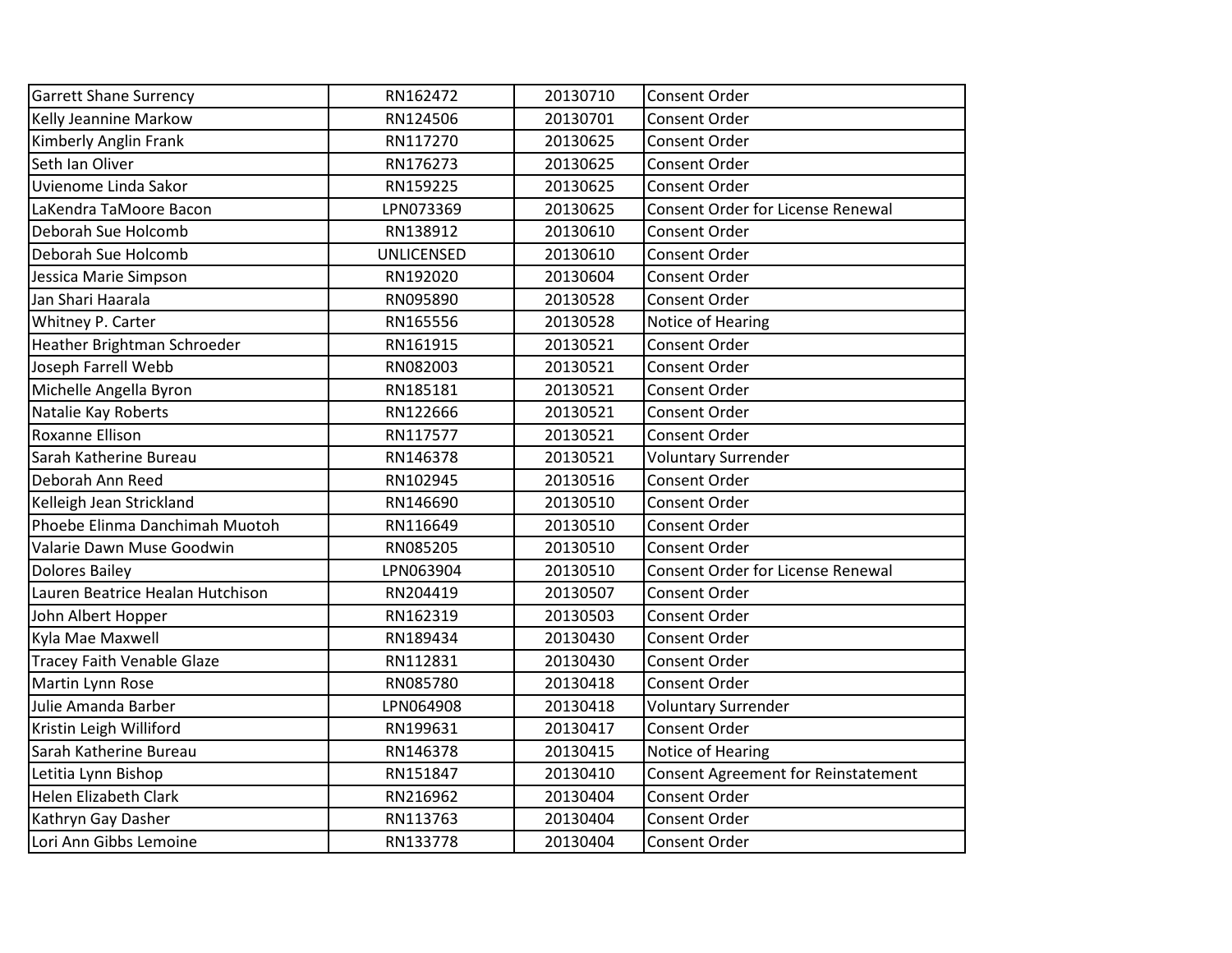| Garrett Shane Surrency | RN162472 | 20130710 | Consent Order |
|---|---|---|---|
| Kelly Jeannine Markow | RN124506 | 20130701 | Consent Order |
| Kimberly Anglin Frank | RN117270 | 20130625 | Consent Order |
| Seth Ian Oliver | RN176273 | 20130625 | Consent Order |
| Uvienome Linda Sakor | RN159225 | 20130625 | Consent Order |
| LaKendra TaMoore Bacon | LPN073369 | 20130625 | Consent Order for License Renewal |
| Deborah Sue Holcomb | RN138912 | 20130610 | Consent Order |
| Deborah Sue Holcomb | UNLICENSED | 20130610 | Consent Order |
| Jessica Marie Simpson | RN192020 | 20130604 | Consent Order |
| Jan Shari Haarala | RN095890 | 20130528 | Consent Order |
| Whitney P. Carter | RN165556 | 20130528 | Notice of Hearing |
| Heather Brightman Schroeder | RN161915 | 20130521 | Consent Order |
| Joseph Farrell Webb | RN082003 | 20130521 | Consent Order |
| Michelle Angella Byron | RN185181 | 20130521 | Consent Order |
| Natalie Kay Roberts | RN122666 | 20130521 | Consent Order |
| Roxanne Ellison | RN117577 | 20130521 | Consent Order |
| Sarah Katherine Bureau | RN146378 | 20130521 | Voluntary Surrender |
| Deborah Ann Reed | RN102945 | 20130516 | Consent Order |
| Kelleigh Jean Strickland | RN146690 | 20130510 | Consent Order |
| Phoebe Elinma Danchimah Muotoh | RN116649 | 20130510 | Consent Order |
| Valarie Dawn Muse Goodwin | RN085205 | 20130510 | Consent Order |
| Dolores Bailey | LPN063904 | 20130510 | Consent Order for License Renewal |
| Lauren Beatrice Healan Hutchison | RN204419 | 20130507 | Consent Order |
| John Albert Hopper | RN162319 | 20130503 | Consent Order |
| Kyla Mae Maxwell | RN189434 | 20130430 | Consent Order |
| Tracey Faith Venable Glaze | RN112831 | 20130430 | Consent Order |
| Martin Lynn Rose | RN085780 | 20130418 | Consent Order |
| Julie Amanda Barber | LPN064908 | 20130418 | Voluntary Surrender |
| Kristin Leigh Williford | RN199631 | 20130417 | Consent Order |
| Sarah Katherine Bureau | RN146378 | 20130415 | Notice of Hearing |
| Letitia Lynn Bishop | RN151847 | 20130410 | Consent Agreement for Reinstatement |
| Helen Elizabeth Clark | RN216962 | 20130404 | Consent Order |
| Kathryn Gay Dasher | RN113763 | 20130404 | Consent Order |
| Lori Ann Gibbs Lemoine | RN133778 | 20130404 | Consent Order |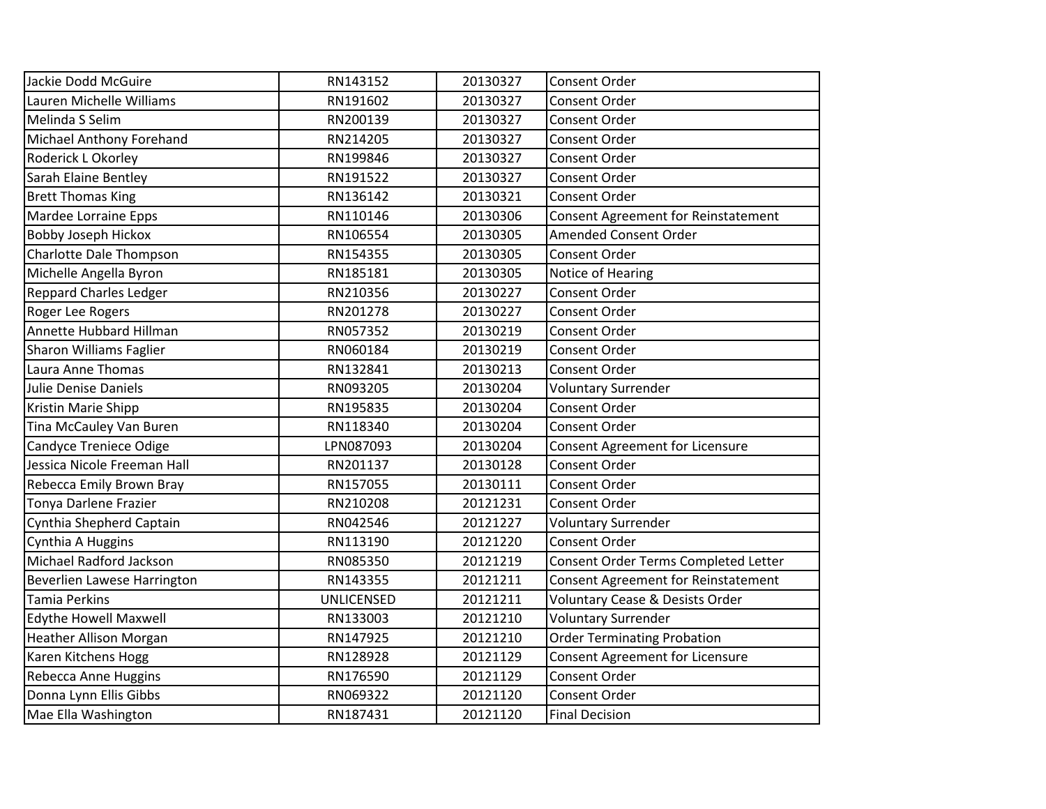| | | | |
|---|---|---|---|
| Jackie Dodd McGuire | RN143152 | 20130327 | Consent Order |
| Lauren Michelle Williams | RN191602 | 20130327 | Consent Order |
| Melinda S Selim | RN200139 | 20130327 | Consent Order |
| Michael Anthony Forehand | RN214205 | 20130327 | Consent Order |
| Roderick L Okorley | RN199846 | 20130327 | Consent Order |
| Sarah Elaine Bentley | RN191522 | 20130327 | Consent Order |
| Brett Thomas King | RN136142 | 20130321 | Consent Order |
| Mardee Lorraine Epps | RN110146 | 20130306 | Consent Agreement for Reinstatement |
| Bobby Joseph Hickox | RN106554 | 20130305 | Amended Consent Order |
| Charlotte Dale Thompson | RN154355 | 20130305 | Consent Order |
| Michelle Angella Byron | RN185181 | 20130305 | Notice of Hearing |
| Reppard Charles Ledger | RN210356 | 20130227 | Consent Order |
| Roger Lee Rogers | RN201278 | 20130227 | Consent Order |
| Annette Hubbard Hillman | RN057352 | 20130219 | Consent Order |
| Sharon Williams Faglier | RN060184 | 20130219 | Consent Order |
| Laura Anne Thomas | RN132841 | 20130213 | Consent Order |
| Julie Denise Daniels | RN093205 | 20130204 | Voluntary Surrender |
| Kristin Marie Shipp | RN195835 | 20130204 | Consent Order |
| Tina McCauley Van Buren | RN118340 | 20130204 | Consent Order |
| Candyce Treniece Odige | LPN087093 | 20130204 | Consent Agreement for Licensure |
| Jessica Nicole Freeman Hall | RN201137 | 20130128 | Consent Order |
| Rebecca Emily Brown Bray | RN157055 | 20130111 | Consent Order |
| Tonya Darlene Frazier | RN210208 | 20121231 | Consent Order |
| Cynthia Shepherd Captain | RN042546 | 20121227 | Voluntary Surrender |
| Cynthia A Huggins | RN113190 | 20121220 | Consent Order |
| Michael Radford Jackson | RN085350 | 20121219 | Consent Order Terms Completed Letter |
| Beverlien Lawese Harrington | RN143355 | 20121211 | Consent Agreement for Reinstatement |
| Tamia Perkins | UNLICENSED | 20121211 | Voluntary Cease & Desists Order |
| Edythe Howell Maxwell | RN133003 | 20121210 | Voluntary Surrender |
| Heather Allison Morgan | RN147925 | 20121210 | Order Terminating Probation |
| Karen Kitchens Hogg | RN128928 | 20121129 | Consent Agreement for Licensure |
| Rebecca Anne Huggins | RN176590 | 20121129 | Consent Order |
| Donna Lynn Ellis Gibbs | RN069322 | 20121120 | Consent Order |
| Mae Ella Washington | RN187431 | 20121120 | Final Decision |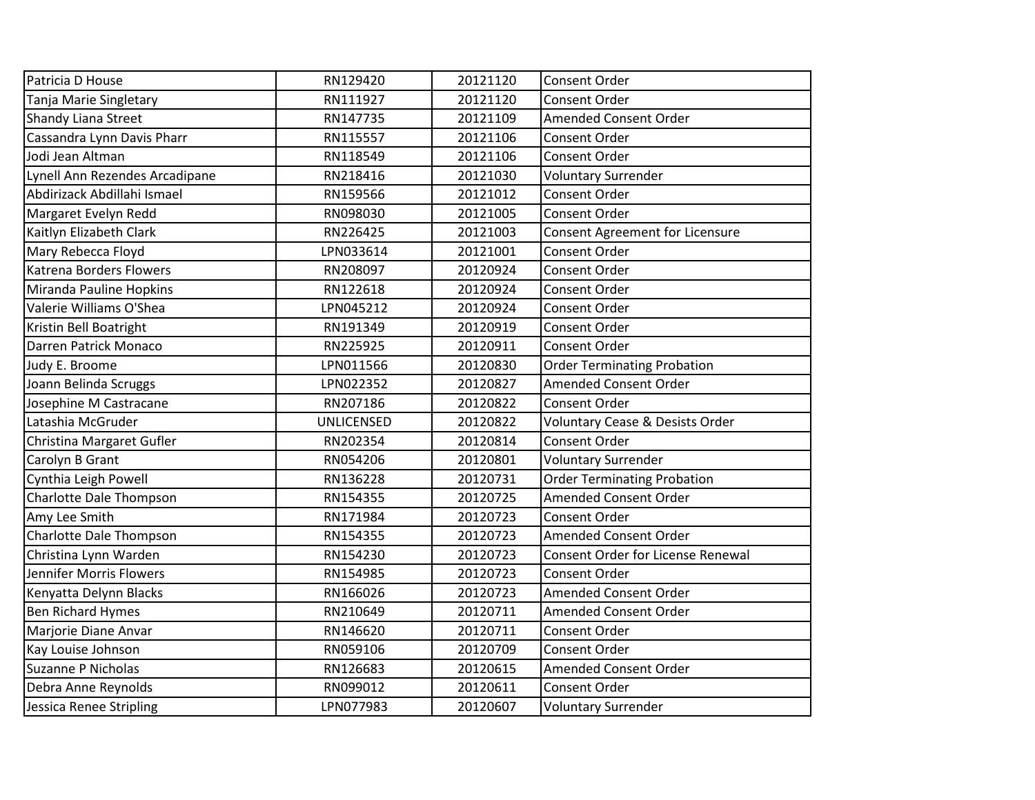| Patricia D House | RN129420 | 20121120 | Consent Order |
|---|---|---|---|
| Tanja Marie Singletary | RN111927 | 20121120 | Consent Order |
| Shandy Liana Street | RN147735 | 20121109 | Amended Consent Order |
| Cassandra Lynn Davis Pharr | RN115557 | 20121106 | Consent Order |
| Jodi Jean Altman | RN118549 | 20121106 | Consent Order |
| Lynell Ann Rezendes Arcadipane | RN218416 | 20121030 | Voluntary Surrender |
| Abdirizack Abdillahi Ismael | RN159566 | 20121012 | Consent Order |
| Margaret Evelyn Redd | RN098030 | 20121005 | Consent Order |
| Kaitlyn Elizabeth Clark | RN226425 | 20121003 | Consent Agreement for Licensure |
| Mary Rebecca Floyd | LPN033614 | 20121001 | Consent Order |
| Katrena Borders Flowers | RN208097 | 20120924 | Consent Order |
| Miranda Pauline Hopkins | RN122618 | 20120924 | Consent Order |
| Valerie Williams O'Shea | LPN045212 | 20120924 | Consent Order |
| Kristin Bell Boatright | RN191349 | 20120919 | Consent Order |
| Darren Patrick Monaco | RN225925 | 20120911 | Consent Order |
| Judy E. Broome | LPN011566 | 20120830 | Order Terminating Probation |
| Joann Belinda Scruggs | LPN022352 | 20120827 | Amended Consent Order |
| Josephine M Castracane | RN207186 | 20120822 | Consent Order |
| Latashia McGruder | UNLICENSED | 20120822 | Voluntary Cease & Desists Order |
| Christina Margaret Gufler | RN202354 | 20120814 | Consent Order |
| Carolyn B Grant | RN054206 | 20120801 | Voluntary Surrender |
| Cynthia Leigh Powell | RN136228 | 20120731 | Order Terminating Probation |
| Charlotte Dale Thompson | RN154355 | 20120725 | Amended Consent Order |
| Amy Lee Smith | RN171984 | 20120723 | Consent Order |
| Charlotte Dale Thompson | RN154355 | 20120723 | Amended Consent Order |
| Christina Lynn Warden | RN154230 | 20120723 | Consent Order for License Renewal |
| Jennifer Morris Flowers | RN154985 | 20120723 | Consent Order |
| Kenyatta Delynn Blacks | RN166026 | 20120723 | Amended Consent Order |
| Ben Richard Hymes | RN210649 | 20120711 | Amended Consent Order |
| Marjorie Diane Anvar | RN146620 | 20120711 | Consent Order |
| Kay Louise Johnson | RN059106 | 20120709 | Consent Order |
| Suzanne P Nicholas | RN126683 | 20120615 | Amended Consent Order |
| Debra Anne Reynolds | RN099012 | 20120611 | Consent Order |
| Jessica Renee Stripling | LPN077983 | 20120607 | Voluntary Surrender |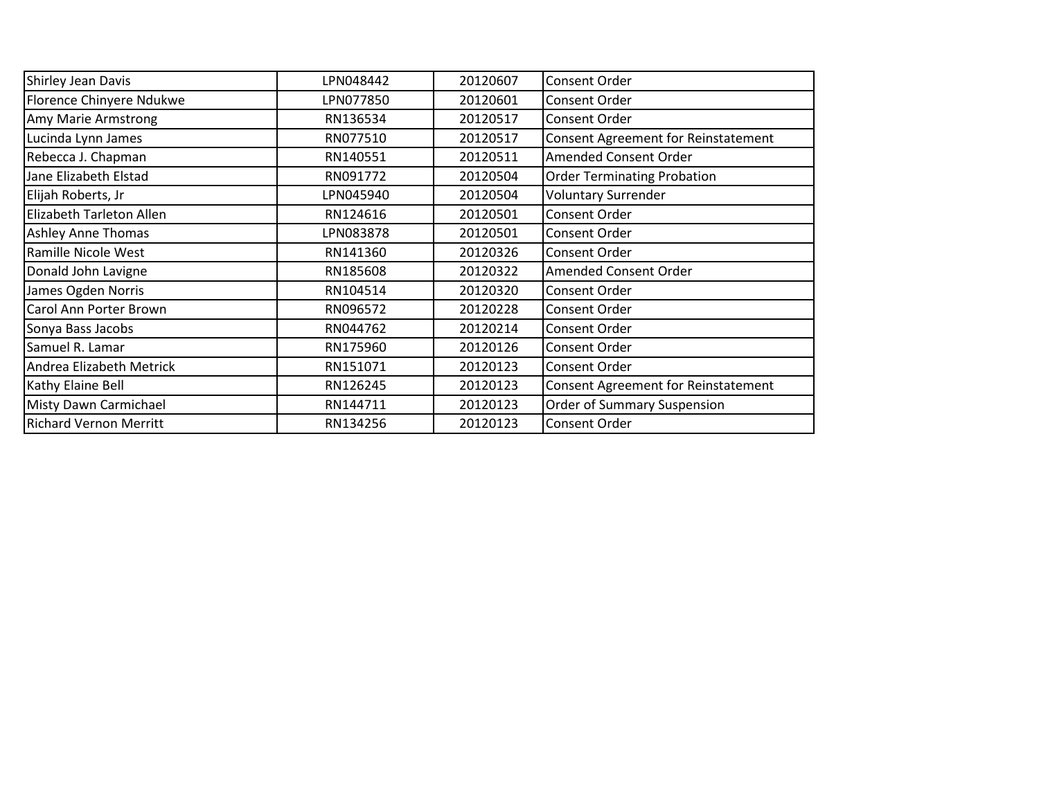| | | | |
|---|---|---|---|
| Shirley Jean Davis | LPN048442 | 20120607 | Consent Order |
| Florence Chinyere Ndukwe | LPN077850 | 20120601 | Consent Order |
| Amy Marie Armstrong | RN136534 | 20120517 | Consent Order |
| Lucinda Lynn James | RN077510 | 20120517 | Consent Agreement for Reinstatement |
| Rebecca J. Chapman | RN140551 | 20120511 | Amended Consent Order |
| Jane Elizabeth Elstad | RN091772 | 20120504 | Order Terminating Probation |
| Elijah Roberts, Jr | LPN045940 | 20120504 | Voluntary Surrender |
| Elizabeth Tarleton Allen | RN124616 | 20120501 | Consent Order |
| Ashley Anne Thomas | LPN083878 | 20120501 | Consent Order |
| Ramille Nicole West | RN141360 | 20120326 | Consent Order |
| Donald John Lavigne | RN185608 | 20120322 | Amended Consent Order |
| James Ogden Norris | RN104514 | 20120320 | Consent Order |
| Carol Ann Porter Brown | RN096572 | 20120228 | Consent Order |
| Sonya Bass Jacobs | RN044762 | 20120214 | Consent Order |
| Samuel R. Lamar | RN175960 | 20120126 | Consent Order |
| Andrea Elizabeth Metrick | RN151071 | 20120123 | Consent Order |
| Kathy Elaine Bell | RN126245 | 20120123 | Consent Agreement for Reinstatement |
| Misty Dawn Carmichael | RN144711 | 20120123 | Order of Summary Suspension |
| Richard Vernon Merritt | RN134256 | 20120123 | Consent Order |